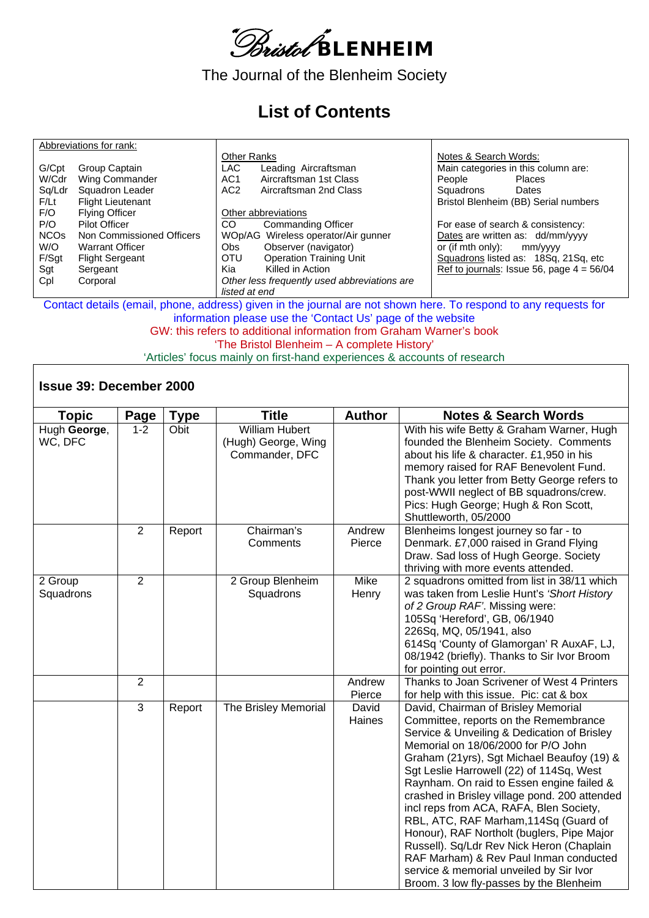# Bristol BLENHEIM

The Journal of the Blenheim Society

## List of Contents

| Abbreviations for rank: | Other Ranks | Notes & Search Words: |
|---|---|---|
| G/Cpt Group Captain<br>W/Cdr Wing Commander<br>Sq/Ldr Squadron Leader<br>F/Lt Flight Lieutenant<br>F/O Flying Officer<br>P/O Pilot Officer<br>NCOs Non Commissioned Officers<br>W/O Warrant Officer<br>F/Sgt Flight Sergeant<br>Sgt Sergeant<br>Cpl Corporal | LAC Leading Aircraftsman<br>AC1 Aircraftsman 1st Class<br>AC2 Aircraftsman 2nd Class<br><br>Other abbreviations<br>CO Commanding Officer<br>WOp/AG Wireless operator/Air gunner<br>Obs Observer (navigator)<br>OTU Operation Training Unit<br>Kia Killed in Action<br>*Other less frequently used abbreviations are listed at end* | Main categories in this column are:<br>People Places<br>Squadrons Dates<br>Bristol Blenheim (BB) Serial numbers<br><br>For ease of search & consistency:<br>Dates are written as: dd/mm/yyyy<br>or (if mth only): mm/yyyy<br>Squadrons listed as: 18Sq, 21Sq, etc<br>Ref to journals: Issue 56, page 4 = 56/04 |

Contact details (email, phone, address) given in the journal are not shown here. To respond to any requests for information please use the 'Contact Us' page of the website

GW: this refers to additional information from Graham Warner's book 'The Bristol Blenheim – A complete History'

'Articles' focus mainly on first-hand experiences & accounts of research

### Issue 39: December 2000

| Topic | Page | Type | Title | Author | Notes & Search Words |
|---|---|---|---|---|---|
| Hugh **George**, WC, DFC | 1-2 | Obit | William Hubert (Hugh) George, Wing Commander, DFC | | With his wife Betty & Graham Warner, Hugh founded the Blenheim Society. Comments about his life & character. £1,950 in his memory raised for RAF Benevolent Fund. Thank you letter from Betty George refers to post-WWII neglect of BB squadrons/crew. Pics: Hugh George; Hugh & Ron Scott, Shuttleworth, 05/2000 |
| | 2 | Report | Chairman's Comments | Andrew Pierce | Blenheims longest journey so far - to Denmark. £7,000 raised in Grand Flying Draw. Sad loss of Hugh George. Society thriving with more events attended. |
| 2 Group Squadrons | 2 | | 2 Group Blenheim Squadrons | Mike Henry | 2 squadrons omitted from list in 38/11 which was taken from Leslie Hunt's *'Short History of 2 Group RAF'*. Missing were: 105Sq 'Hereford', GB, 06/1940 226Sq, MQ, 05/1941, also 614Sq 'County of Glamorgan' R AuxAF, LJ, 08/1942 (briefly). Thanks to Sir Ivor Broom for pointing out error. |
| | 2 | | | Andrew Pierce | Thanks to Joan Scrivener of West 4 Printers for help with this issue. Pic: cat & box |
| | 3 | Report | The Brisley Memorial | David Haines | David, Chairman of Brisley Memorial Committee, reports on the Remembrance Service & Unveiling & Dedication of Brisley Memorial on 18/06/2000 for P/O John Graham (21yrs), Sgt Michael Beaufoy (19) & Sgt Leslie Harrowell (22) of 114Sq, West Raynham. On raid to Essen engine failed & crashed in Brisley village pond. 200 attended incl reps from ACA, RAFA, Blen Society, RBL, ATC, RAF Marham,114Sq (Guard of Honour), RAF Northolt (buglers, Pipe Major Russell). Sq/Ldr Rev Nick Heron (Chaplain RAF Marham) & Rev Paul Inman conducted service & memorial unveiled by Sir Ivor Broom. 3 low fly-passes by the Blenheim |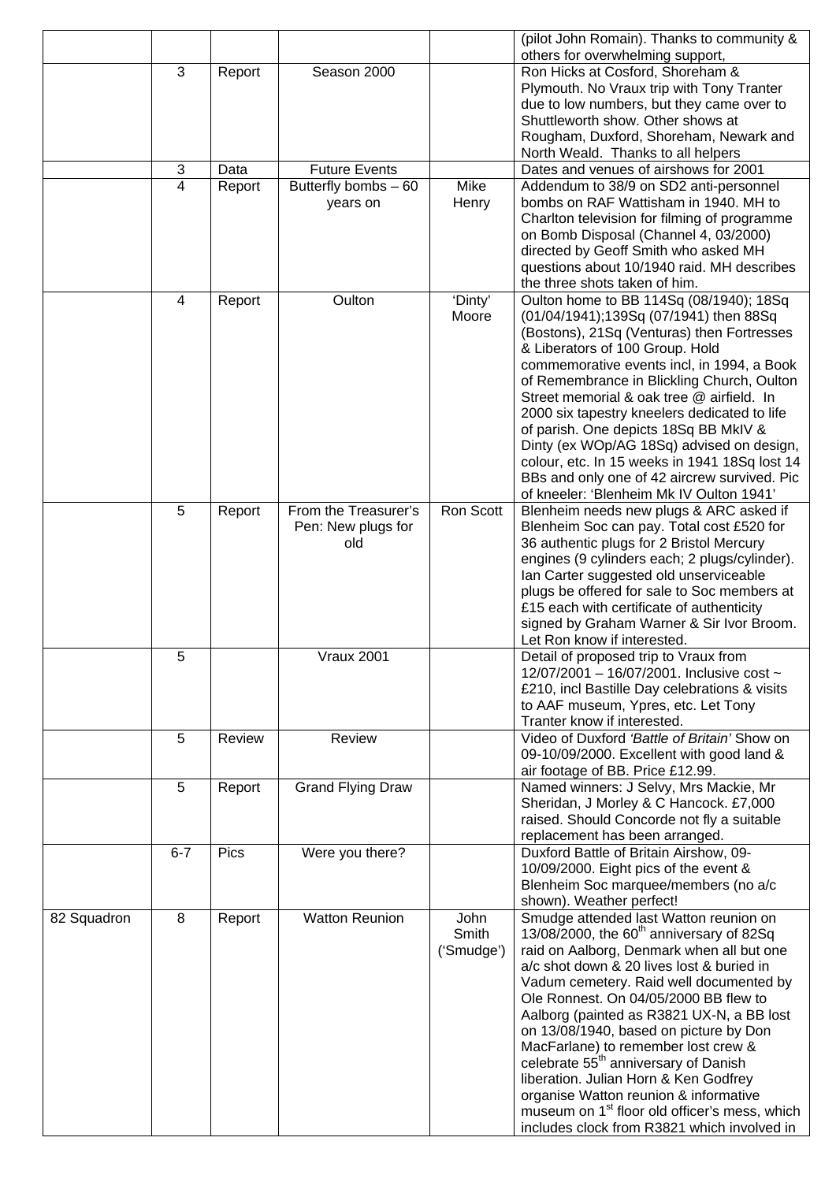| | | | | | |
|---|---|---|---|---|---|
| | | | | | (pilot John Romain). Thanks to community & others for overwhelming support, |
| | 3 | Report | Season 2000 | | Ron Hicks at Cosford, Shoreham & Plymouth. No Vraux trip with Tony Tranter due to low numbers, but they came over to Shuttleworth show. Other shows at Rougham, Duxford, Shoreham, Newark and North Weald. Thanks to all helpers |
| | 3 | Data | Future Events | | Dates and venues of airshows for 2001 |
| | 4 | Report | Butterfly bombs – 60 years on | Mike Henry | Addendum to 38/9 on SD2 anti-personnel bombs on RAF Wattisham in 1940. MH to Charlton television for filming of programme on Bomb Disposal (Channel 4, 03/2000) directed by Geoff Smith who asked MH questions about 10/1940 raid. MH describes the three shots taken of him. |
| | 4 | Report | Oulton | 'Dinty' Moore | Oulton home to BB 114Sq (08/1940); 18Sq (01/04/1941);139Sq (07/1941) then 88Sq (Bostons), 21Sq (Venturas) then Fortresses & Liberators of 100 Group. Hold commemorative events incl, in 1994, a Book of Remembrance in Blickling Church, Oulton Street memorial & oak tree @ airfield. In 2000 six tapestry kneelers dedicated to life of parish. One depicts 18Sq BB MkIV & Dinty (ex WOp/AG 18Sq) advised on design, colour, etc. In 15 weeks in 1941 18Sq lost 14 BBs and only one of 42 aircrew survived. Pic of kneeler: 'Blenheim Mk IV Oulton 1941' |
| | 5 | Report | From the Treasurer's Pen: New plugs for old | Ron Scott | Blenheim needs new plugs & ARC asked if Blenheim Soc can pay. Total cost £520 for 36 authentic plugs for 2 Bristol Mercury engines (9 cylinders each; 2 plugs/cylinder). Ian Carter suggested old unserviceable plugs be offered for sale to Soc members at £15 each with certificate of authenticity signed by Graham Warner & Sir Ivor Broom. Let Ron know if interested. |
| | 5 | | Vraux 2001 | | Detail of proposed trip to Vraux from 12/07/2001 – 16/07/2001. Inclusive cost ~ £210, incl Bastille Day celebrations & visits to AAF museum, Ypres, etc. Let Tony Tranter know if interested. |
| | 5 | Review | Review | | Video of Duxford *'Battle of Britain'* Show on 09-10/09/2000. Excellent with good land & air footage of BB. Price £12.99. |
| | 5 | Report | Grand Flying Draw | | Named winners: J Selvy, Mrs Mackie, Mr Sheridan, J Morley & C Hancock. £7,000 raised. Should Concorde not fly a suitable replacement has been arranged. |
| | 6-7 | Pics | Were you there? | | Duxford Battle of Britain Airshow, 09-10/09/2000. Eight pics of the event & Blenheim Soc marquee/members (no a/c shown). Weather perfect! |
| 82 Squadron | 8 | Report | Watton Reunion | John Smith ('Smudge') | Smudge attended last Watton reunion on 13/08/2000, the 60th anniversary of 82Sq raid on Aalborg, Denmark when all but one a/c shot down & 20 lives lost & buried in Vadum cemetery. Raid well documented by Ole Ronnest. On 04/05/2000 BB flew to Aalborg (painted as R3821 UX-N, a BB lost on 13/08/1940, based on picture by Don MacFarlane) to remember lost crew & celebrate 55th anniversary of Danish liberation. Julian Horn & Ken Godfrey organise Watton reunion & informative museum on 1st floor old officer's mess, which includes clock from R3821 which involved in |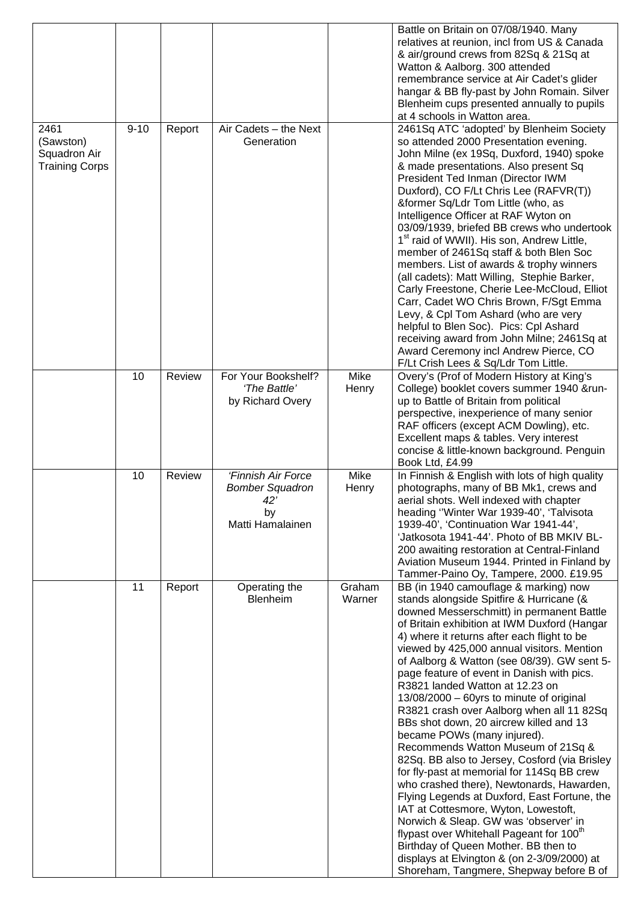| | | | | | |
|---|---|---|---|---|---|
| | | | | | Battle on Britain on 07/08/1940. Many relatives at reunion, incl from US & Canada & air/ground crews from 82Sq & 21Sq at Watton & Aalborg. 300 attended remembrance service at Air Cadet's glider hangar & BB fly-past by John Romain. Silver Blenheim cups presented annually to pupils at 4 schools in Watton area. |
| 2461 (Sawston) Squadron Air Training Corps | 9-10 | Report | Air Cadets – the Next Generation | | 2461Sq ATC 'adopted' by Blenheim Society so attended 2000 Presentation evening. John Milne (ex 19Sq, Duxford, 1940) spoke & made presentations. Also present Sq President Ted Inman (Director IWM Duxford), CO F/Lt Chris Lee (RAFVR(T)) &former Sq/Ldr Tom Little (who, as Intelligence Officer at RAF Wyton on 03/09/1939, briefed BB crews who undertook 1st raid of WWII). His son, Andrew Little, member of 2461Sq staff & both Blen Soc members. List of awards & trophy winners (all cadets): Matt Willing, Stephie Barker, Carly Freestone, Cherie Lee-McCloud, Elliot Carr, Cadet WO Chris Brown, F/Sgt Emma Levy, & Cpl Tom Ashard (who are very helpful to Blen Soc). Pics: Cpl Ashard receiving award from John Milne; 2461Sq at Award Ceremony incl Andrew Pierce, CO F/Lt Crish Lees & Sq/Ldr Tom Little. |
| | 10 | Review | For Your Bookshelf? *'The Battle'* by Richard Overy | Mike Henry | Overy's (Prof of Modern History at King's College) booklet covers summer 1940 &run-up to Battle of Britain from political perspective, inexperience of many senior RAF officers (except ACM Dowling), etc. Excellent maps & tables. Very interest concise & little-known background. Penguin Book Ltd, £4.99 |
| | 10 | Review | *'Finnish Air Force Bomber Squadron 42'* by Matti Hamalainen | Mike Henry | In Finnish & English with lots of high quality photographs, many of BB Mk1, crews and aerial shots. Well indexed with chapter heading ''Winter War 1939-40', 'Talvisota 1939-40', 'Continuation War 1941-44', 'Jatkosota 1941-44'. Photo of BB MKIV BL-200 awaiting restoration at Central-Finland Aviation Museum 1944. Printed in Finland by Tammer-Paino Oy, Tampere, 2000. £19.95 |
| | 11 | Report | Operating the Blenheim | Graham Warner | BB (in 1940 camouflage & marking) now stands alongside Spitfire & Hurricane (& downed Messerschmitt) in permanent Battle of Britain exhibition at IWM Duxford (Hangar 4) where it returns after each flight to be viewed by 425,000 annual visitors. Mention of Aalborg & Watton (see 08/39). GW sent 5-page feature of event in Danish with pics. R3821 landed Watton at 12.23 on 13/08/2000 – 60yrs to minute of original R3821 crash over Aalborg when all 11 82Sq BBs shot down, 20 aircrew killed and 13 became POWs (many injured). Recommends Watton Museum of 21Sq & 82Sq. BB also to Jersey, Cosford (via Brisley for fly-past at memorial for 114Sq BB crew who crashed there), Newtonards, Hawarden, Flying Legends at Duxford, East Fortune, the IAT at Cottesmore, Wyton, Lowestoft, Norwich & Sleap. GW was 'observer' in flypast over Whitehall Pageant for 100th Birthday of Queen Mother. BB then to displays at Elvington & (on 2-3/09/2000) at Shoreham, Tangmere, Shepway before B of |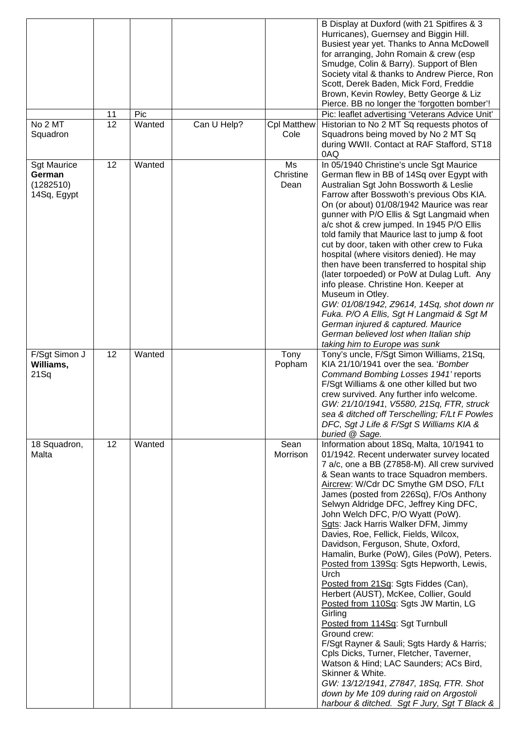| | | | | | |
|---|---|---|---|---|---|
| | | | | | B Display at Duxford (with 21 Spitfires & 3 Hurricanes), Guernsey and Biggin Hill. Busiest year yet. Thanks to Anna McDowell for arranging, John Romain & crew (esp Smudge, Colin & Barry). Support of Blen Society vital & thanks to Andrew Pierce, Ron Scott, Derek Baden, Mick Ford, Freddie Brown, Kevin Rowley, Betty George & Liz Pierce. BB no longer the 'forgotten bomber'! |
| | 11 | Pic | | | Pic: leaflet advertising 'Veterans Advice Unit' |
| No 2 MT Squadron | 12 | Wanted | Can U Help? | Cpl Matthew Cole | Historian to No 2 MT Sq requests photos of Squadrons being moved by No 2 MT Sq during WWII. Contact at RAF Stafford, ST18 0AQ |
| Sgt Maurice **German** (1282510) 14Sq, Egypt | 12 | Wanted | | Ms Christine Dean | In 05/1940 Christine's uncle Sgt Maurice German flew in BB of 14Sq over Egypt with Australian Sgt John Bossworth & Leslie Farrow after Bosswoth's previous Obs KIA. On (or about) 01/08/1942 Maurice was rear gunner with P/O Ellis & Sgt Langmaid when a/c shot & crew jumped. In 1945 P/O Ellis told family that Maurice last to jump & foot cut by door, taken with other crew to Fuka hospital (where visitors denied). He may then have been transferred to hospital ship (later torpoeded) or PoW at Dulag Luft. Any info please. Christine Hon. Keeper at Museum in Otley. *GW: 01/08/1942, Z9614, 14Sq, shot down nr Fuka. P/O A Ellis, Sgt H Langmaid & Sgt M German injured & captured. Maurice German believed lost when Italian ship taking him to Europe was sunk* |
| F/Sgt Simon J **Williams,** 21Sq | 12 | Wanted | | Tony Popham | Tony's uncle, F/Sgt Simon Williams, 21Sq, KIA 21/10/1941 over the sea. '*Bomber Command Bombing Losses 1941'* reports F/Sgt Williams & one other killed but two crew survived. Any further info welcome. *GW: 21/10/1941, V5580, 21Sq, FTR, struck sea & ditched off Terschelling; F/Lt F Powles DFC, Sgt J Life & F/Sgt S Williams KIA & buried @ Sage.* |
| 18 Squadron, Malta | 12 | Wanted | | Sean Morrison | Information about 18Sq, Malta, 10/1941 to 01/1942. Recent underwater survey located 7 a/c, one a BB (Z7858-M). All crew survived & Sean wants to trace Squadron members. Aircrew: W/Cdr DC Smythe GM DSO, F/Lt James (posted from 226Sq), F/Os Anthony Selwyn Aldridge DFC, Jeffrey King DFC, John Welch DFC, P/O Wyatt (PoW). Sgts: Jack Harris Walker DFM, Jimmy Davies, Roe, Fellick, Fields, Wilcox, Davidson, Ferguson, Shute, Oxford, Hamalin, Burke (PoW), Giles (PoW), Peters. Posted from 139Sq: Sgts Hepworth, Lewis, Urch Posted from 21Sq: Sgts Fiddes (Can), Herbert (AUST), McKee, Collier, Gould Posted from 110Sq: Sgts JW Martin, LG Girling Posted from 114Sq: Sgt Turnbull Ground crew: F/Sgt Rayner & Sauli; Sgts Hardy & Harris; Cpls Dicks, Turner, Fletcher, Taverner, Watson & Hind; LAC Saunders; ACs Bird, Skinner & White. *GW: 13/12/1941, Z7847, 18Sq, FTR. Shot down by Me 109 during raid on Argostoli harbour & ditched. Sgt F Jury, Sgt T Black &* |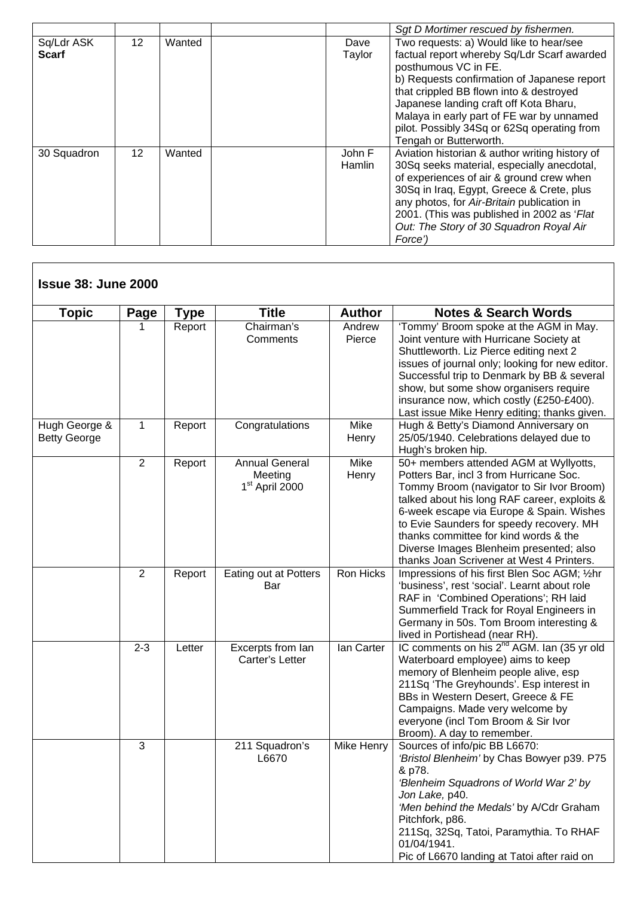| | | | | | Sgt D Mortimer rescued by fishermen. |
|---|---|---|---|---|---|
| Sq/Ldr ASK **Scarf** | 12 | Wanted | | Dave Taylor | Two requests: a) Would like to hear/see factual report whereby Sq/Ldr Scarf awarded posthumous VC in FE. b) Requests confirmation of Japanese report that crippled BB flown into & destroyed Japanese landing craft off Kota Bharu, Malaya in early part of FE war by unnamed pilot. Possibly 34Sq or 62Sq operating from Tengah or Butterworth. |
| 30 Squadron | 12 | Wanted | | John F Hamlin | Aviation historian & author writing history of 30Sq seeks material, especially anecdotal, of experiences of air & ground crew when 30Sq in Iraq, Egypt, Greece & Crete, plus any photos, for *Air-Britain* publication in 2001. (This was published in 2002 as '*Flat Out: The Story of 30 Squadron Royal Air Force'*) |

**Issue 38: June 2000**

| Topic | Page | Type | Title | Author | Notes & Search Words |
|---|---|---|---|---|---|
| | 1 | Report | Chairman's Comments | Andrew Pierce | 'Tommy' Broom spoke at the AGM in May. Joint venture with Hurricane Society at Shuttleworth. Liz Pierce editing next 2 issues of journal only; looking for new editor. Successful trip to Denmark by BB & several show, but some show organisers require insurance now, which costly (£250-£400). Last issue Mike Henry editing; thanks given. |
| Hugh George & Betty George | 1 | Report | Congratulations | Mike Henry | Hugh & Betty's Diamond Anniversary on 25/05/1940. Celebrations delayed due to Hugh's broken hip. |
| | 2 | Report | Annual General Meeting 1st April 2000 | Mike Henry | 50+ members attended AGM at Wyllyotts, Potters Bar, incl 3 from Hurricane Soc. Tommy Broom (navigator to Sir Ivor Broom) talked about his long RAF career, exploits & 6-week escape via Europe & Spain. Wishes to Evie Saunders for speedy recovery. MH thanks committee for kind words & the Diverse Images Blenheim presented; also thanks Joan Scrivener at West 4 Printers. |
| | 2 | Report | Eating out at Potters Bar | Ron Hicks | Impressions of his first Blen Soc AGM; ½hr 'business', rest 'social'. Learnt about role RAF in 'Combined Operations'; RH laid Summerfield Track for Royal Engineers in Germany in 50s. Tom Broom interesting & lived in Portishead (near RH). |
| | 2-3 | Letter | Excerpts from Ian Carter's Letter | Ian Carter | IC comments on his 2nd AGM. Ian (35 yr old Waterboard employee) aims to keep memory of Blenheim people alive, esp 211Sq 'The Greyhounds'. Esp interest in BBs in Western Desert, Greece & FE Campaigns. Made very welcome by everyone (incl Tom Broom & Sir Ivor Broom). A day to remember. |
| | 3 | | 211 Squadron's L6670 | Mike Henry | Sources of info/pic BB L6670: *'Bristol Blenheim'* by Chas Bowyer p39. P75 & p78. *'Blenheim Squadrons of World War 2' by Jon Lake,* p40. *'Men behind the Medals'* by A/Cdr Graham Pitchfork, p86. 211Sq, 32Sq, Tatoi, Paramythia. To RHAF 01/04/1941. Pic of L6670 landing at Tatoi after raid on |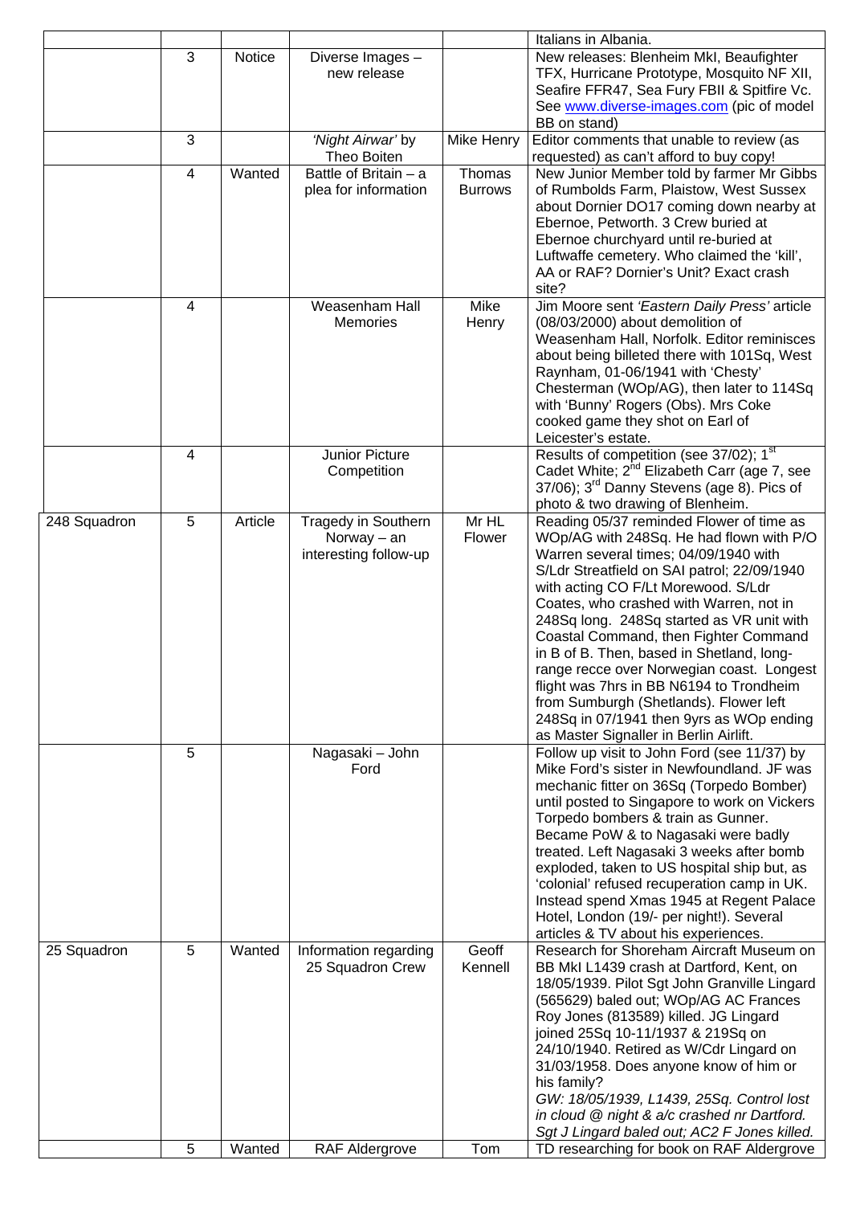| | | | | | |
|---|---|---|---|---|---|
| | | | | | Italians in Albania. |
| | 3 | Notice | Diverse Images – new release | | New releases: Blenheim MkI, Beaufighter TFX, Hurricane Prototype, Mosquito NF XII, Seafire FFR47, Sea Fury FBII & Spitfire Vc. See www.diverse-images.com (pic of model BB on stand) |
| | 3 | | *'Night Airwar'* by Theo Boiten | Mike Henry | Editor comments that unable to review (as requested) as can't afford to buy copy! |
| | 4 | Wanted | Battle of Britain – a plea for information | Thomas Burrows | New Junior Member told by farmer Mr Gibbs of Rumbolds Farm, Plaistow, West Sussex about Dornier DO17 coming down nearby at Ebernoe, Petworth. 3 Crew buried at Ebernoe churchyard until re-buried at Luftwaffe cemetery. Who claimed the 'kill', AA or RAF? Dornier's Unit? Exact crash site? |
| | 4 | | Weasenham Hall Memories | Mike Henry | Jim Moore sent *'Eastern Daily Press'* article (08/03/2000) about demolition of Weasenham Hall, Norfolk. Editor reminisces about being billeted there with 101Sq, West Raynham, 01-06/1941 with 'Chesty' Chesterman (WOp/AG), then later to 114Sq with 'Bunny' Rogers (Obs). Mrs Coke cooked game they shot on Earl of Leicester's estate. |
| | 4 | | Junior Picture Competition | | Results of competition (see 37/02); 1st Cadet White; 2nd Elizabeth Carr (age 7, see 37/06); 3rd Danny Stevens (age 8). Pics of photo & two drawing of Blenheim. |
| 248 Squadron | 5 | Article | Tragedy in Southern Norway – an interesting follow-up | Mr HL Flower | Reading 05/37 reminded Flower of time as WOp/AG with 248Sq. He had flown with P/O Warren several times; 04/09/1940 with S/Ldr Streatfield on SAI patrol; 22/09/1940 with acting CO F/Lt Morewood. S/Ldr Coates, who crashed with Warren, not in 248Sq long. 248Sq started as VR unit with Coastal Command, then Fighter Command in B of B. Then, based in Shetland, long-range recce over Norwegian coast. Longest flight was 7hrs in BB N6194 to Trondheim from Sumburgh (Shetlands). Flower left 248Sq in 07/1941 then 9yrs as WOp ending as Master Signaller in Berlin Airlift. |
| | 5 | | Nagasaki – John Ford | | Follow up visit to John Ford (see 11/37) by Mike Ford's sister in Newfoundland. JF was mechanic fitter on 36Sq (Torpedo Bomber) until posted to Singapore to work on Vickers Torpedo bombers & train as Gunner. Became PoW & to Nagasaki were badly treated. Left Nagasaki 3 weeks after bomb exploded, taken to US hospital ship but, as 'colonial' refused recuperation camp in UK. Instead spend Xmas 1945 at Regent Palace Hotel, London (19/- per night!). Several articles & TV about his experiences. |
| 25 Squadron | 5 | Wanted | Information regarding 25 Squadron Crew | Geoff Kennell | Research for Shoreham Aircraft Museum on BB MkI L1439 crash at Dartford, Kent, on 18/05/1939. Pilot Sgt John Granville Lingard (565629) baled out; WOp/AG AC Frances Roy Jones (813589) killed. JG Lingard joined 25Sq 10-11/1937 & 219Sq on 24/10/1940. Retired as W/Cdr Lingard on 31/03/1958. Does anyone know of him or his family? *GW: 18/05/1939, L1439, 25Sq. Control lost in cloud @ night & a/c crashed nr Dartford. Sgt J Lingard baled out; AC2 F Jones killed.* |
| | 5 | Wanted | RAF Aldergrove | Tom | TD researching for book on RAF Aldergrove |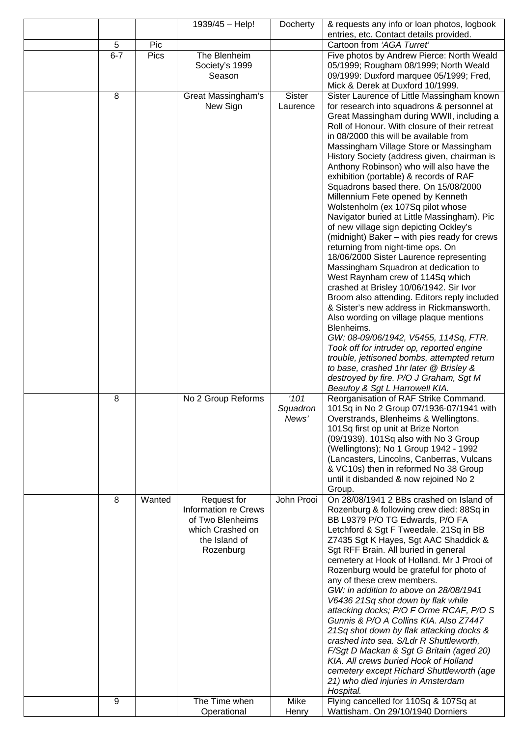| | | | | | |
|---|---|---|---|---|---|
| | | | 1939/45 – Help! | Docherty | & requests any info or loan photos, logbook entries, etc. Contact details provided. |
| | 5 | Pic | | | Cartoon from *'AGA Turret'* |
| | 6-7 | Pics | The Blenheim Society's 1999 Season | | Five photos by Andrew Pierce: North Weald 05/1999; Rougham 08/1999; North Weald 09/1999: Duxford marquee 05/1999; Fred, Mick & Derek at Duxford 10/1999. |
| | 8 | | Great Massingham's New Sign | Sister Laurence | Sister Laurence of Little Massingham known for research into squadrons & personnel at Great Massingham during WWII, including a Roll of Honour. With closure of their retreat in 08/2000 this will be available from Massingham Village Store or Massingham History Society (address given, chairman is Anthony Robinson) who will also have the exhibition (portable) & records of RAF Squadrons based there. On 15/08/2000 Millennium Fete opened by Kenneth Wolstenholm (ex 107Sq pilot whose Navigator buried at Little Massingham). Pic of new village sign depicting Ockley's (midnight) Baker – with pies ready for crews returning from night-time ops. On 18/06/2000 Sister Laurence representing Massingham Squadron at dedication to West Raynham crew of 114Sq which crashed at Brisley 10/06/1942. Sir Ivor Broom also attending. Editors reply included & Sister's new address in Rickmansworth. Also wording on village plaque mentions Blenheims. *GW: 08-09/06/1942, V5455, 114Sq, FTR. Took off for intruder op, reported engine trouble, jettisoned bombs, attempted return to base, crashed 1hr later @ Brisley & destroyed by fire. P/O J Graham, Sgt M Beaufoy & Sgt L Harrowell KIA.* |
| | 8 | | No 2 Group Reforms | *'101 Squadron News'* | Reorganisation of RAF Strike Command. 101Sq in No 2 Group 07/1936-07/1941 with Overstrands, Blenheims & Wellingtons. 101Sq first op unit at Brize Norton (09/1939). 101Sq also with No 3 Group (Wellingtons); No 1 Group 1942 - 1992 (Lancasters, Lincolns, Canberras, Vulcans & VC10s) then in reformed No 38 Group until it disbanded & now rejoined No 2 Group. |
| | 8 | Wanted | Request for Information re Crews of Two Blenheims which Crashed on the Island of Rozenburg | John Prooi | On 28/08/1941 2 BBs crashed on Island of Rozenburg & following crew died: 88Sq in BB L9379 P/O TG Edwards, P/O FA Letchford & Sgt F Tweedale. 21Sq in BB Z7435 Sgt K Hayes, Sgt AAC Shaddick & Sgt RFF Brain. All buried in general cemetery at Hook of Holland. Mr J Prooi of Rozenburg would be grateful for photo of any of these crew members. *GW: in addition to above on 28/08/1941 V6436 21Sq shot down by flak while attacking docks; P/O F Orme RCAF, P/O S Gunnis & P/O A Collins KIA. Also Z7447 21Sq shot down by flak attacking docks & crashed into sea. S/Ldr R Shuttleworth, F/Sgt D Mackan & Sgt G Britain (aged 20) KIA. All crews buried Hook of Holland cemetery except Richard Shuttleworth (age 21) who died injuries in Amsterdam Hospital.* |
| | 9 | | The Time when Operational | Mike Henry | Flying cancelled for 110Sq & 107Sq at Wattisham. On 29/10/1940 Dorniers |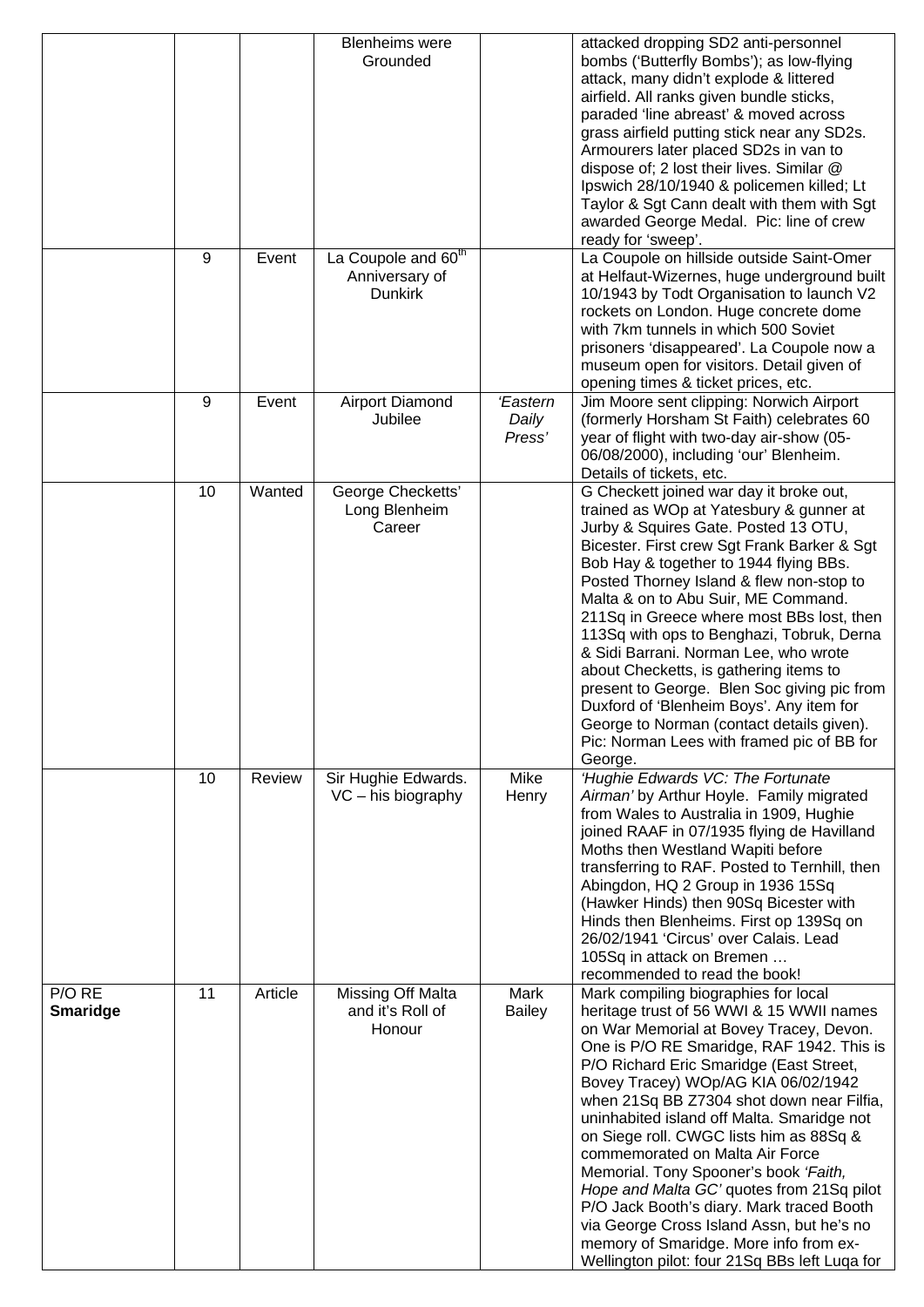| | | | | | |
|---|---|---|---|---|---|
| | | | Blenheims were Grounded | | attacked dropping SD2 anti-personnel bombs ('Butterfly Bombs'); as low-flying attack, many didn't explode & littered airfield. All ranks given bundle sticks, paraded 'line abreast' & moved across grass airfield putting stick near any SD2s. Armourers later placed SD2s in van to dispose of; 2 lost their lives. Similar @ Ipswich 28/10/1940 & policemen killed; Lt Taylor & Sgt Cann dealt with them with Sgt awarded George Medal. Pic: line of crew ready for 'sweep'. |
| | 9 | Event | La Coupole and 60th Anniversary of Dunkirk | | La Coupole on hillside outside Saint-Omer at Helfaut-Wizernes, huge underground built 10/1943 by Todt Organisation to launch V2 rockets on London. Huge concrete dome with 7km tunnels in which 500 Soviet prisoners 'disappeared'. La Coupole now a museum open for visitors. Detail given of opening times & ticket prices, etc. |
| | 9 | Event | Airport Diamond Jubilee | *'Eastern Daily Press'* | Jim Moore sent clipping: Norwich Airport (formerly Horsham St Faith) celebrates 60 year of flight with two-day air-show (05-06/08/2000), including 'our' Blenheim. Details of tickets, etc. |
| | 10 | Wanted | George Checketts' Long Blenheim Career | | G Checkett joined war day it broke out, trained as WOp at Yatesbury & gunner at Jurby & Squires Gate. Posted 13 OTU, Bicester. First crew Sgt Frank Barker & Sgt Bob Hay & together to 1944 flying BBs. Posted Thorney Island & flew non-stop to Malta & on to Abu Suir, ME Command. 211Sq in Greece where most BBs lost, then 113Sq with ops to Benghazi, Tobruk, Derna & Sidi Barrani. Norman Lee, who wrote about Checketts, is gathering items to present to George. Blen Soc giving pic from Duxford of 'Blenheim Boys'. Any item for George to Norman (contact details given). Pic: Norman Lees with framed pic of BB for George. |
| | 10 | Review | Sir Hughie Edwards. VC – his biography | Mike Henry | *'Hughie Edwards VC: The Fortunate Airman'* by Arthur Hoyle. Family migrated from Wales to Australia in 1909, Hughie joined RAAF in 07/1935 flying de Havilland Moths then Westland Wapiti before transferring to RAF. Posted to Ternhill, then Abingdon, HQ 2 Group in 1936 15Sq (Hawker Hinds) then 90Sq Bicester with Hinds then Blenheims. First op 139Sq on 26/02/1941 'Circus' over Calais. Lead 105Sq in attack on Bremen … recommended to read the book! |
| P/O RE **Smaridge** | 11 | Article | Missing Off Malta and it's Roll of Honour | Mark Bailey | Mark compiling biographies for local heritage trust of 56 WWI & 15 WWII names on War Memorial at Bovey Tracey, Devon. One is P/O RE Smaridge, RAF 1942. This is P/O Richard Eric Smaridge (East Street, Bovey Tracey) WOp/AG KIA 06/02/1942 when 21Sq BB Z7304 shot down near Filfia, uninhabited island off Malta. Smaridge not on Siege roll. CWGC lists him as 88Sq & commemorated on Malta Air Force Memorial. Tony Spooner's book *'Faith, Hope and Malta GC'* quotes from 21Sq pilot P/O Jack Booth's diary. Mark traced Booth via George Cross Island Assn, but he's no memory of Smaridge. More info from ex-Wellington pilot: four 21Sq BBs left Luqa for |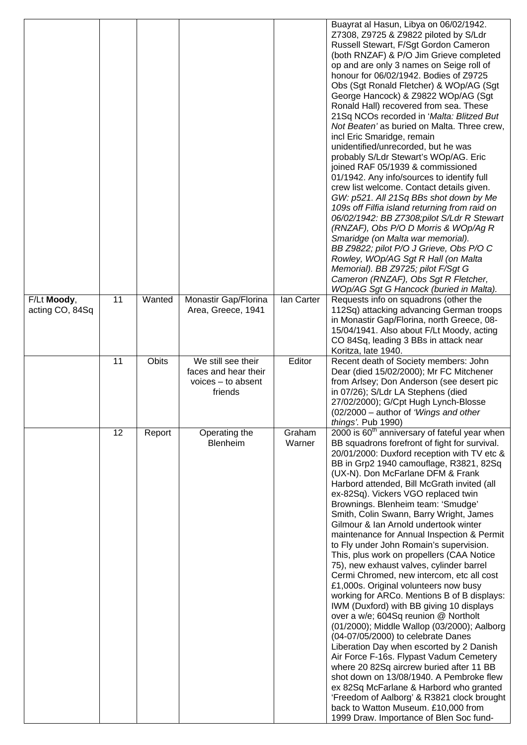| | | | | | |
|---|---|---|---|---|---|
| | | | | | Buayrat al Hasun, Libya on 06/02/1942. Z7308, Z9725 & Z9822 piloted by S/Ldr Russell Stewart, F/Sgt Gordon Cameron (both RNZAF) & P/O Jim Grieve completed op and are only 3 names on Seige roll of honour for 06/02/1942. Bodies of Z9725 Obs (Sgt Ronald Fletcher) & WOp/AG (Sgt George Hancock) & Z9822 WOp/AG (Sgt Ronald Hall) recovered from sea. These 21Sq NCOs recorded in '*Malta: Blitzed But Not Beaten*' as buried on Malta. Three crew, incl Eric Smaridge, remain unidentified/unrecorded, but he was probably S/Ldr Stewart's WOp/AG. Eric joined RAF 05/1939 & commissioned 01/1942. Any info/sources to identify full crew list welcome. Contact details given. *GW: p521. All 21Sq BBs shot down by Me 109s off Filfia island returning from raid on 06/02/1942: BB Z7308;pilot S/Ldr R Stewart (RNZAF), Obs P/O D Morris & WOp/Ag R Smaridge (on Malta war memorial). BB Z9822; pilot P/O J Grieve, Obs P/O C Rowley, WOp/AG Sgt R Hall (on Malta Memorial). BB Z9725; pilot F/Sgt G Cameron (RNZAF), Obs Sgt R Fletcher, WOp/AG Sgt G Hancock (buried in Malta).* |
| F/Lt **Moody**, acting CO, 84Sq | 11 | Wanted | Monastir Gap/Florina Area, Greece, 1941 | Ian Carter | Requests info on squadrons (other the 112Sq) attacking advancing German troops in Monastir Gap/Florina, north Greece, 08-15/04/1941. Also about F/Lt Moody, acting CO 84Sq, leading 3 BBs in attack near Koritza, late 1940. |
| | 11 | Obits | We still see their faces and hear their voices – to absent friends | Editor | Recent death of Society members: John Dear (died 15/02/2000); Mr FC Mitchener from Arlsey; Don Anderson (see desert pic in 07/26); S/Ldr LA Stephens (died 27/02/2000); G/Cpt Hugh Lynch-Blosse (02/2000 – author of *'Wings and other things'*. Pub 1990) |
| | 12 | Report | Operating the Blenheim | Graham Warner | 2000 is 60th anniversary of fateful year when BB squadrons forefront of fight for survival. 20/01/2000: Duxford reception with TV etc & BB in Grp2 1940 camouflage, R3821, 82Sq (UX-N). Don McFarlane DFM & Frank Harbord attended, Bill McGrath invited (all ex-82Sq). Vickers VGO replaced twin Brownings. Blenheim team: 'Smudge' Smith, Colin Swann, Barry Wright, James Gilmour & Ian Arnold undertook winter maintenance for Annual Inspection & Permit to Fly under John Romain's supervision. This, plus work on propellers (CAA Notice 75), new exhaust valves, cylinder barrel Cermi Chromed, new intercom, etc all cost £1,000s. Original volunteers now busy working for ARCo. Mentions B of B displays: IWM (Duxford) with BB giving 10 displays over a w/e; 604Sq reunion @ Northolt (01/2000); Middle Wallop (03/2000); Aalborg (04-07/05/2000) to celebrate Danes Liberation Day when escorted by 2 Danish Air Force F-16s. Flypast Vadum Cemetery where 20 82Sq aircrew buried after 11 BB shot down on 13/08/1940. A Pembroke flew ex 82Sq McFarlane & Harbord who granted 'Freedom of Aalborg' & R3821 clock brought back to Watton Museum. £10,000 from 1999 Draw. Importance of Blen Soc fund- |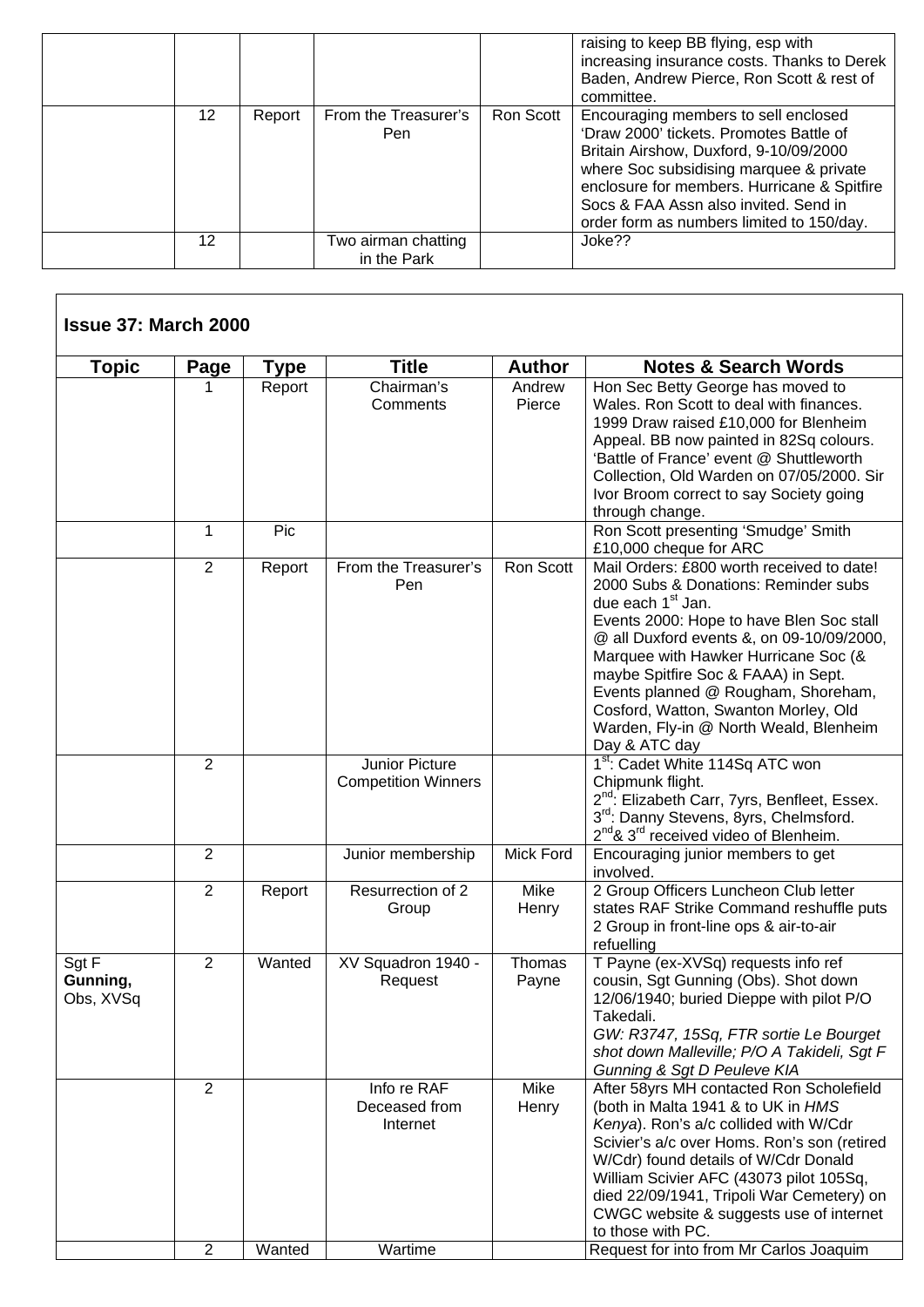| | | | | | |
|---|---|---|---|---|---|
| | | | | | raising to keep BB flying, esp with increasing insurance costs. Thanks to Derek Baden, Andrew Pierce, Ron Scott & rest of committee. |
| | 12 | Report | From the Treasurer's Pen | Ron Scott | Encouraging members to sell enclosed 'Draw 2000' tickets. Promotes Battle of Britain Airshow, Duxford, 9-10/09/2000 where Soc subsidising marquee & private enclosure for members. Hurricane & Spitfire Socs & FAA Assn also invited. Send in order form as numbers limited to 150/day. |
| | 12 | | Two airman chatting in the Park | | Joke?? |

**Issue 37: March 2000**

| Topic | Page | Type | Title | Author | Notes & Search Words |
|---|---|---|---|---|---|
| | 1 | Report | Chairman's Comments | Andrew Pierce | Hon Sec Betty George has moved to Wales. Ron Scott to deal with finances. 1999 Draw raised £10,000 for Blenheim Appeal. BB now painted in 82Sq colours. 'Battle of France' event @ Shuttleworth Collection, Old Warden on 07/05/2000. Sir Ivor Broom correct to say Society going through change. |
| | 1 | Pic | | | Ron Scott presenting 'Smudge' Smith £10,000 cheque for ARC |
| | 2 | Report | From the Treasurer's Pen | Ron Scott | Mail Orders: £800 worth received to date! 2000 Subs & Donations: Reminder subs due each 1st Jan. Events 2000: Hope to have Blen Soc stall @ all Duxford events &, on 09-10/09/2000, Marquee with Hawker Hurricane Soc (& maybe Spitfire Soc & FAAA) in Sept. Events planned @ Rougham, Shoreham, Cosford, Watton, Swanton Morley, Old Warden, Fly-in @ North Weald, Blenheim Day & ATC day |
| | 2 | | Junior Picture Competition Winners | | 1st: Cadet White 114Sq ATC won Chipmunk flight. 2nd: Elizabeth Carr, 7yrs, Benfleet, Essex. 3rd: Danny Stevens, 8yrs, Chelmsford. 2nd & 3rd received video of Blenheim. |
| | 2 | | Junior membership | Mick Ford | Encouraging junior members to get involved. |
| | 2 | Report | Resurrection of 2 Group | Mike Henry | 2 Group Officers Luncheon Club letter states RAF Strike Command reshuffle puts 2 Group in front-line ops & air-to-air refuelling |
| Sgt F **Gunning**, Obs, XVSq | 2 | Wanted | XV Squadron 1940 - Request | Thomas Payne | T Payne (ex-XVSq) requests info ref cousin, Sgt Gunning (Obs). Shot down 12/06/1940; buried Dieppe with pilot P/O Takedali. *GW: R3747, 15Sq, FTR sortie Le Bourget shot down Malleville; P/O A Takideli, Sgt F Gunning & Sgt D Peuleve KIA* |
| | 2 | | Info re RAF Deceased from Internet | Mike Henry | After 58yrs MH contacted Ron Scholefield (both in Malta 1941 & to UK in *HMS Kenya*). Ron's a/c collided with W/Cdr Scivier's a/c over Homs. Ron's son (retired W/Cdr) found details of W/Cdr Donald William Scivier AFC (43073 pilot 105Sq, died 22/09/1941, Tripoli War Cemetery) on CWGC website & suggests use of internet to those with PC. |
| | 2 | Wanted | Wartime | | Request for into from Mr Carlos Joaquim |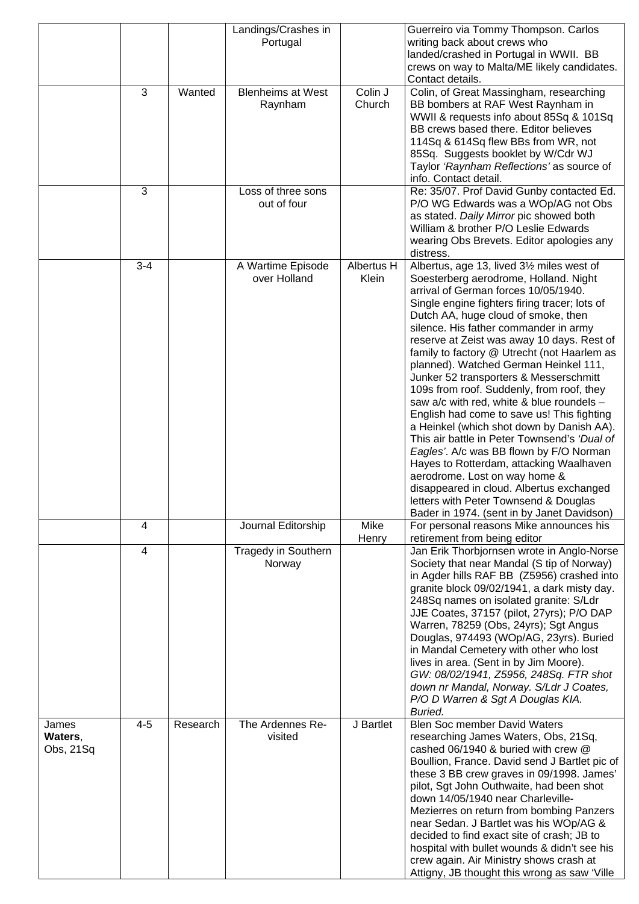| | | | | | |
|---|---|---|---|---|---|
| | | | Landings/Crashes in Portugal | | Guerreiro via Tommy Thompson. Carlos writing back about crews who landed/crashed in Portugal in WWII. BB crews on way to Malta/ME likely candidates. Contact details. |
| | 3 | Wanted | Blenheims at West Raynham | Colin J Church | Colin, of Great Massingham, researching BB bombers at RAF West Raynham in WWII & requests info about 85Sq & 101Sq BB crews based there. Editor believes 114Sq & 614Sq flew BBs from WR, not 85Sq. Suggests booklet by W/Cdr WJ Taylor *'Raynham Reflections'* as source of info. Contact detail. |
| | 3 | | Loss of three sons out of four | | Re: 35/07. Prof David Gunby contacted Ed. P/O WG Edwards was a WOp/AG not Obs as stated. *Daily Mirror* pic showed both William & brother P/O Leslie Edwards wearing Obs Brevets. Editor apologies any distress. |
| | 3-4 | | A Wartime Episode over Holland | Albertus H Klein | Albertus, age 13, lived 3½ miles west of Soesterberg aerodrome, Holland. Night arrival of German forces 10/05/1940. Single engine fighters firing tracer; lots of Dutch AA, huge cloud of smoke, then silence. His father commander in army reserve at Zeist was away 10 days. Rest of family to factory @ Utrecht (not Haarlem as planned). Watched German Heinkel 111, Junker 52 transporters & Messerschmitt 109s from roof. Suddenly, from roof, they saw a/c with red, white & blue roundels – English had come to save us! This fighting a Heinkel (which shot down by Danish AA). This air battle in Peter Townsend's *'Dual of Eagles'*. A/c was BB flown by F/O Norman Hayes to Rotterdam, attacking Waalhaven aerodrome. Lost on way home & disappeared in cloud. Albertus exchanged letters with Peter Townsend & Douglas Bader in 1974. (sent in by Janet Davidson) |
| | 4 | | Journal Editorship | Mike Henry | For personal reasons Mike announces his retirement from being editor |
| | 4 | | Tragedy in Southern Norway | | Jan Erik Thorbjornsen wrote in Anglo-Norse Society that near Mandal (S tip of Norway) in Agder hills RAF BB (Z5956) crashed into granite block 09/02/1941, a dark misty day. 248Sq names on isolated granite: S/Ldr JJE Coates, 37157 (pilot, 27yrs); P/O DAP Warren, 78259 (Obs, 24yrs); Sgt Angus Douglas, 974493 (WOp/AG, 23yrs). Buried in Mandal Cemetery with other who lost lives in area. (Sent in by Jim Moore). *GW: 08/02/1941, Z5956, 248Sq. FTR shot down nr Mandal, Norway. S/Ldr J Coates, P/O D Warren & Sgt A Douglas KIA. Buried.* |
| James **Waters**, Obs, 21Sq | 4-5 | Research | The Ardennes Re-visited | J Bartlet | Blen Soc member David Waters researching James Waters, Obs, 21Sq, cashed 06/1940 & buried with crew @ Boullion, France. David send J Bartlet pic of these 3 BB crew graves in 09/1998. James' pilot, Sgt John Outhwaite, had been shot down 14/05/1940 near Charleville-Mezierres on return from bombing Panzers near Sedan. J Bartlet was his WOp/AG & decided to find exact site of crash; JB to hospital with bullet wounds & didn't see his crew again. Air Ministry shows crash at Attigny, JB thought this wrong as saw 'Ville |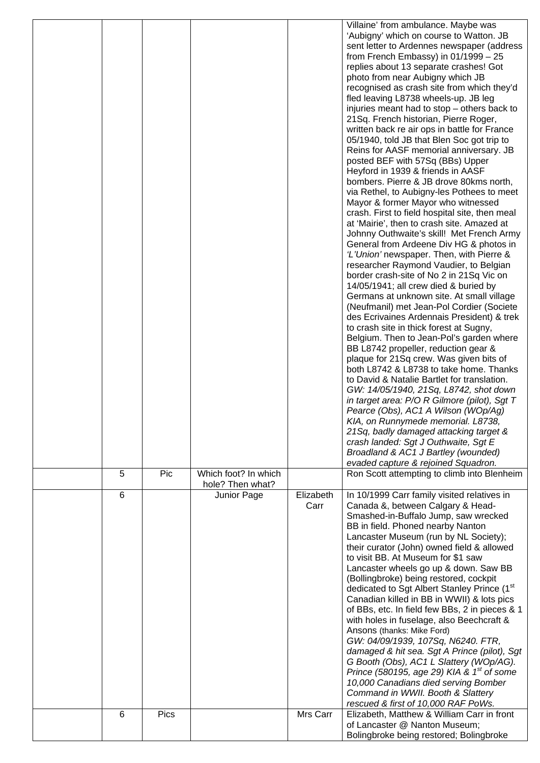| | | | | | |
|---|---|---|---|---|---|
| | | | | | Villaine' from ambulance. Maybe was 'Aubigny' which on course to Watton. JB sent letter to Ardennes newspaper (address from French Embassy) in 01/1999 – 25 replies about 13 separate crashes! Got photo from near Aubigny which JB recognised as crash site from which they'd fled leaving L8738 wheels-up. JB leg injuries meant had to stop – others back to 21Sq. French historian, Pierre Roger, written back re air ops in battle for France 05/1940, told JB that Blen Soc got trip to Reins for AASF memorial anniversary. JB posted BEF with 57Sq (BBs) Upper Heyford in 1939 & friends in AASF bombers. Pierre & JB drove 80kms north, via Rethel, to Aubigny-les Pothees to meet Mayor & former Mayor who witnessed crash. First to field hospital site, then meal at 'Mairie', then to crash site. Amazed at Johnny Outhwaite's skill! Met French Army General from Ardeene Div HG & photos in *'L'Union'* newspaper. Then, with Pierre & researcher Raymond Vaudier, to Belgian border crash-site of No 2 in 21Sq Vic on 14/05/1941; all crew died & buried by Germans at unknown site. At small village (Neufmanil) met Jean-Pol Cordier (Societe des Ecrivaines Ardennais President) & trek to crash site in thick forest at Sugny, Belgium. Then to Jean-Pol's garden where BB L8742 propeller, reduction gear & plaque for 21Sq crew. Was given bits of both L8742 & L8738 to take home. Thanks to David & Natalie Bartlet for translation. *GW: 14/05/1940, 21Sq, L8742, shot down in target area: P/O R Gilmore (pilot), Sgt T Pearce (Obs), AC1 A Wilson (WOp/Ag) KIA, on Runnymede memorial. L8738, 21Sq, badly damaged attacking target & crash landed: Sgt J Outhwaite, Sgt E Broadland & AC1 J Bartley (wounded) evaded capture & rejoined Squadron.* |
| | 5 | Pic | Which foot? In which hole? Then what? | | Ron Scott attempting to climb into Blenheim |
| | 6 | | Junior Page | Elizabeth Carr | In 10/1999 Carr family visited relatives in Canada &, between Calgary & Head-Smashed-in-Buffalo Jump, saw wrecked BB in field. Phoned nearby Nanton Lancaster Museum (run by NL Society); their curator (John) owned field & allowed to visit BB. At Museum for $1 saw Lancaster wheels go up & down. Saw BB (Bollingbroke) being restored, cockpit dedicated to Sgt Albert Stanley Prince (1st Canadian killed in BB in WWII) & lots pics of BBs, etc. In field few BBs, 2 in pieces & 1 with holes in fuselage, also Beechcraft & Ansons (thanks: Mike Ford) *GW: 04/09/1939, 107Sq, N6240. FTR, damaged & hit sea. Sgt A Prince (pilot), Sgt G Booth (Obs), AC1 L Slattery (WOp/AG). Prince (580195, age 29) KIA & 1st of some 10,000 Canadians died serving Bomber Command in WWII. Booth & Slattery rescued & first of 10,000 RAF PoWs.* |
| | 6 | Pics | | Mrs Carr | Elizabeth, Matthew & William Carr in front of Lancaster @ Nanton Museum; Bolingbroke being restored; Bolingbroke |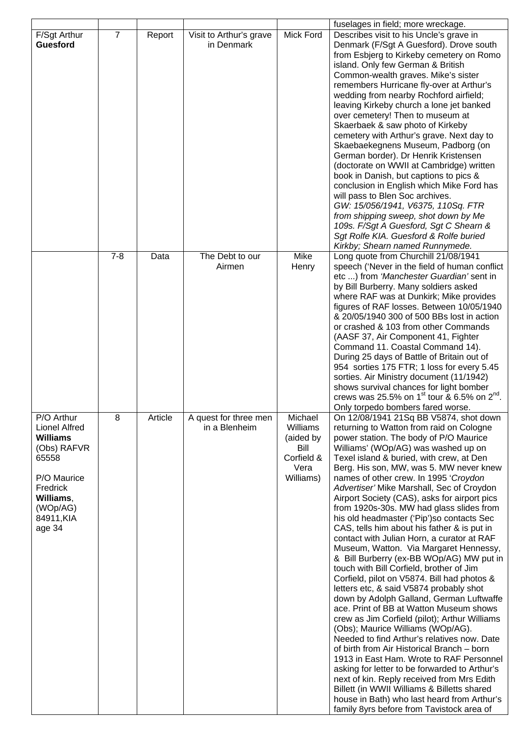|  |  |  |  |  | fuselages in field; more wreckage. |
|---|---|---|---|---|---|
| F/Sgt Arthur **Guesford** | 7 | Report | Visit to Arthur's grave in Denmark | Mick Ford | Describes visit to his Uncle's grave in Denmark (F/Sgt A Guesford). Drove south from Esbjerg to Kirkeby cemetery on Romo island. Only few German & British Common-wealth graves. Mike's sister remembers Hurricane fly-over at Arthur's wedding from nearby Rochford airfield; leaving Kirkeby church a lone jet banked over cemetery! Then to museum at Skaerbaek & saw photo of Kirkeby cemetery with Arthur's grave. Next day to Skaebaekegnens Museum, Padborg (on German border). Dr Henrik Kristensen (doctorate on WWII at Cambridge) written book in Danish, but captions to pics & conclusion in English which Mike Ford has will pass to Blen Soc archives. *GW: 15/056/1941, V6375, 110Sq. FTR from shipping sweep, shot down by Me 109s. F/Sgt A Guesford, Sgt C Shearn & Sgt Rolfe KIA. Guesford & Rolfe buried Kirkby; Shearn named Runnymede.* |
|  | 7-8 | Data | The Debt to our Airmen | Mike Henry | Long quote from Churchill 21/08/1941 speech ('Never in the field of human conflict etc ...) from *'Manchester Guardian'* sent in by Bill Burberry. Many soldiers asked where RAF was at Dunkirk; Mike provides figures of RAF losses. Between 10/05/1940 & 20/05/1940 300 of 500 BBs lost in action or crashed & 103 from other Commands (AASF 37, Air Component 41, Fighter Command 11. Coastal Command 14). During 25 days of Battle of Britain out of 954 sorties 175 FTR; 1 loss for every 5.45 sorties. Air Ministry document (11/1942) shows survival chances for light bomber crews was 25.5% on 1st tour & 6.5% on 2nd. Only torpedo bombers fared worse. |
| P/O Arthur Lionel Alfred **Williams** (Obs) RAFVR 65558<br><br>P/O Maurice Fredrick **Williams**, (WOp/AG) 84911,KIA age 34 | 8 | Article | A quest for three men in a Blenheim | Michael Williams (aided by Bill Corfield & Vera Williams) | On 12/08/1941 21Sq BB V5874, shot down returning to Watton from raid on Cologne power station. The body of P/O Maurice Williams' (WOp/AG) was washed up on Texel island & buried, with crew, at Den Berg. His son, MW, was 5. MW never knew names of other crew. In 1995 '*Croydon Advertiser'* Mike Marshall, Sec of Croydon Airport Society (CAS), asks for airport pics from 1920s-30s. MW had glass slides from his old headmaster ('Pip')so contacts Sec CAS, tells him about his father & is put in contact with Julian Horn, a curator at RAF Museum, Watton. Via Margaret Hennessy, & Bill Burberry (ex-BB WOp/AG) MW put in touch with Bill Corfield, brother of Jim Corfield, pilot on V5874. Bill had photos & letters etc, & said V5874 probably shot down by Adolph Galland, German Luftwaffe ace. Print of BB at Watton Museum shows crew as Jim Corfield (pilot); Arthur Williams (Obs); Maurice Williams (WOp/AG). Needed to find Arthur's relatives now. Date of birth from Air Historical Branch – born 1913 in East Ham. Wrote to RAF Personnel asking for letter to be forwarded to Arthur's next of kin. Reply received from Mrs Edith Billett (in WWII Williams & Billetts shared house in Bath) who last heard from Arthur's family 8yrs before from Tavistock area of |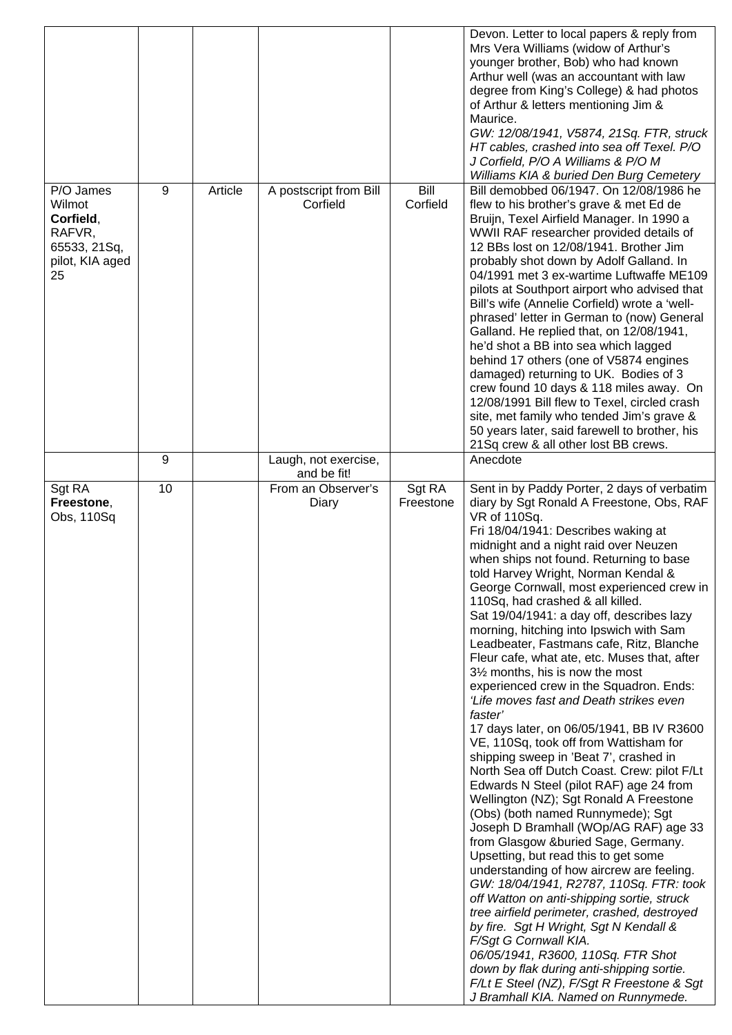| | | | | | |
|---|---|---|---|---|---|
| | | | | | Devon. Letter to local papers & reply from Mrs Vera Williams (widow of Arthur's younger brother, Bob) who had known Arthur well (was an accountant with law degree from King's College) & had photos of Arthur & letters mentioning Jim & Maurice. *GW: 12/08/1941, V5874, 21Sq. FTR, struck HT cables, crashed into sea off Texel. P/O J Corfield, P/O A Williams & P/O M Williams KIA & buried Den Burg Cemetery* |
| P/O James Wilmot **Corfield**, RAFVR, 65533, 21Sq, pilot, KIA aged 25 | 9 | Article | A postscript from Bill Corfield | Bill Corfield | Bill demobbed 06/1947. On 12/08/1986 he flew to his brother's grave & met Ed de Bruijn, Texel Airfield Manager. In 1990 a WWII RAF researcher provided details of 12 BBs lost on 12/08/1941. Brother Jim probably shot down by Adolf Galland. In 04/1991 met 3 ex-wartime Luftwaffe ME109 pilots at Southport airport who advised that Bill's wife (Annelie Corfield) wrote a 'well-phrased' letter in German to (now) General Galland. He replied that, on 12/08/1941, he'd shot a BB into sea which lagged behind 17 others (one of V5874 engines damaged) returning to UK. Bodies of 3 crew found 10 days & 118 miles away. On 12/08/1991 Bill flew to Texel, circled crash site, met family who tended Jim's grave & 50 years later, said farewell to brother, his 21Sq crew & all other lost BB crews. |
| | 9 | | Laugh, not exercise, and be fit! | | Anecdote |
| Sgt RA **Freestone**, Obs, 110Sq | 10 | | From an Observer's Diary | Sgt RA Freestone | Sent in by Paddy Porter, 2 days of verbatim diary by Sgt Ronald A Freestone, Obs, RAF VR of 110Sq. Fri 18/04/1941: Describes waking at midnight and a night raid over Neuzen when ships not found. Returning to base told Harvey Wright, Norman Kendal & George Cornwall, most experienced crew in 110Sq, had crashed & all killed. Sat 19/04/1941: a day off, describes lazy morning, hitching into Ipswich with Sam Leadbeater, Fastmans cafe, Ritz, Blanche Fleur cafe, what ate, etc. Muses that, after 3½ months, his is now the most experienced crew in the Squadron. Ends: *'Life moves fast and Death strikes even faster'* 17 days later, on 06/05/1941, BB IV R3600 VE, 110Sq, took off from Wattisham for shipping sweep in 'Beat 7', crashed in North Sea off Dutch Coast. Crew: pilot F/Lt Edwards N Steel (pilot RAF) age 24 from Wellington (NZ); Sgt Ronald A Freestone (Obs) (both named Runnymede); Sgt Joseph D Bramhall (WOp/AG RAF) age 33 from Glasgow &buried Sage, Germany. Upsetting, but read this to get some understanding of how aircrew are feeling. *GW: 18/04/1941, R2787, 110Sq. FTR: took off Watton on anti-shipping sortie, struck tree airfield perimeter, crashed, destroyed by fire. Sgt H Wright, Sgt N Kendall & F/Sgt G Cornwall KIA. 06/05/1941, R3600, 110Sq. FTR Shot down by flak during anti-shipping sortie. F/Lt E Steel (NZ), F/Sgt R Freestone & Sgt J Bramhall KIA. Named on Runnymede.* |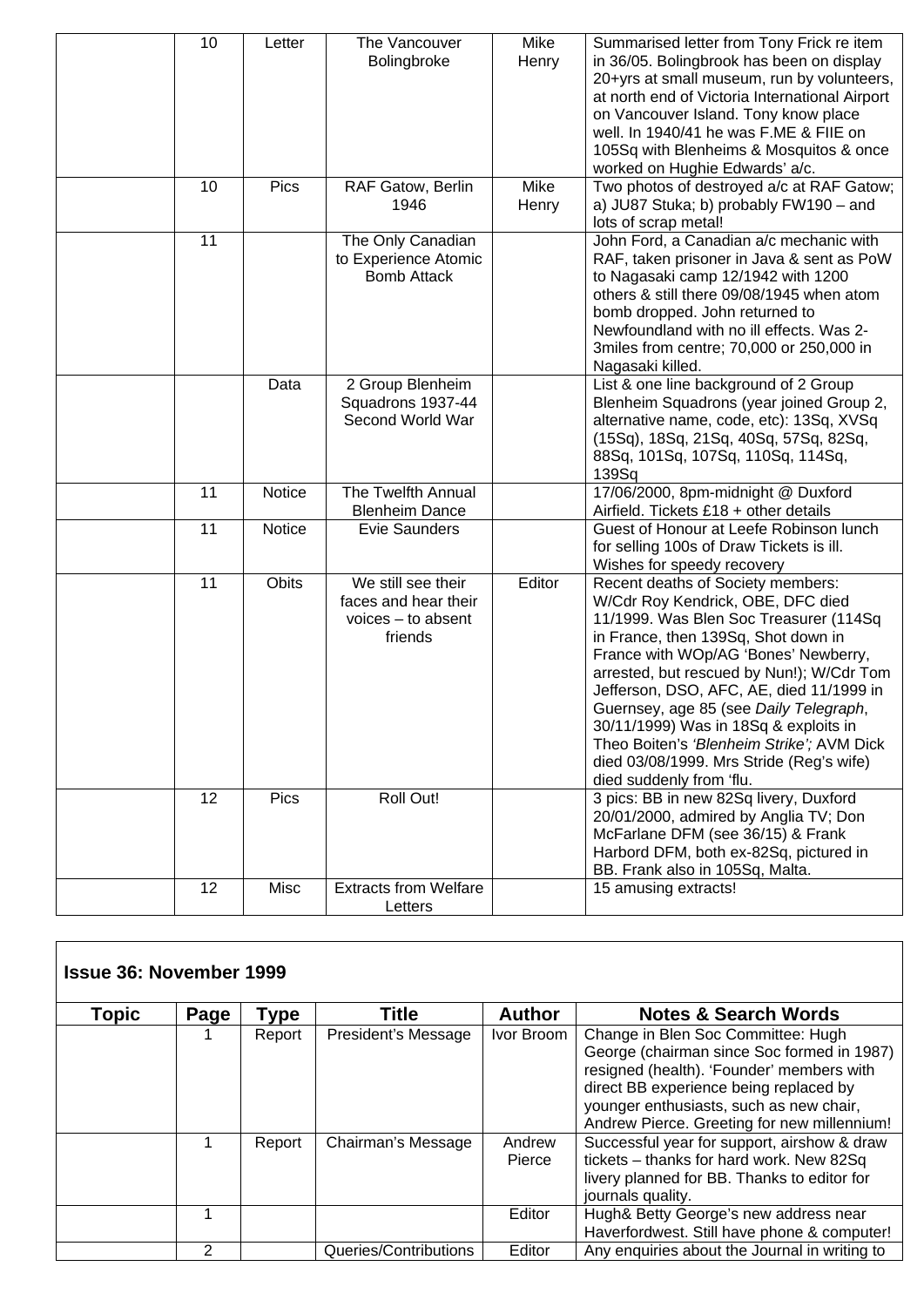| | | | | | |
|---|---|---|---|---|---|
| | 10 | Letter | The Vancouver Bolingbroke | Mike Henry | Summarised letter from Tony Frick re item in 36/05. Bolingbrook has been on display 20+yrs at small museum, run by volunteers, at north end of Victoria International Airport on Vancouver Island. Tony know place well. In 1940/41 he was F.ME & FIIE on 105Sq with Blenheims & Mosquitos & once worked on Hughie Edwards' a/c. |
| | 10 | Pics | RAF Gatow, Berlin 1946 | Mike Henry | Two photos of destroyed a/c at RAF Gatow; a) JU87 Stuka; b) probably FW190 – and lots of scrap metal! |
| | 11 | | The Only Canadian to Experience Atomic Bomb Attack | | John Ford, a Canadian a/c mechanic with RAF, taken prisoner in Java & sent as PoW to Nagasaki camp 12/1942 with 1200 others & still there 09/08/1945 when atom bomb dropped. John returned to Newfoundland with no ill effects. Was 2-3miles from centre; 70,000 or 250,000 in Nagasaki killed. |
| | | Data | 2 Group Blenheim Squadrons 1937-44 Second World War | | List & one line background of 2 Group Blenheim Squadrons (year joined Group 2, alternative name, code, etc): 13Sq, XVSq (15Sq), 18Sq, 21Sq, 40Sq, 57Sq, 82Sq, 88Sq, 101Sq, 107Sq, 110Sq, 114Sq, 139Sq |
| | 11 | Notice | The Twelfth Annual Blenheim Dance | | 17/06/2000, 8pm-midnight @ Duxford Airfield. Tickets £18 + other details |
| | 11 | Notice | Evie Saunders | | Guest of Honour at Leefe Robinson lunch for selling 100s of Draw Tickets is ill. Wishes for speedy recovery |
| | 11 | Obits | We still see their faces and hear their voices – to absent friends | Editor | Recent deaths of Society members: W/Cdr Roy Kendrick, OBE, DFC died 11/1999. Was Blen Soc Treasurer (114Sq in France, then 139Sq, Shot down in France with WOp/AG 'Bones' Newberry, arrested, but rescued by Nun!); W/Cdr Tom Jefferson, DSO, AFC, AE, died 11/1999 in Guernsey, age 85 (see *Daily Telegraph*, 30/11/1999) Was in 18Sq & exploits in Theo Boiten's *'Blenheim Strike';* AVM Dick died 03/08/1999. Mrs Stride (Reg's wife) died suddenly from 'flu. |
| | 12 | Pics | Roll Out! | | 3 pics: BB in new 82Sq livery, Duxford 20/01/2000, admired by Anglia TV; Don McFarlane DFM (see 36/15) & Frank Harbord DFM, both ex-82Sq, pictured in BB. Frank also in 105Sq, Malta. |
| | 12 | Misc | Extracts from Welfare Letters | | 15 amusing extracts! |

**Issue 36: November 1999**

| Topic | Page | Type | Title | Author | Notes & Search Words |
|---|---|---|---|---|---|
| | 1 | Report | President's Message | Ivor Broom | Change in Blen Soc Committee: Hugh George (chairman since Soc formed in 1987) resigned (health). 'Founder' members with direct BB experience being replaced by younger enthusiasts, such as new chair, Andrew Pierce. Greeting for new millennium! |
| | 1 | Report | Chairman's Message | Andrew Pierce | Successful year for support, airshow & draw tickets – thanks for hard work. New 82Sq livery planned for BB. Thanks to editor for journals quality. |
| | 1 | | | Editor | Hugh& Betty George's new address near Haverfordwest. Still have phone & computer! |
| | 2 | | Queries/Contributions | Editor | Any enquiries about the Journal in writing to |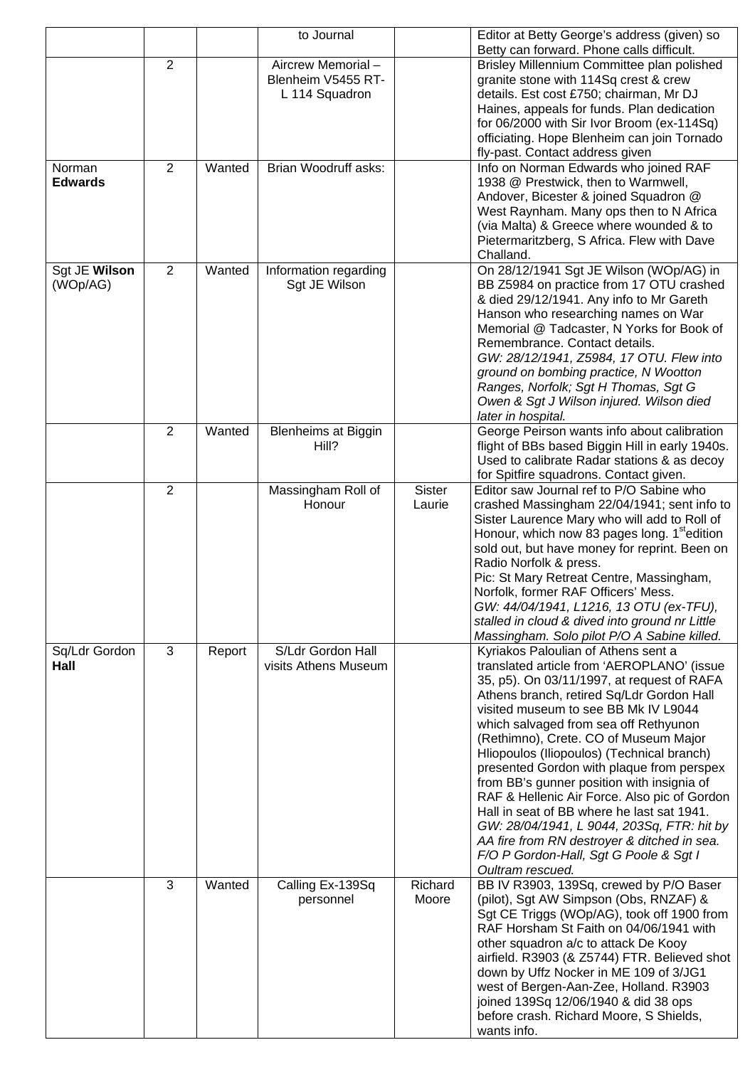|  |  |  | to Journal |  | Editor at Betty George's address (given) so Betty can forward. Phone calls difficult. |
|---|---|---|---|---|---|
|  | 2 |  | Aircrew Memorial – Blenheim V5455 RT-L 114 Squadron |  | Brisley Millennium Committee plan polished granite stone with 114Sq crest & crew details. Est cost £750; chairman, Mr DJ Haines, appeals for funds. Plan dedication for 06/2000 with Sir Ivor Broom (ex-114Sq) officiating. Hope Blenheim can join Tornado fly-past. Contact address given |
| Norman **Edwards** | 2 | Wanted | Brian Woodruff asks: |  | Info on Norman Edwards who joined RAF 1938 @ Prestwick, then to Warmwell, Andover, Bicester & joined Squadron @ West Raynham. Many ops then to N Africa (via Malta) & Greece where wounded & to Pietermaritzberg, S Africa. Flew with Dave Challand. |
| Sgt JE **Wilson** (WOp/AG) | 2 | Wanted | Information regarding Sgt JE Wilson |  | On 28/12/1941 Sgt JE Wilson (WOp/AG) in BB Z5984 on practice from 17 OTU crashed & died 29/12/1941. Any info to Mr Gareth Hanson who researching names on War Memorial @ Tadcaster, N Yorks for Book of Remembrance. Contact details. *GW: 28/12/1941, Z5984, 17 OTU. Flew into ground on bombing practice, N Wootton Ranges, Norfolk; Sgt H Thomas, Sgt G Owen & Sgt J Wilson injured. Wilson died later in hospital.* |
|  | 2 | Wanted | Blenheims at Biggin Hill? |  | George Peirson wants info about calibration flight of BBs based Biggin Hill in early 1940s. Used to calibrate Radar stations & as decoy for Spitfire squadrons. Contact given. |
|  | 2 |  | Massingham Roll of Honour | Sister Laurie | Editor saw Journal ref to P/O Sabine who crashed Massingham 22/04/1941; sent info to Sister Laurence Mary who will add to Roll of Honour, which now 83 pages long. 1st edition sold out, but have money for reprint. Been on Radio Norfolk & press. Pic: St Mary Retreat Centre, Massingham, Norfolk, former RAF Officers' Mess. *GW: 44/04/1941, L1216, 13 OTU (ex-TFU), stalled in cloud & dived into ground nr Little Massingham. Solo pilot P/O A Sabine killed.* |
| Sq/Ldr Gordon **Hall** | 3 | Report | S/Ldr Gordon Hall visits Athens Museum |  | Kyriakos Paloulian of Athens sent a translated article from 'AEROPLANO' (issue 35, p5). On 03/11/1997, at request of RAFA Athens branch, retired Sq/Ldr Gordon Hall visited museum to see BB Mk IV L9044 which salvaged from sea off Rethyunon (Rethimno), Crete. CO of Museum Major Hliopoulos (Iliopoulos) (Technical branch) presented Gordon with plaque from perspex from BB's gunner position with insignia of RAF & Hellenic Air Force. Also pic of Gordon Hall in seat of BB where he last sat 1941. *GW: 28/04/1941, L 9044, 203Sq, FTR: hit by AA fire from RN destroyer & ditched in sea. F/O P Gordon-Hall, Sgt G Poole & Sgt I Oultram rescued.* |
|  | 3 | Wanted | Calling Ex-139Sq personnel | Richard Moore | BB IV R3903, 139Sq, crewed by P/O Baser (pilot), Sgt AW Simpson (Obs, RNZAF) & Sgt CE Triggs (WOp/AG), took off 1900 from RAF Horsham St Faith on 04/06/1941 with other squadron a/c to attack De Kooy airfield. R3903 (& Z5744) FTR. Believed shot down by Uffz Nocker in ME 109 of 3/JG1 west of Bergen-Aan-Zee, Holland. R3903 joined 139Sq 12/06/1940 & did 38 ops before crash. Richard Moore, S Shields, wants info. |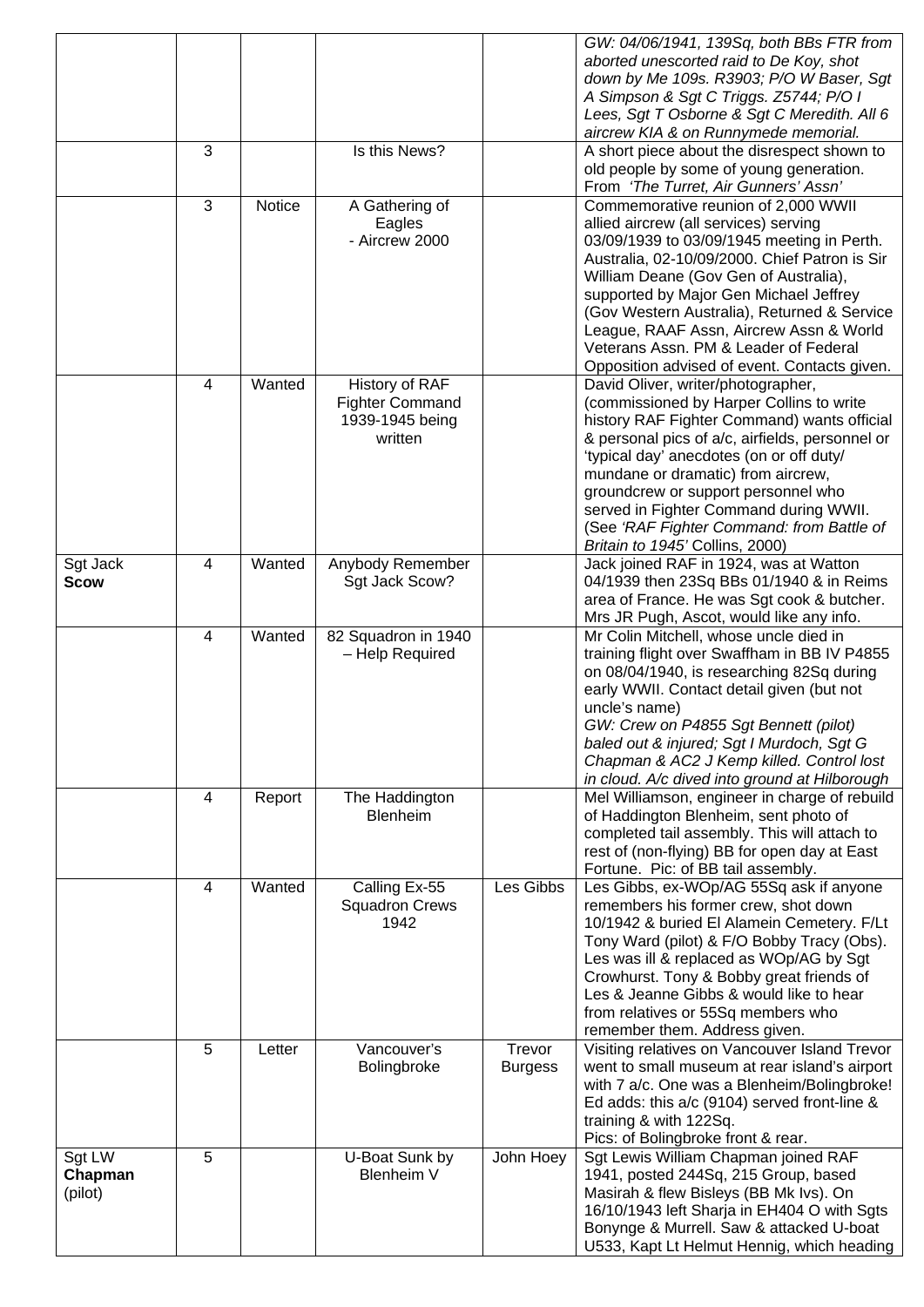| | | | | | |
|---|---|---|---|---|---|
| | | | | | *GW: 04/06/1941, 139Sq, both BBs FTR from aborted unescorted raid to De Koy, shot down by Me 109s. R3903; P/O W Baser, Sgt A Simpson & Sgt C Triggs. Z5744; P/O I Lees, Sgt T Osborne & Sgt C Meredith. All 6 aircrew KIA & on Runnymede memorial.* |
| | 3 | | Is this News? | | A short piece about the disrespect shown to old people by some of young generation. From *'The Turret, Air Gunners' Assn'* |
| | 3 | Notice | A Gathering of Eagles - Aircrew 2000 | | Commemorative reunion of 2,000 WWII allied aircrew (all services) serving 03/09/1939 to 03/09/1945 meeting in Perth. Australia, 02-10/09/2000. Chief Patron is Sir William Deane (Gov Gen of Australia), supported by Major Gen Michael Jeffrey (Gov Western Australia), Returned & Service League, RAAF Assn, Aircrew Assn & World Veterans Assn. PM & Leader of Federal Opposition advised of event. Contacts given. |
| | 4 | Wanted | History of RAF Fighter Command 1939-1945 being written | | David Oliver, writer/photographer, (commissioned by Harper Collins to write history RAF Fighter Command) wants official & personal pics of a/c, airfields, personnel or 'typical day' anecdotes (on or off duty/ mundane or dramatic) from aircrew, groundcrew or support personnel who served in Fighter Command during WWII. (See *'RAF Fighter Command: from Battle of Britain to 1945'* Collins, 2000) |
| Sgt Jack **Scow** | 4 | Wanted | Anybody Remember Sgt Jack Scow? | | Jack joined RAF in 1924, was at Watton 04/1939 then 23Sq BBs 01/1940 & in Reims area of France. He was Sgt cook & butcher. Mrs JR Pugh, Ascot, would like any info. |
| | 4 | Wanted | 82 Squadron in 1940 – Help Required | | Mr Colin Mitchell, whose uncle died in training flight over Swaffham in BB IV P4855 on 08/04/1940, is researching 82Sq during early WWII. Contact detail given (but not uncle's name) *GW: Crew on P4855 Sgt Bennett (pilot) baled out & injured; Sgt I Murdoch, Sgt G Chapman & AC2 J Kemp killed. Control lost in cloud. A/c dived into ground at Hilborough* |
| | 4 | Report | The Haddington Blenheim | | Mel Williamson, engineer in charge of rebuild of Haddington Blenheim, sent photo of completed tail assembly. This will attach to rest of (non-flying) BB for open day at East Fortune. Pic: of BB tail assembly. |
| | 4 | Wanted | Calling Ex-55 Squadron Crews 1942 | Les Gibbs | Les Gibbs, ex-WOp/AG 55Sq ask if anyone remembers his former crew, shot down 10/1942 & buried El Alamein Cemetery. F/Lt Tony Ward (pilot) & F/O Bobby Tracy (Obs). Les was ill & replaced as WOp/AG by Sgt Crowhurst. Tony & Bobby great friends of Les & Jeanne Gibbs & would like to hear from relatives or 55Sq members who remember them. Address given. |
| | 5 | Letter | Vancouver's Bolingbroke | Trevor Burgess | Visiting relatives on Vancouver Island Trevor went to small museum at rear island's airport with 7 a/c. One was a Blenheim/Bolingbroke! Ed adds: this a/c (9104) served front-line & training & with 122Sq. Pics: of Bolingbroke front & rear. |
| Sgt LW **Chapman** (pilot) | 5 | | U-Boat Sunk by Blenheim V | John Hoey | Sgt Lewis William Chapman joined RAF 1941, posted 244Sq, 215 Group, based Masirah & flew Bisleys (BB Mk Ivs). On 16/10/1943 left Sharja in EH404 O with Sgts Bonynge & Murrell. Saw & attacked U-boat U533, Kapt Lt Helmut Hennig, which heading |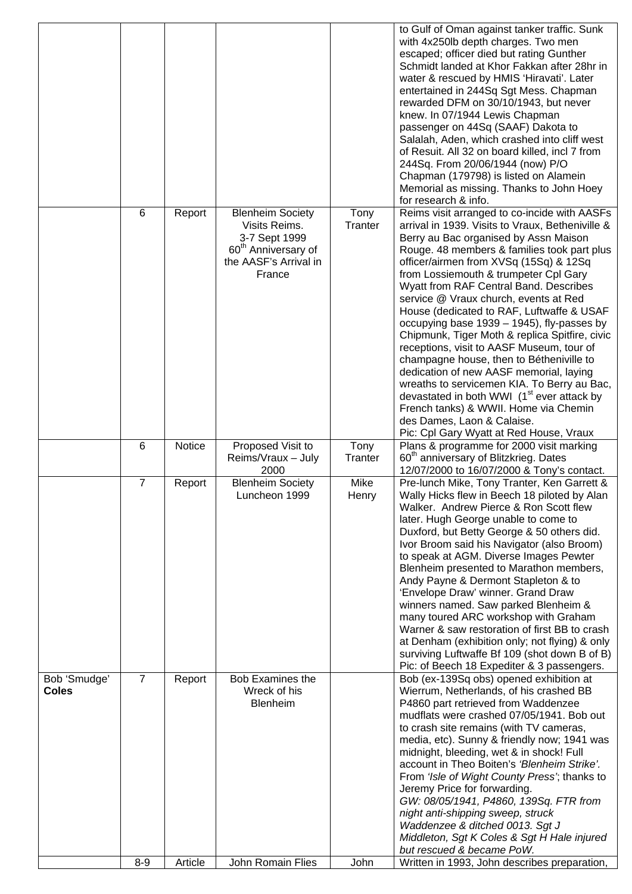| | | | | | |
|---|---|---|---|---|---|
| | | | | | to Gulf of Oman against tanker traffic. Sunk with 4x250lb depth charges. Two men escaped; officer died but rating Gunther Schmidt landed at Khor Fakkan after 28hr in water & rescued by HMIS 'Hiravati'. Later entertained in 244Sq Sgt Mess. Chapman rewarded DFM on 30/10/1943, but never knew. In 07/1944 Lewis Chapman passenger on 44Sq (SAAF) Dakota to Salalah, Aden, which crashed into cliff west of Resuit. All 32 on board killed, incl 7 from 244Sq. From 20/06/1944 (now) P/O Chapman (179798) is listed on Alamein Memorial as missing. Thanks to John Hoey for research & info. |
| | 6 | Report | Blenheim Society Visits Reims. 3-7 Sept 1999 60th Anniversary of the AASF's Arrival in France | Tony Tranter | Reims visit arranged to co-incide with AASFs arrival in 1939. Visits to Vraux, Betheniville & Berry au Bac organised by Assn Maison Rouge. 48 members & families took part plus officer/airmen from XVSq (15Sq) & 12Sq from Lossiemouth & trumpeter Cpl Gary Wyatt from RAF Central Band. Describes service @ Vraux church, events at Red House (dedicated to RAF, Luftwaffe & USAF occupying base 1939 – 1945), fly-passes by Chipmunk, Tiger Moth & replica Spitfire, civic receptions, visit to AASF Museum, tour of champagne house, then to Bétheniville to dedication of new AASF memorial, laying wreaths to servicemen KIA. To Berry au Bac, devastated in both WWI (1st ever attack by French tanks) & WWII. Home via Chemin des Dames, Laon & Calaise.<br>Pic: Cpl Gary Wyatt at Red House, Vraux |
| | 6 | Notice | Proposed Visit to Reims/Vraux – July 2000 | Tony Tranter | Plans & programme for 2000 visit marking 60th anniversary of Blitzkrieg. Dates 12/07/2000 to 16/07/2000 & Tony's contact. |
| | 7 | Report | Blenheim Society Luncheon 1999 | Mike Henry | Pre-lunch Mike, Tony Tranter, Ken Garrett & Wally Hicks flew in Beech 18 piloted by Alan Walker. Andrew Pierce & Ron Scott flew later. Hugh George unable to come to Duxford, but Betty George & 50 others did. Ivor Broom said his Navigator (also Broom) to speak at AGM. Diverse Images Pewter Blenheim presented to Marathon members, Andy Payne & Dermont Stapleton & to 'Envelope Draw' winner. Grand Draw winners named. Saw parked Blenheim & many toured ARC workshop with Graham Warner & saw restoration of first BB to crash at Denham (exhibition only; not flying) & only surviving Luftwaffe Bf 109 (shot down B of B)<br>Pic: of Beech 18 Expediter & 3 passengers. |
| Bob 'Smudge' **Coles** | 7 | Report | Bob Examines the Wreck of his Blenheim | | Bob (ex-139Sq obs) opened exhibition at Wierrum, Netherlands, of his crashed BB P4860 part retrieved from Waddenzee mudflats were crashed 07/05/1941. Bob out to crash site remains (with TV cameras, media, etc). Sunny & friendly now; 1941 was midnight, bleeding, wet & in shock! Full account in Theo Boiten's *'Blenheim Strike'*. From *'Isle of Wight County Press'*; thanks to Jeremy Price for forwarding.<br>*GW: 08/05/1941, P4860, 139Sq. FTR from night anti-shipping sweep, struck Waddenzee & ditched 0013. Sgt J Middleton, Sgt K Coles & Sgt H Hale injured but rescued & became PoW.* |
| | 8-9 | Article | John Romain Flies | John | Written in 1993, John describes preparation, |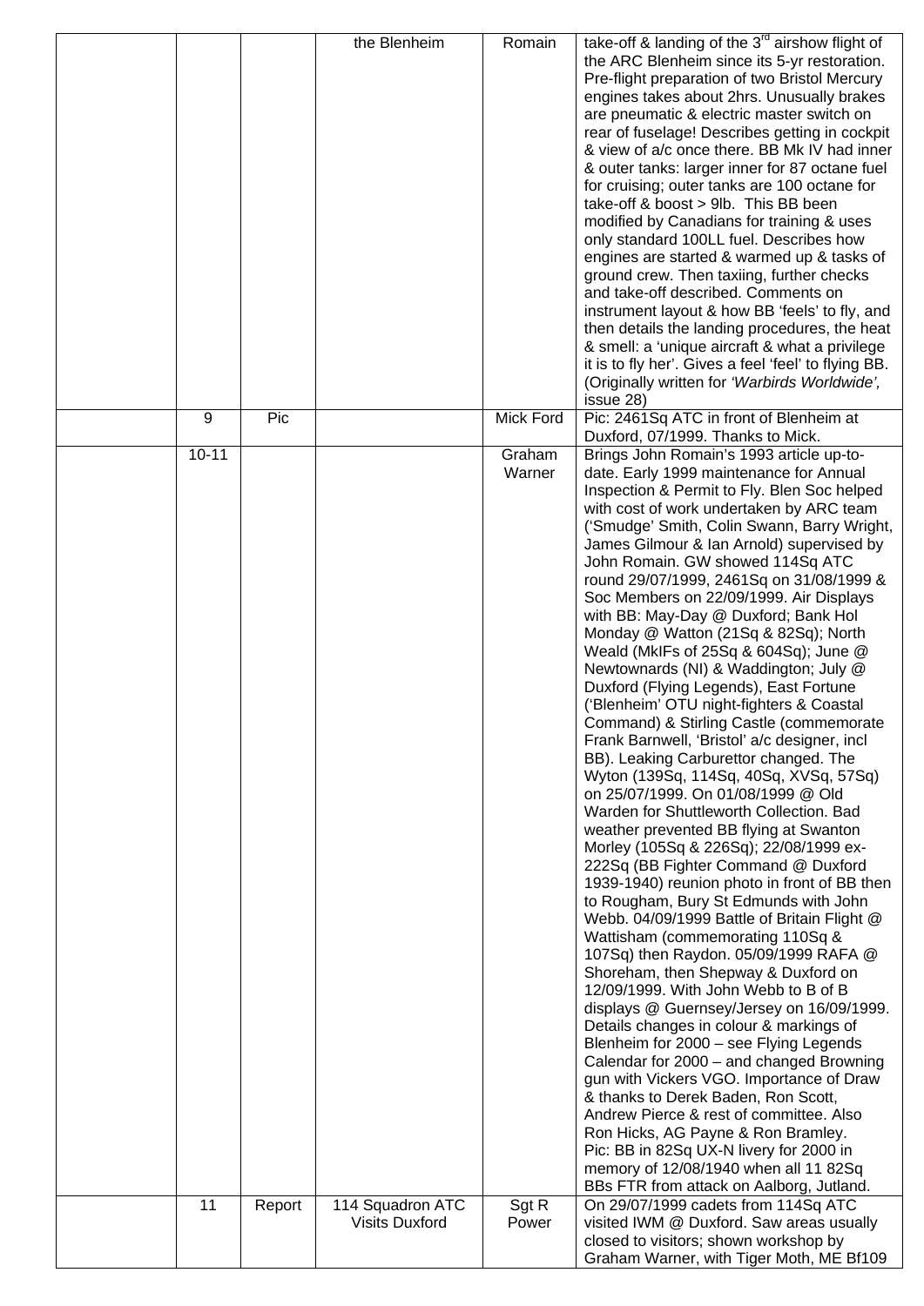| | | | | |
|---|---|---|---|---|
| | | the Blenheim | Romain | take-off & landing of the 3rd airshow flight of the ARC Blenheim since its 5-yr restoration. Pre-flight preparation of two Bristol Mercury engines takes about 2hrs. Unusually brakes are pneumatic & electric master switch on rear of fuselage! Describes getting in cockpit & view of a/c once there. BB Mk IV had inner & outer tanks: larger inner for 87 octane fuel for cruising; outer tanks are 100 octane for take-off & boost > 9lb. This BB been modified by Canadians for training & uses only standard 100LL fuel. Describes how engines are started & warmed up & tasks of ground crew. Then taxiing, further checks and take-off described. Comments on instrument layout & how BB 'feels' to fly, and then details the landing procedures, the heat & smell: a 'unique aircraft & what a privilege it is to fly her'. Gives a feel 'feel' to flying BB. (Originally written for *'Warbirds Worldwide',* issue 28) |
| | 9 | Pic | | Mick Ford | Pic: 2461Sq ATC in front of Blenheim at Duxford, 07/1999. Thanks to Mick. |
| | 10-11 | | | Graham Warner | Brings John Romain's 1993 article up-to-date. Early 1999 maintenance for Annual Inspection & Permit to Fly. Blen Soc helped with cost of work undertaken by ARC team ('Smudge' Smith, Colin Swann, Barry Wright, James Gilmour & Ian Arnold) supervised by John Romain. GW showed 114Sq ATC round 29/07/1999, 2461Sq on 31/08/1999 & Soc Members on 22/09/1999. Air Displays with BB: May-Day @ Duxford; Bank Hol Monday @ Watton (21Sq & 82Sq); North Weald (MkIFs of 25Sq & 604Sq); June @ Newtownards (NI) & Waddington; July @ Duxford (Flying Legends), East Fortune ('Blenheim' OTU night-fighters & Coastal Command) & Stirling Castle (commemorate Frank Barnwell, 'Bristol' a/c designer, incl BB). Leaking Carburettor changed. The Wyton (139Sq, 114Sq, 40Sq, XVSq, 57Sq) on 25/07/1999. On 01/08/1999 @ Old Warden for Shuttleworth Collection. Bad weather prevented BB flying at Swanton Morley (105Sq & 226Sq); 22/08/1999 ex-222Sq (BB Fighter Command @ Duxford 1939-1940) reunion photo in front of BB then to Rougham, Bury St Edmunds with John Webb. 04/09/1999 Battle of Britain Flight @ Wattisham (commemorating 110Sq & 107Sq) then Raydon. 05/09/1999 RAFA @ Shoreham, then Shepway & Duxford on 12/09/1999. With John Webb to B of B displays @ Guernsey/Jersey on 16/09/1999. Details changes in colour & markings of Blenheim for 2000 – see Flying Legends Calendar for 2000 – and changed Browning gun with Vickers VGO. Importance of Draw & thanks to Derek Baden, Ron Scott, Andrew Pierce & rest of committee. Also Ron Hicks, AG Payne & Ron Bramley. Pic: BB in 82Sq UX-N livery for 2000 in memory of 12/08/1940 when all 11 82Sq BBs FTR from attack on Aalborg, Jutland. |
| | 11 | Report | 114 Squadron ATC Visits Duxford | Sgt R Power | On 29/07/1999 cadets from 114Sq ATC visited IWM @ Duxford. Saw areas usually closed to visitors; shown workshop by Graham Warner, with Tiger Moth, ME Bf109 |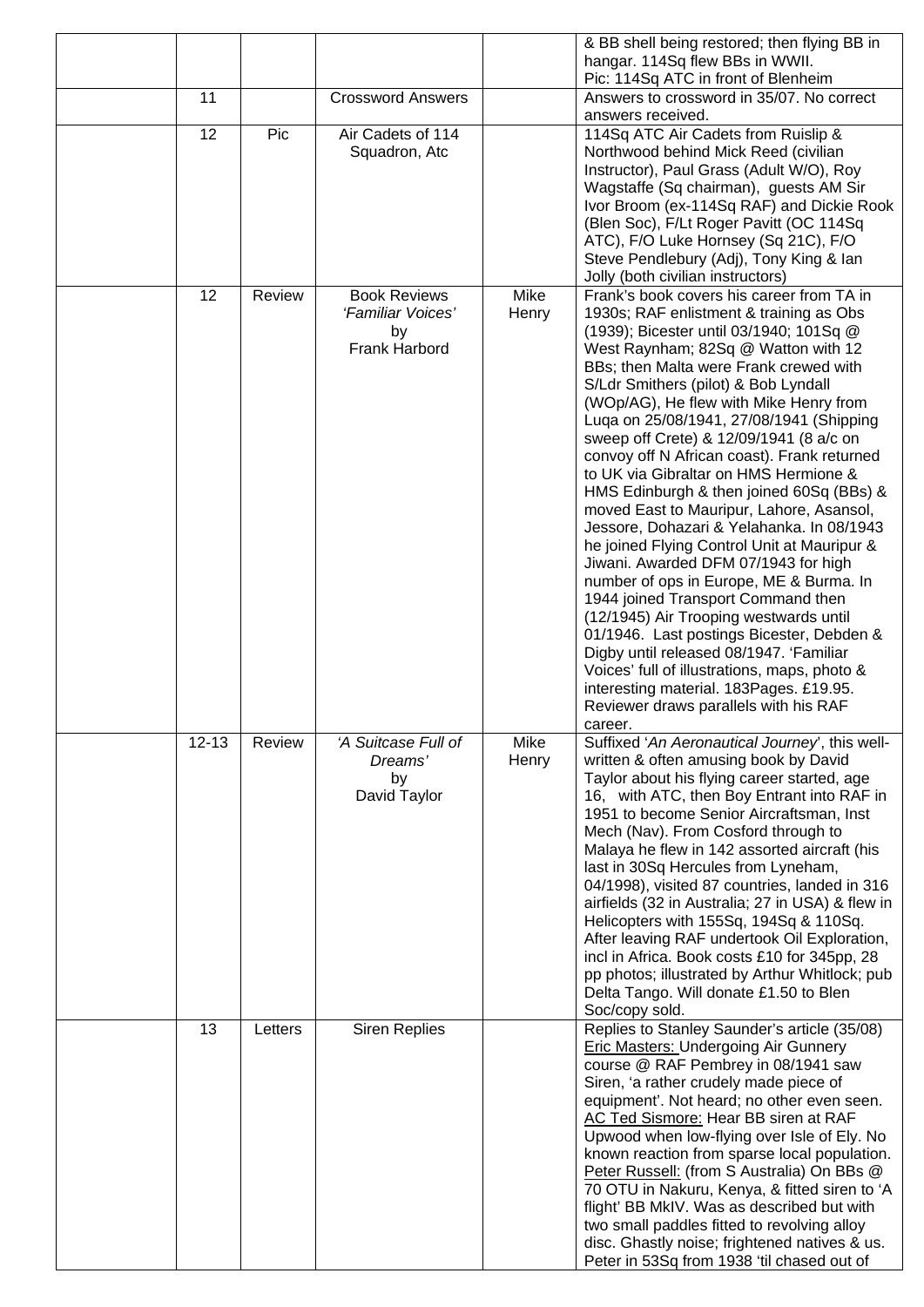| | | | | | |
|---|---|---|---|---|---|
| | | | | | & BB shell being restored; then flying BB in hangar. 114Sq flew BBs in WWII. Pic: 114Sq ATC in front of Blenheim |
| | 11 | | Crossword Answers | | Answers to crossword in 35/07. No correct answers received. |
| | 12 | Pic | Air Cadets of 114 Squadron, Atc | | 114Sq ATC Air Cadets from Ruislip & Northwood behind Mick Reed (civilian Instructor), Paul Grass (Adult W/O), Roy Wagstaffe (Sq chairman), guests AM Sir Ivor Broom (ex-114Sq RAF) and Dickie Rook (Blen Soc), F/Lt Roger Pavitt (OC 114Sq ATC), F/O Luke Hornsey (Sq 21C), F/O Steve Pendlebury (Adj), Tony King & Ian Jolly (both civilian instructors) |
| | 12 | Review | Book Reviews *'Familiar Voices'* by Frank Harbord | Mike Henry | Frank's book covers his career from TA in 1930s; RAF enlistment & training as Obs (1939); Bicester until 03/1940; 101Sq @ West Raynham; 82Sq @ Watton with 12 BBs; then Malta were Frank crewed with S/Ldr Smithers (pilot) & Bob Lyndall (WOp/AG), He flew with Mike Henry from Luqa on 25/08/1941, 27/08/1941 (Shipping sweep off Crete) & 12/09/1941 (8 a/c on convoy off N African coast). Frank returned to UK via Gibraltar on HMS Hermione & HMS Edinburgh & then joined 60Sq (BBs) & moved East to Mauripur, Lahore, Asansol, Jessore, Dohazari & Yelahanka. In 08/1943 he joined Flying Control Unit at Mauripur & Jiwani. Awarded DFM 07/1943 for high number of ops in Europe, ME & Burma. In 1944 joined Transport Command then (12/1945) Air Trooping westwards until 01/1946. Last postings Bicester, Debden & Digby until released 08/1947. 'Familiar Voices' full of illustrations, maps, photo & interesting material. 183Pages. £19.95. Reviewer draws parallels with his RAF career. |
| | 12-13 | Review | *'A Suitcase Full of Dreams'* by David Taylor | Mike Henry | Suffixed '*An Aeronautical Journey*', this well-written & often amusing book by David Taylor about his flying career started, age 16, with ATC, then Boy Entrant into RAF in 1951 to become Senior Aircraftsman, Inst Mech (Nav). From Cosford through to Malaya he flew in 142 assorted aircraft (his last in 30Sq Hercules from Lyneham, 04/1998), visited 87 countries, landed in 316 airfields (32 in Australia; 27 in USA) & flew in Helicopters with 155Sq, 194Sq & 110Sq. After leaving RAF undertook Oil Exploration, incl in Africa. Book costs £10 for 345pp, 28 pp photos; illustrated by Arthur Whitlock; pub Delta Tango. Will donate £1.50 to Blen Soc/copy sold. |
| | 13 | Letters | Siren Replies | | Replies to Stanley Saunder's article (35/08) Eric Masters: Undergoing Air Gunnery course @ RAF Pembrey in 08/1941 saw Siren, 'a rather crudely made piece of equipment'. Not heard; no other even seen. AC Ted Sismore: Hear BB siren at RAF Upwood when low-flying over Isle of Ely. No known reaction from sparse local population. Peter Russell: (from S Australia) On BBs @ 70 OTU in Nakuru, Kenya, & fitted siren to 'A flight' BB MkIV. Was as described but with two small paddles fitted to revolving alloy disc. Ghastly noise; frightened natives & us. Peter in 53Sq from 1938 'til chased out of |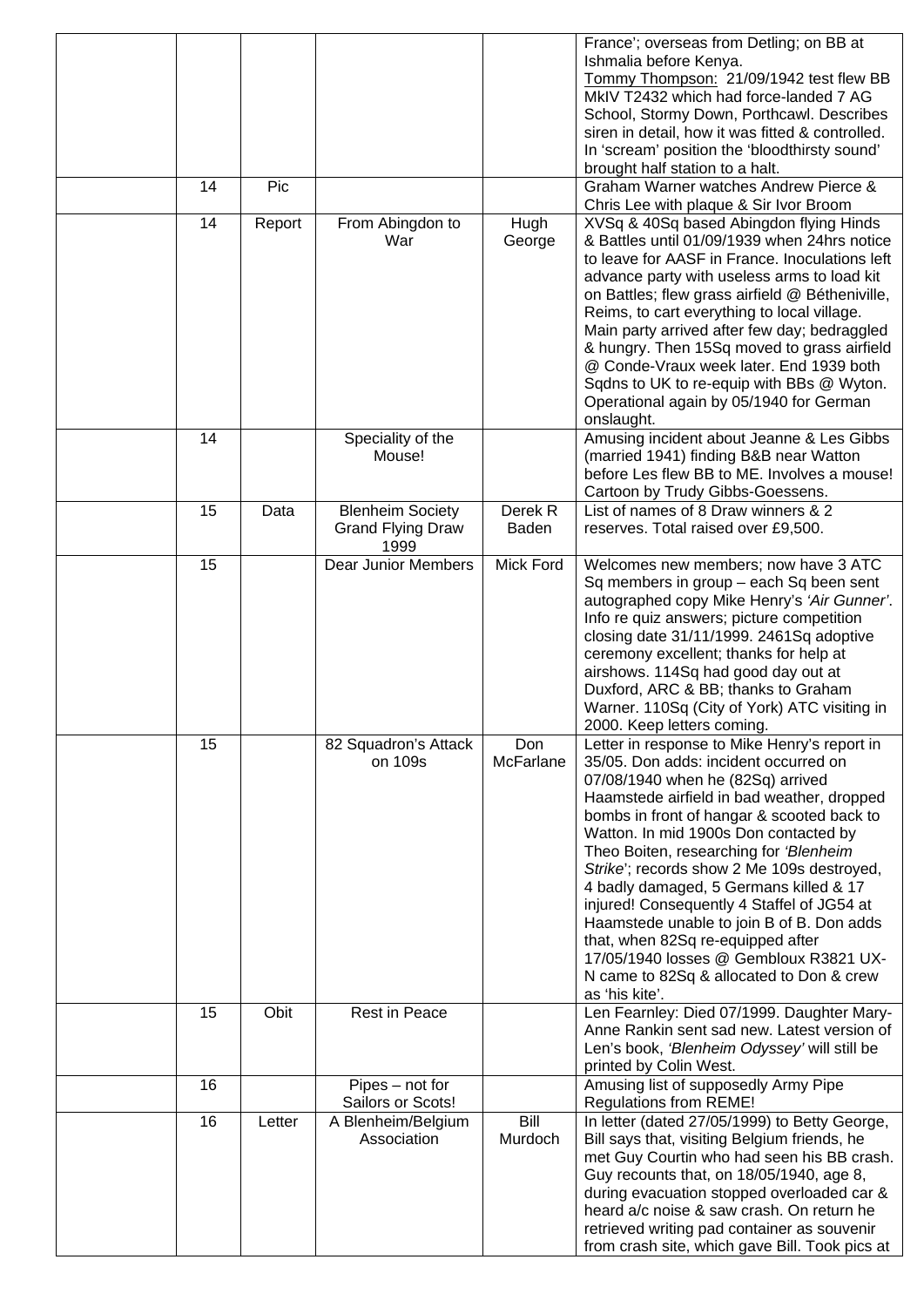| | | | | | |
|---|---|---|---|---|---|
| | | | | | France'; overseas from Detling; on BB at Ishmalia before Kenya. Tommy Thompson: 21/09/1942 test flew BB MkIV T2432 which had force-landed 7 AG School, Stormy Down, Porthcawl. Describes siren in detail, how it was fitted & controlled. In 'scream' position the 'bloodthirsty sound' brought half station to a halt. |
| | 14 | Pic | | | Graham Warner watches Andrew Pierce & Chris Lee with plaque & Sir Ivor Broom |
| | 14 | Report | From Abingdon to War | Hugh George | XVSq & 40Sq based Abingdon flying Hinds & Battles until 01/09/1939 when 24hrs notice to leave for AASF in France. Inoculations left advance party with useless arms to load kit on Battles; flew grass airfield @ Bétheniville, Reims, to cart everything to local village. Main party arrived after few day; bedraggled & hungry. Then 15Sq moved to grass airfield @ Conde-Vraux week later. End 1939 both Sqdns to UK to re-equip with BBs @ Wyton. Operational again by 05/1940 for German onslaught. |
| | 14 | | Speciality of the Mouse! | | Amusing incident about Jeanne & Les Gibbs (married 1941) finding B&B near Watton before Les flew BB to ME. Involves a mouse! Cartoon by Trudy Gibbs-Goessens. |
| | 15 | Data | Blenheim Society Grand Flying Draw 1999 | Derek R Baden | List of names of 8 Draw winners & 2 reserves. Total raised over £9,500. |
| | 15 | | Dear Junior Members | Mick Ford | Welcomes new members; now have 3 ATC Sq members in group – each Sq been sent autographed copy Mike Henry's *'Air Gunner'*. Info re quiz answers; picture competition closing date 31/11/1999. 2461Sq adoptive ceremony excellent; thanks for help at airshows. 114Sq had good day out at Duxford, ARC & BB; thanks to Graham Warner. 110Sq (City of York) ATC visiting in 2000. Keep letters coming. |
| | 15 | | 82 Squadron's Attack on 109s | Don McFarlane | Letter in response to Mike Henry's report in 35/05. Don adds: incident occurred on 07/08/1940 when he (82Sq) arrived Haamstede airfield in bad weather, dropped bombs in front of hangar & scooted back to Watton. In mid 1900s Don contacted by Theo Boiten, researching for *'Blenheim Strike*'; records show 2 Me 109s destroyed, 4 badly damaged, 5 Germans killed & 17 injured! Consequently 4 Staffel of JG54 at Haamstede unable to join B of B. Don adds that, when 82Sq re-equipped after 17/05/1940 losses @ Gembloux R3821 UX-N came to 82Sq & allocated to Don & crew as 'his kite'. |
| | 15 | Obit | Rest in Peace | | Len Fearnley: Died 07/1999. Daughter Mary-Anne Rankin sent sad new. Latest version of Len's book, *'Blenheim Odyssey'* will still be printed by Colin West. |
| | 16 | | Pipes – not for Sailors or Scots! | | Amusing list of supposedly Army Pipe Regulations from REME! |
| | 16 | Letter | A Blenheim/Belgium Association | Bill Murdoch | In letter (dated 27/05/1999) to Betty George, Bill says that, visiting Belgium friends, he met Guy Courtin who had seen his BB crash. Guy recounts that, on 18/05/1940, age 8, during evacuation stopped overloaded car & heard a/c noise & saw crash. On return he retrieved writing pad container as souvenir from crash site, which gave Bill. Took pics at |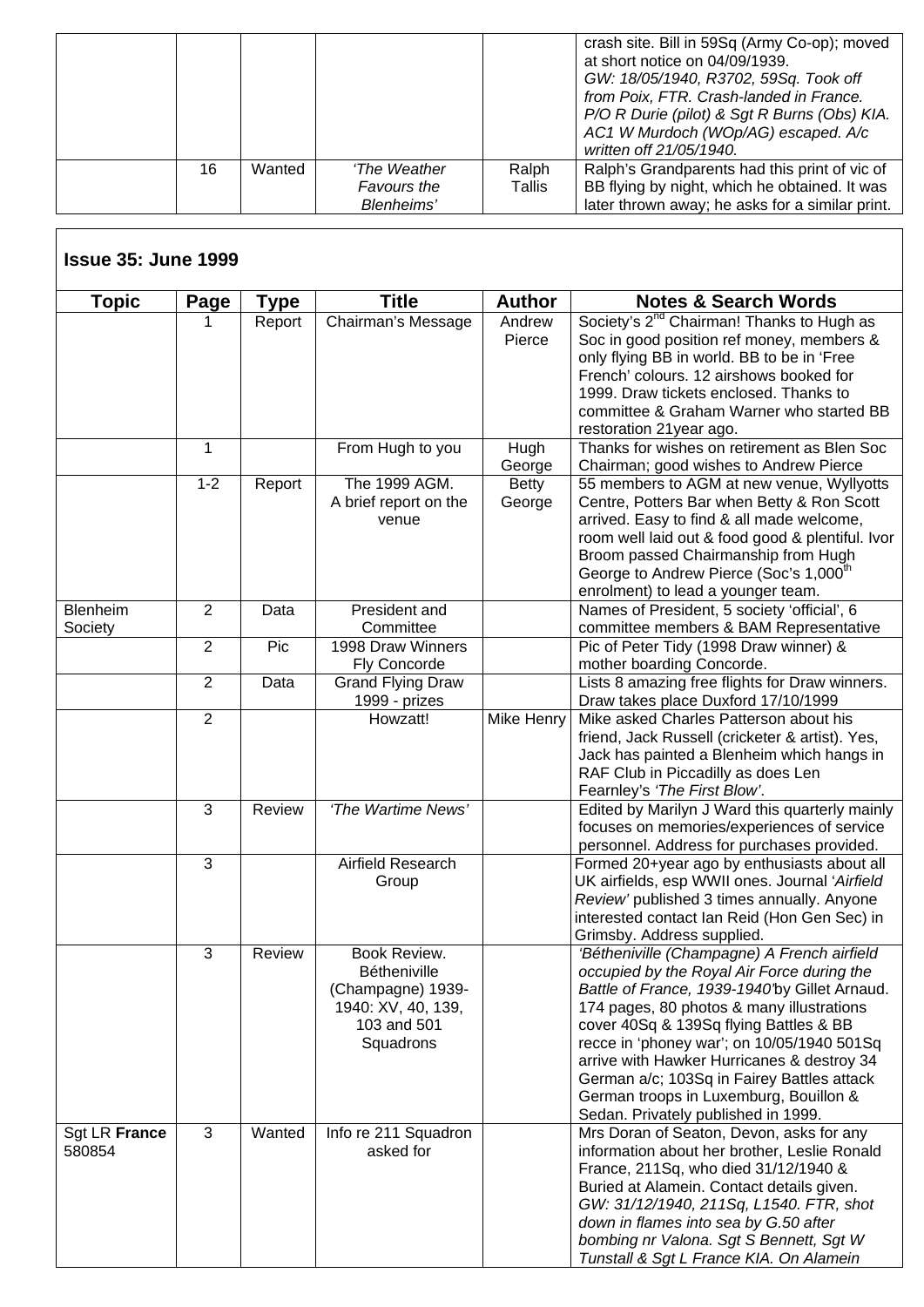| | | | | | |
|---|---|---|---|---|---|
| | | | | | crash site. Bill in 59Sq (Army Co-op); moved at short notice on 04/09/1939. *GW: 18/05/1940, R3702, 59Sq. Took off from Poix, FTR. Crash-landed in France. P/O R Durie (pilot) & Sgt R Burns (Obs) KIA. AC1 W Murdoch (WOp/AG) escaped. A/c written off 21/05/1940.* |
| | 16 | Wanted | *'The Weather Favours the Blenheims'* | Ralph Tallis | Ralph's Grandparents had this print of vic of BB flying by night, which he obtained. It was later thrown away; he asks for a similar print. |

## Issue 35: June 1999

| Topic | Page | Type | Title | Author | Notes & Search Words |
|---|---|---|---|---|---|
| | 1 | Report | Chairman's Message | Andrew Pierce | Society's 2nd Chairman! Thanks to Hugh as Soc in good position ref money, members & only flying BB in world. BB to be in 'Free French' colours. 12 airshows booked for 1999. Draw tickets enclosed. Thanks to committee & Graham Warner who started BB restoration 21year ago. |
| | 1 | | From Hugh to you | Hugh George | Thanks for wishes on retirement as Blen Soc Chairman; good wishes to Andrew Pierce |
| | 1-2 | Report | The 1999 AGM. A brief report on the venue | Betty George | 55 members to AGM at new venue, Wyllyotts Centre, Potters Bar when Betty & Ron Scott arrived. Easy to find & all made welcome, room well laid out & food good & plentiful. Ivor Broom passed Chairmanship from Hugh George to Andrew Pierce (Soc's 1,000th enrolment) to lead a younger team. |
| Blenheim Society | 2 | Data | President and Committee | | Names of President, 5 society 'official', 6 committee members & BAM Representative |
| | 2 | Pic | 1998 Draw Winners Fly Concorde | | Pic of Peter Tidy (1998 Draw winner) & mother boarding Concorde. |
| | 2 | Data | Grand Flying Draw 1999 - prizes | | Lists 8 amazing free flights for Draw winners. Draw takes place Duxford 17/10/1999 |
| | 2 | | Howzatt! | Mike Henry | Mike asked Charles Patterson about his friend, Jack Russell (cricketer & artist). Yes, Jack has painted a Blenheim which hangs in RAF Club in Piccadilly as does Len Fearnley's *'The First Blow'*. |
| | 3 | Review | *'The Wartime News'* | | Edited by Marilyn J Ward this quarterly mainly focuses on memories/experiences of service personnel. Address for purchases provided. |
| | 3 | | Airfield Research Group | | Formed 20+year ago by enthusiasts about all UK airfields, esp WWII ones. Journal *'Airfield Review'* published 3 times annually. Anyone interested contact Ian Reid (Hon Gen Sec) in Grimsby. Address supplied. |
| | 3 | Review | Book Review. Bétheniville (Champagne) 1939-1940: XV, 40, 139, 103 and 501 Squadrons | | *'Bétheniville (Champagne) A French airfield occupied by the Royal Air Force during the Battle of France, 1939-1940'* by Gillet Arnaud. 174 pages, 80 photos & many illustrations cover 40Sq & 139Sq flying Battles & BB recce in 'phoney war'; on 10/05/1940 501Sq arrive with Hawker Hurricanes & destroy 34 German a/c; 103Sq in Fairey Battles attack German troops in Luxemburg, Bouillon & Sedan. Privately published in 1999. |
| Sgt LR **France** 580854 | 3 | Wanted | Info re 211 Squadron asked for | | Mrs Doran of Seaton, Devon, asks for any information about her brother, Leslie Ronald France, 211Sq, who died 31/12/1940 & Buried at Alamein. Contact details given. *GW: 31/12/1940, 211Sq, L1540. FTR, shot down in flames into sea by G.50 after bombing nr Valona. Sgt S Bennett, Sgt W Tunstall & Sgt L France KIA. On Alamein* |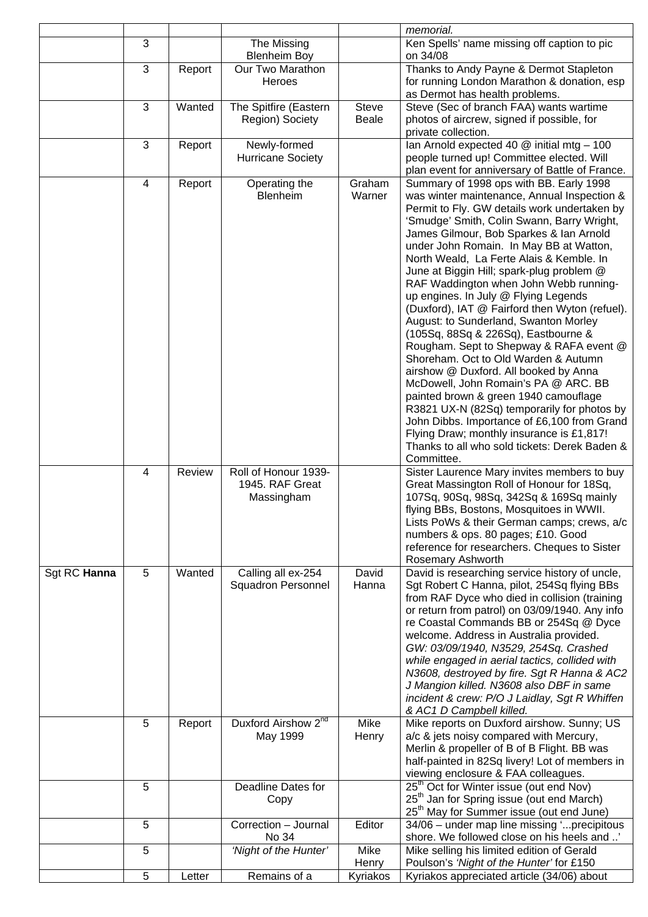| | | | | | |
|---|---|---|---|---|---|
| | | | | | *memorial.* |
| | 3 | | The Missing Blenheim Boy | | Ken Spells' name missing off caption to pic on 34/08 |
| | 3 | Report | Our Two Marathon Heroes | | Thanks to Andy Payne & Dermot Stapleton for running London Marathon & donation, esp as Dermot has health problems. |
| | 3 | Wanted | The Spitfire (Eastern Region) Society | Steve Beale | Steve (Sec of branch FAA) wants wartime photos of aircrew, signed if possible, for private collection. |
| | 3 | Report | Newly-formed Hurricane Society | | Ian Arnold expected 40 @ initial mtg – 100 people turned up! Committee elected. Will plan event for anniversary of Battle of France. |
| | 4 | Report | Operating the Blenheim | Graham Warner | Summary of 1998 ops with BB. Early 1998 was winter maintenance, Annual Inspection & Permit to Fly. GW details work undertaken by 'Smudge' Smith, Colin Swann, Barry Wright, James Gilmour, Bob Sparkes & Ian Arnold under John Romain. In May BB at Watton, North Weald, La Ferte Alais & Kemble. In June at Biggin Hill; spark-plug problem @ RAF Waddington when John Webb running-up engines. In July @ Flying Legends (Duxford), IAT @ Fairford then Wyton (refuel). August: to Sunderland, Swanton Morley (105Sq, 88Sq & 226Sq), Eastbourne & Rougham. Sept to Shepway & RAFA event @ Shoreham. Oct to Old Warden & Autumn airshow @ Duxford. All booked by Anna McDowell, John Romain's PA @ ARC. BB painted brown & green 1940 camouflage R3821 UX-N (82Sq) temporarily for photos by John Dibbs. Importance of £6,100 from Grand Flying Draw; monthly insurance is £1,817! Thanks to all who sold tickets: Derek Baden & Committee. |
| | 4 | Review | Roll of Honour 1939-1945. RAF Great Massingham | | Sister Laurence Mary invites members to buy Great Massington Roll of Honour for 18Sq, 107Sq, 90Sq, 98Sq, 342Sq & 169Sq mainly flying BBs, Bostons, Mosquitoes in WWII. Lists PoWs & their German camps; crews, a/c numbers & ops. 80 pages; £10. Good reference for researchers. Cheques to Sister Rosemary Ashworth |
| Sgt RC **Hanna** | 5 | Wanted | Calling all ex-254 Squadron Personnel | David Hanna | David is researching service history of uncle, Sgt Robert C Hanna, pilot, 254Sq flying BBs from RAF Dyce who died in collision (training or return from patrol) on 03/09/1940. Any info re Coastal Commands BB or 254Sq @ Dyce welcome. Address in Australia provided. *GW: 03/09/1940, N3529, 254Sq. Crashed while engaged in aerial tactics, collided with N3608, destroyed by fire. Sgt R Hanna & AC2 J Mangion killed. N3608 also DBF in same incident & crew: P/O J Laidlay, Sgt R Whiffen & AC1 D Campbell killed.* |
| | 5 | Report | Duxford Airshow 2nd May 1999 | Mike Henry | Mike reports on Duxford airshow. Sunny; US a/c & jets noisy compared with Mercury, Merlin & propeller of B of B Flight. BB was half-painted in 82Sq livery! Lot of members in viewing enclosure & FAA colleagues. |
| | 5 | | Deadline Dates for Copy | | 25th Oct for Winter issue (out end Nov) 25th Jan for Spring issue (out end March) 25th May for Summer issue (out end June) |
| | 5 | | Correction – Journal No 34 | Editor | 34/06 – under map line missing '...precipitous shore. We followed close on his heels and ..' |
| | 5 | | *'Night of the Hunter'* | Mike Henry | Mike selling his limited edition of Gerald Poulson's *'Night of the Hunter'* for £150 |
| | 5 | Letter | Remains of a | Kyriakos | Kyriakos appreciated article (34/06) about |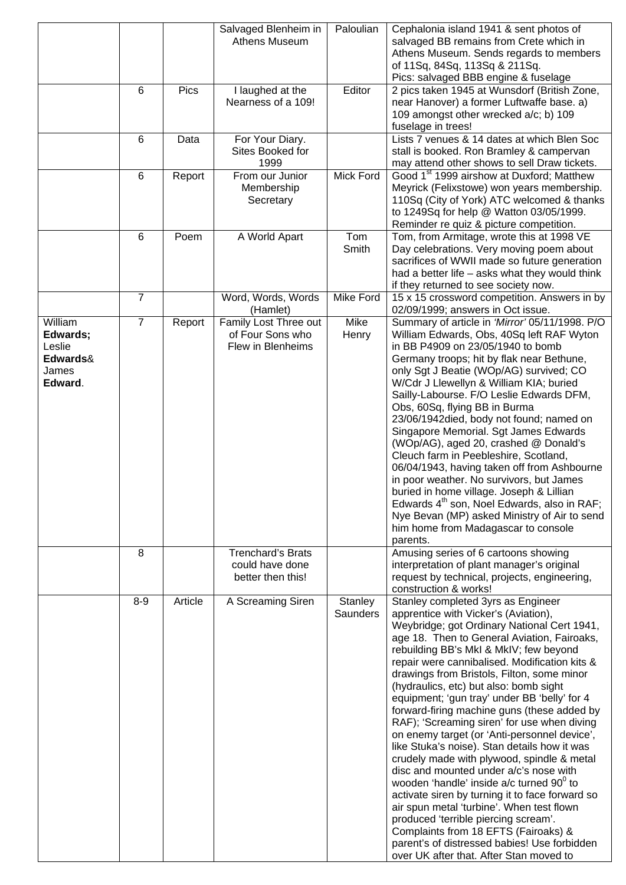| | | | | | |
|---|---|---|---|---|---|
| | | | Salvaged Blenheim in Athens Museum | Paloulian | Cephalonia island 1941 & sent photos of salvaged BB remains from Crete which in Athens Museum. Sends regards to members of 11Sq, 84Sq, 113Sq & 211Sq. Pics: salvaged BBB engine & fuselage |
| | 6 | Pics | I laughed at the Nearness of a 109! | Editor | 2 pics taken 1945 at Wunsdorf (British Zone, near Hanover) a former Luftwaffe base. a) 109 amongst other wrecked a/c; b) 109 fuselage in trees! |
| | 6 | Data | For Your Diary. Sites Booked for 1999 | | Lists 7 venues & 14 dates at which Blen Soc stall is booked. Ron Bramley & campervan may attend other shows to sell Draw tickets. |
| | 6 | Report | From our Junior Membership Secretary | Mick Ford | Good 1st 1999 airshow at Duxford; Matthew Meyrick (Felixstowe) won years membership. 110Sq (City of York) ATC welcomed & thanks to 1249Sq for help @ Watton 03/05/1999. Reminder re quiz & picture competition. |
| | 6 | Poem | A World Apart | Tom Smith | Tom, from Armitage, wrote this at 1998 VE Day celebrations. Very moving poem about sacrifices of WWII made so future generation had a better life – asks what they would think if they returned to see society now. |
| | 7 | | Word, Words, Words (Hamlet) | Mike Ford | 15 x 15 crossword competition. Answers in by 02/09/1999; answers in Oct issue. |
| William **Edwards;** Leslie **Edwards**& James **Edward**. | 7 | Report | Family Lost Three out of Four Sons who Flew in Blenheims | Mike Henry | Summary of article in *'Mirror'* 05/11/1998. P/O William Edwards, Obs, 40Sq left RAF Wyton in BB P4909 on 23/05/1940 to bomb Germany troops; hit by flak near Bethune, only Sgt J Beatie (WOp/AG) survived; CO W/Cdr J Llewellyn & William KIA; buried Sailly-Labourse. F/O Leslie Edwards DFM, Obs, 60Sq, flying BB in Burma 23/06/1942died, body not found; named on Singapore Memorial. Sgt James Edwards (WOp/AG), aged 20, crashed @ Donald's Cleuch farm in Peebleshire, Scotland, 06/04/1943, having taken off from Ashbourne in poor weather. No survivors, but James buried in home village. Joseph & Lillian Edwards 4th son, Noel Edwards, also in RAF; Nye Bevan (MP) asked Ministry of Air to send him home from Madagascar to console parents. |
| | 8 | | Trenchard's Brats could have done better then this! | | Amusing series of 6 cartoons showing interpretation of plant manager's original request by technical, projects, engineering, construction & works! |
| | 8-9 | Article | A Screaming Siren | Stanley Saunders | Stanley completed 3yrs as Engineer apprentice with Vicker's (Aviation), Weybridge; got Ordinary National Cert 1941, age 18. Then to General Aviation, Fairoaks, rebuilding BB's MkI & MkIV; few beyond repair were cannibalised. Modification kits & drawings from Bristols, Filton, some minor (hydraulics, etc) but also: bomb sight equipment; 'gun tray' under BB 'belly' for 4 forward-firing machine guns (these added by RAF); 'Screaming siren' for use when diving on enemy target (or 'Anti-personnel device', like Stuka's noise). Stan details how it was crudely made with plywood, spindle & metal disc and mounted under a/c's nose with wooden 'handle' inside a/c turned $90^0$ to activate siren by turning it to face forward so air spun metal 'turbine'. When test flown produced 'terrible piercing scream'. Complaints from 18 EFTS (Fairoaks) & parent's of distressed babies! Use forbidden over UK after that. After Stan moved to |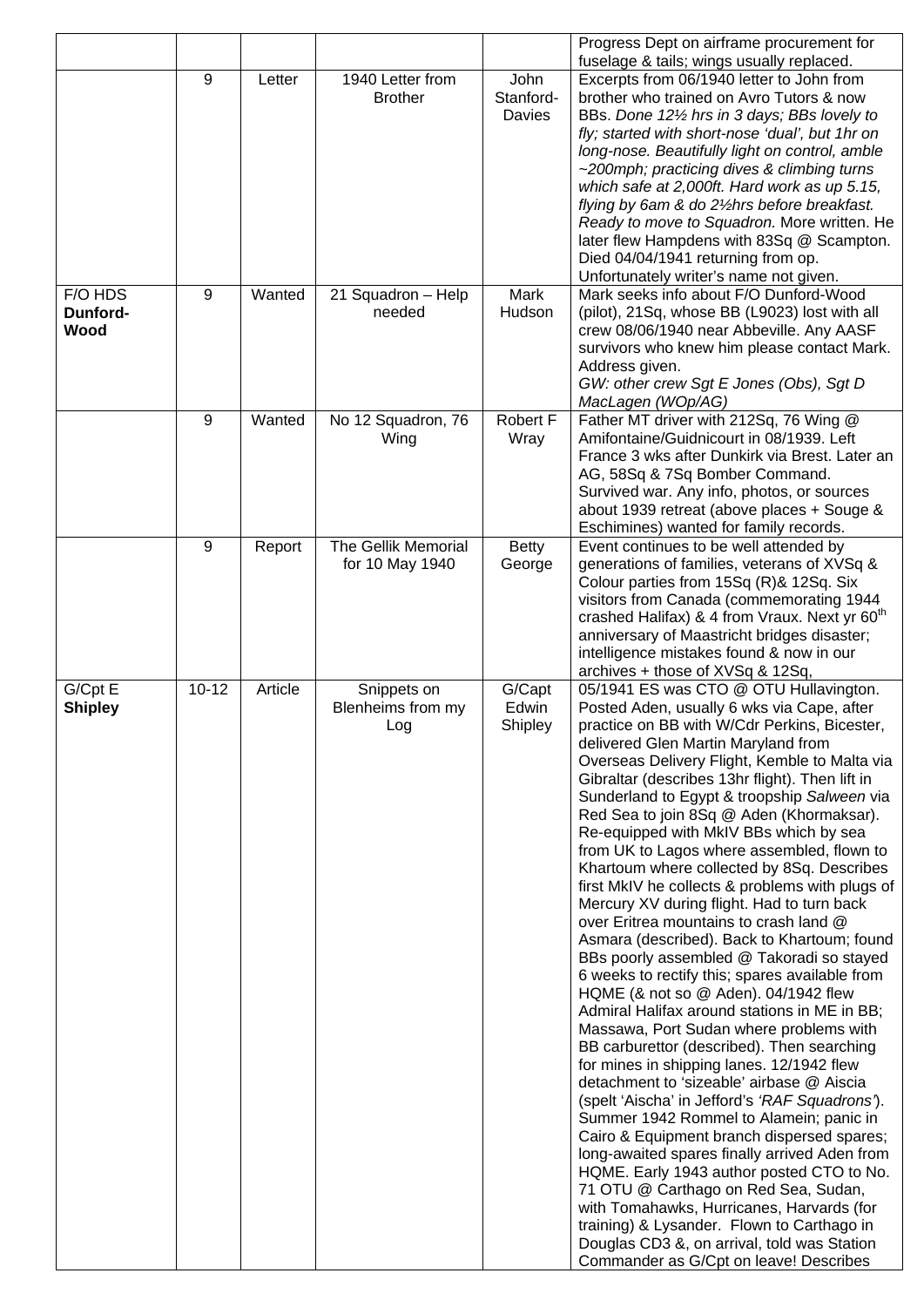| | | | | | |
|---|---|---|---|---|---|
| | | | | | Progress Dept on airframe procurement for fuselage & tails; wings usually replaced. |
| | 9 | Letter | 1940 Letter from Brother | John Stanford-Davies | Excerpts from 06/1940 letter to John from brother who trained on Avro Tutors & now BBs. *Done 12½ hrs in 3 days; BBs lovely to fly; started with short-nose 'dual', but 1hr on long-nose. Beautifully light on control, amble ~200mph; practicing dives & climbing turns which safe at 2,000ft. Hard work as up 5.15, flying by 6am & do 2½hrs before breakfast. Ready to move to Squadron.* More written. He later flew Hampdens with 83Sq @ Scampton. Died 04/04/1941 returning from op. Unfortunately writer's name not given. |
| F/O HDS **Dunford-Wood** | 9 | Wanted | 21 Squadron – Help needed | Mark Hudson | Mark seeks info about F/O Dunford-Wood (pilot), 21Sq, whose BB (L9023) lost with all crew 08/06/1940 near Abbeville. Any AASF survivors who knew him please contact Mark. Address given. *GW: other crew Sgt E Jones (Obs), Sgt D MacLagen (WOp/AG)* |
| | 9 | Wanted | No 12 Squadron, 76 Wing | Robert F Wray | Father MT driver with 212Sq, 76 Wing @ Amifontaine/Guidnicourt in 08/1939. Left France 3 wks after Dunkirk via Brest. Later an AG, 58Sq & 7Sq Bomber Command. Survived war. Any info, photos, or sources about 1939 retreat (above places + Souge & Eschimines) wanted for family records. |
| | 9 | Report | The Gellik Memorial for 10 May 1940 | Betty George | Event continues to be well attended by generations of families, veterans of XVSq & Colour parties from 15Sq (R)& 12Sq. Six visitors from Canada (commemorating 1944 crashed Halifax) & 4 from Vraux. Next yr 60th anniversary of Maastricht bridges disaster; intelligence mistakes found & now in our archives + those of XVSq & 12Sq, |
| G/Cpt E **Shipley** | 10-12 | Article | Snippets on Blenheims from my Log | G/Capt Edwin Shipley | 05/1941 ES was CTO @ OTU Hullavington. Posted Aden, usually 6 wks via Cape, after practice on BB with W/Cdr Perkins, Bicester, delivered Glen Martin Maryland from Overseas Delivery Flight, Kemble to Malta via Gibraltar (describes 13hr flight). Then lift in Sunderland to Egypt & troopship *Salween* via Red Sea to join 8Sq @ Aden (Khormaksar). Re-equipped with MkIV BBs which by sea from UK to Lagos where assembled, flown to Khartoum where collected by 8Sq. Describes first MkIV he collects & problems with plugs of Mercury XV during flight. Had to turn back over Eritrea mountains to crash land @ Asmara (described). Back to Khartoum; found BBs poorly assembled @ Takoradi so stayed 6 weeks to rectify this; spares available from HQME (& not so @ Aden). 04/1942 flew Admiral Halifax around stations in ME in BB; Massawa, Port Sudan where problems with BB carburettor (described). Then searching for mines in shipping lanes. 12/1942 flew detachment to 'sizeable' airbase @ Aiscia (spelt 'Aischa' in Jefford's *'RAF Squadrons'*). Summer 1942 Rommel to Alamein; panic in Cairo & Equipment branch dispersed spares; long-awaited spares finally arrived Aden from HQME. Early 1943 author posted CTO to No. 71 OTU @ Carthago on Red Sea, Sudan, with Tomahawks, Hurricanes, Harvards (for training) & Lysander. Flown to Carthago in Douglas CD3 &, on arrival, told was Station Commander as G/Cpt on leave! Describes |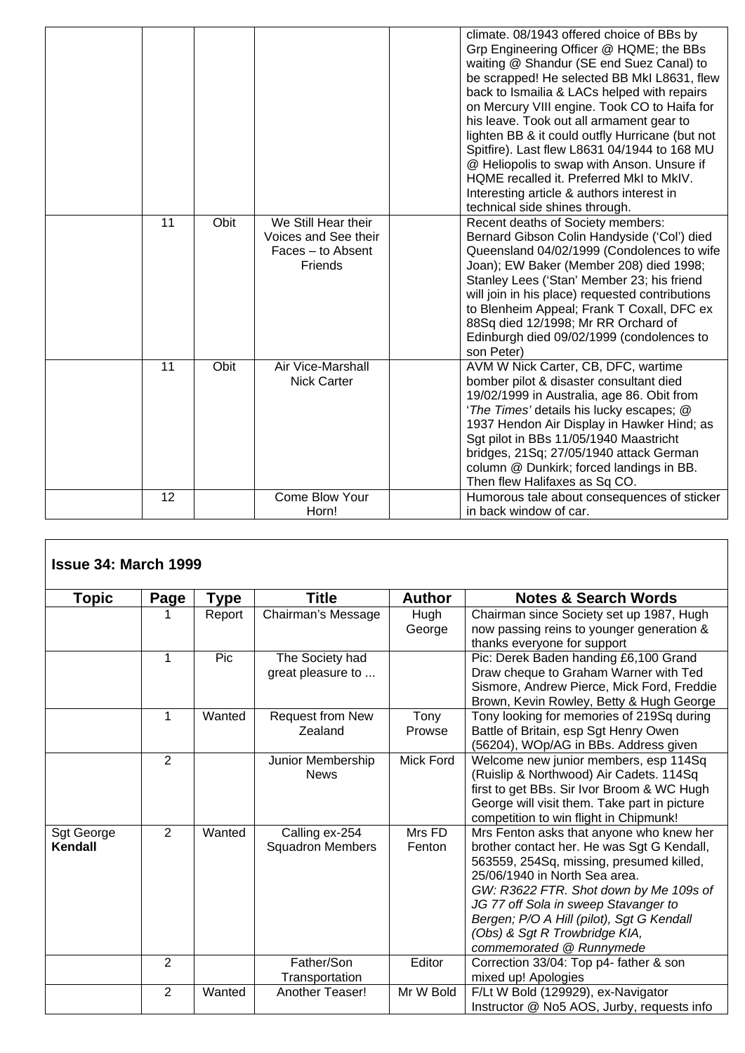| | | | | | |
|---|---|---|---|---|---|
| | | | | | climate. 08/1943 offered choice of BBs by Grp Engineering Officer @ HQME; the BBs waiting @ Shandur (SE end Suez Canal) to be scrapped! He selected BB MkI L8631, flew back to Ismailia & LACs helped with repairs on Mercury VIII engine. Took CO to Haifa for his leave. Took out all armament gear to lighten BB & it could outfly Hurricane (but not Spitfire). Last flew L8631 04/1944 to 168 MU @ Heliopolis to swap with Anson. Unsure if HQME recalled it. Preferred MkI to MkIV. Interesting article & authors interest in technical side shines through. |
| | 11 | Obit | We Still Hear their Voices and See their Faces – to Absent Friends | | Recent deaths of Society members: Bernard Gibson Colin Handyside ('Col') died Queensland 04/02/1999 (Condolences to wife Joan); EW Baker (Member 208) died 1998; Stanley Lees ('Stan' Member 23; his friend will join in his place) requested contributions to Blenheim Appeal; Frank T Coxall, DFC ex 88Sq died 12/1998; Mr RR Orchard of Edinburgh died 09/02/1999 (condolences to son Peter) |
| | 11 | Obit | Air Vice-Marshall Nick Carter | | AVM W Nick Carter, CB, DFC, wartime bomber pilot & disaster consultant died 19/02/1999 in Australia, age 86. Obit from '*The Times'* details his lucky escapes; @ 1937 Hendon Air Display in Hawker Hind; as Sgt pilot in BBs 11/05/1940 Maastricht bridges, 21Sq; 27/05/1940 attack German column @ Dunkirk; forced landings in BB. Then flew Halifaxes as Sq CO. |
| | 12 | | Come Blow Your Horn! | | Humorous tale about consequences of sticker in back window of car. |

## Issue 34: March 1999

| Topic | Page | Type | Title | Author | Notes & Search Words |
|---|---|---|---|---|---|
| | 1 | Report | Chairman's Message | Hugh George | Chairman since Society set up 1987, Hugh now passing reins to younger generation & thanks everyone for support |
| | 1 | Pic | The Society had great pleasure to ... | | Pic: Derek Baden handing £6,100 Grand Draw cheque to Graham Warner with Ted Sismore, Andrew Pierce, Mick Ford, Freddie Brown, Kevin Rowley, Betty & Hugh George |
| | 1 | Wanted | Request from New Zealand | Tony Prowse | Tony looking for memories of 219Sq during Battle of Britain, esp Sgt Henry Owen (56204), WOp/AG in BBs. Address given |
| | 2 | | Junior Membership News | Mick Ford | Welcome new junior members, esp 114Sq (Ruislip & Northwood) Air Cadets. 114Sq first to get BBs. Sir Ivor Broom & WC Hugh George will visit them. Take part in picture competition to win flight in Chipmunk! |
| Sgt George **Kendall** | 2 | Wanted | Calling ex-254 Squadron Members | Mrs FD Fenton | Mrs Fenton asks that anyone who knew her brother contact her. He was Sgt Kendall, 563559, 254Sq, missing, presumed killed, 25/06/1940 in North Sea area. *GW: R3622 FTR. Shot down by Me 109s of JG 77 off Sola in sweep Stavanger to Bergen; P/O A Hill (pilot), Sgt G Kendall (Obs) & Sgt R Trowbridge KIA, commemorated @ Runnymede* |
| | 2 | | Father/Son Transportation | Editor | Correction 33/04: Top p4- father & son mixed up! Apologies |
| | 2 | Wanted | Another Teaser! | Mr W Bold | F/Lt W Bold (129929), ex-Navigator Instructor @ No5 AOS, Jurby, requests info |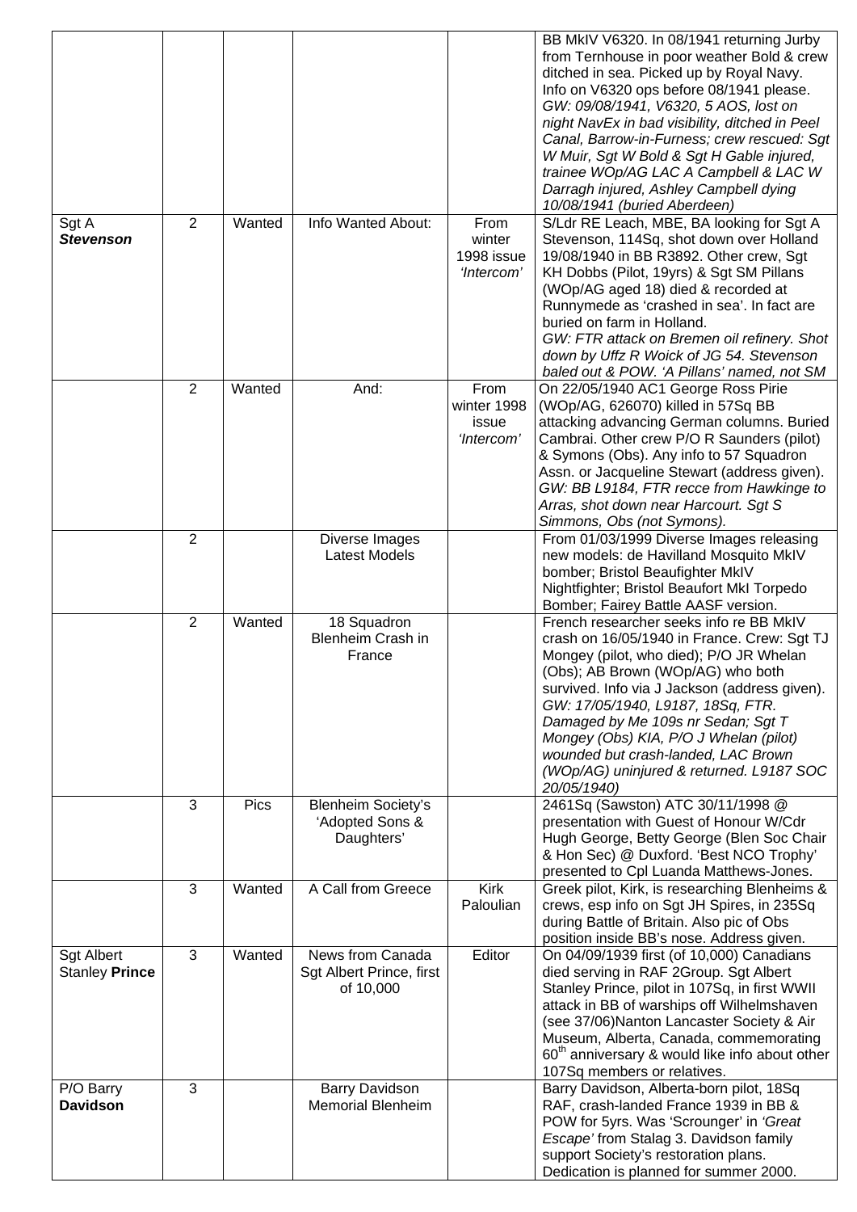| | | | | | |
|---|---|---|---|---|---|
| | | | | | BB MkIV V6320. In 08/1941 returning Jurby from Ternhouse in poor weather Bold & crew ditched in sea. Picked up by Royal Navy. Info on V6320 ops before 08/1941 please. *GW: 09/08/1941, V6320, 5 AOS, lost on night NavEx in bad visibility, ditched in Peel Canal, Barrow-in-Furness; crew rescued: Sgt W Muir, Sgt W Bold & Sgt H Gable injured, trainee WOp/AG LAC A Campbell & LAC W Darragh injured, Ashley Campbell dying 10/08/1941 (buried Aberdeen)* |
| Sgt A ***Stevenson*** | 2 | Wanted | Info Wanted About: | From winter 1998 issue *'Intercom'* | S/Ldr RE Leach, MBE, BA looking for Sgt A Stevenson, 114Sq, shot down over Holland 19/08/1940 in BB R3892. Other crew, Sgt KH Dobbs (Pilot, 19yrs) & Sgt SM Pillans (WOp/AG aged 18) died & recorded at Runnymede as 'crashed in sea'. In fact are buried on farm in Holland. *GW: FTR attack on Bremen oil refinery. Shot down by Uffz R Woick of JG 54. Stevenson baled out & POW. 'A Pillans' named, not SM* |
| | 2 | Wanted | And: | From winter 1998 issue *'Intercom'* | On 22/05/1940 AC1 George Ross Pirie (WOp/AG, 626070) killed in 57Sq BB attacking advancing German columns. Buried Cambrai. Other crew P/O R Saunders (pilot) & Symons (Obs). Any info to 57 Squadron Assn. or Jacqueline Stewart (address given). *GW: BB L9184, FTR recce from Hawkinge to Arras, shot down near Harcourt. Sgt S Simmons, Obs (not Symons).* |
| | 2 | | Diverse Images Latest Models | | From 01/03/1999 Diverse Images releasing new models: de Havilland Mosquito MkIV bomber; Bristol Beaufighter MkIV Nightfighter; Bristol Beaufort MkI Torpedo Bomber; Fairey Battle AASF version. |
| | 2 | Wanted | 18 Squadron Blenheim Crash in France | | French researcher seeks info re BB MkIV crash on 16/05/1940 in France. Crew: Sgt TJ Mongey (pilot, who died); P/O JR Whelan (Obs); AB Brown (WOp/AG) who both survived. Info via J Jackson (address given). *GW: 17/05/1940, L9187, 18Sq, FTR. Damaged by Me 109s nr Sedan; Sgt T Mongey (Obs) KIA, P/O J Whelan (pilot) wounded but crash-landed, LAC Brown (WOp/AG) uninjured & returned. L9187 SOC 20/05/1940)* |
| | 3 | Pics | Blenheim Society's 'Adopted Sons & Daughters' | | 2461Sq (Sawston) ATC 30/11/1998 @ presentation with Guest of Honour W/Cdr Hugh George, Betty George (Blen Soc Chair & Hon Sec) @ Duxford. 'Best NCO Trophy' presented to Cpl Luanda Matthews-Jones. |
| | 3 | Wanted | A Call from Greece | Kirk Paloulian | Greek pilot, Kirk, is researching Blenheims & crews, esp info on Sgt JH Spires, in 235Sq during Battle of Britain. Also pic of Obs position inside BB's nose. Address given. |
| Sgt Albert Stanley **Prince** | 3 | Wanted | News from Canada Sgt Albert Prince, first of 10,000 | Editor | On 04/09/1939 first (of 10,000) Canadians died serving in RAF 2Group. Sgt Albert Stanley Prince, pilot in 107Sq, in first WWII attack in BB of warships off Wilhelmshaven (see 37/06)Nanton Lancaster Society & Air Museum, Alberta, Canada, commemorating 60th anniversary & would like info about other 107Sq members or relatives. |
| P/O Barry **Davidson** | 3 | | Barry Davidson Memorial Blenheim | | Barry Davidson, Alberta-born pilot, 18Sq RAF, crash-landed France 1939 in BB & POW for 5yrs. Was 'Scrounger' in *'Great Escape'* from Stalag 3. Davidson family support Society's restoration plans. Dedication is planned for summer 2000. |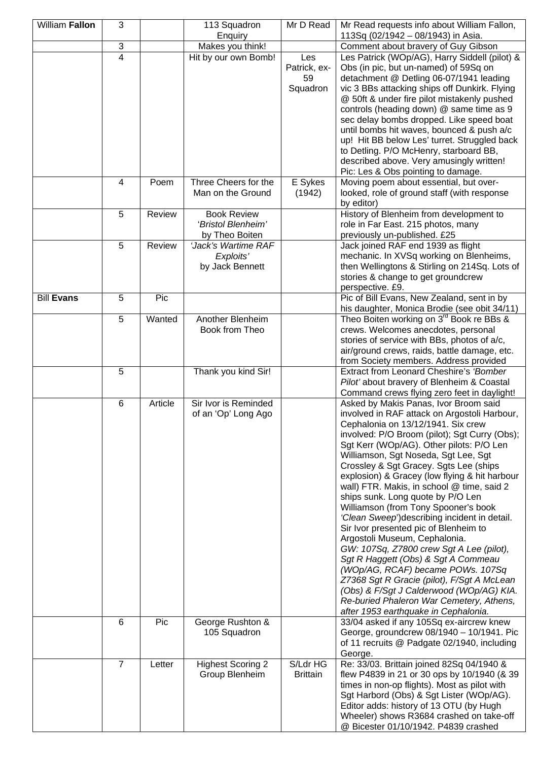| | | | | | |
|---|---|---|---|---|---|
| William **Fallon** | 3 | | 113 Squadron Enquiry | Mr D Read | Mr Read requests info about William Fallon, 113Sq (02/1942 – 08/1943) in Asia. |
| | 3 | | Makes you think! | | Comment about bravery of Guy Gibson |
| | 4 | | Hit by our own Bomb! | Les Patrick, ex-59 Squadron | Les Patrick (WOp/AG), Harry Siddell (pilot) & Obs (in pic, but un-named) of 59Sq on detachment @ Detling 06-07/1941 leading vic 3 BBs attacking ships off Dunkirk. Flying @ 50ft & under fire pilot mistakenly pushed controls (heading down) @ same time as 9 sec delay bombs dropped. Like speed boat until bombs hit waves, bounced & push a/c up! Hit BB below Les' turret. Struggled back to Detling. P/O McHenry, starboard BB, described above. Very amusingly written! Pic: Les & Obs pointing to damage. |
| | 4 | Poem | Three Cheers for the Man on the Ground | E Sykes (1942) | Moving poem about essential, but over-looked, role of ground staff (with response by editor) |
| | 5 | Review | Book Review '*Bristol Blenheim*' by Theo Boiten | | History of Blenheim from development to role in Far East. 215 photos, many previously un-published. £25 |
| | 5 | Review | *'Jack's Wartime RAF Exploits'* by Jack Bennett | | Jack joined RAF end 1939 as flight mechanic. In XVSq working on Blenheims, then Wellingtons & Stirling on 214Sq. Lots of stories & change to get groundcrew perspective. £9. |
| Bill **Evans** | 5 | Pic | | | Pic of Bill Evans, New Zealand, sent in by his daughter, Monica Brodie (see obit 34/11) |
| | 5 | Wanted | Another Blenheim Book from Theo | | Theo Boiten working on 3rd Book re BBs & crews. Welcomes anecdotes, personal stories of service with BBs, photos of a/c, air/ground crews, raids, battle damage, etc. from Society members. Address provided |
| | 5 | | Thank you kind Sir! | | Extract from Leonard Cheshire's *'Bomber Pilot'* about bravery of Blenheim & Coastal Command crews flying zero feet in daylight! |
| | 6 | Article | Sir Ivor is Reminded of an 'Op' Long Ago | | Asked by Makis Panas, Ivor Broom said involved in RAF attack on Argostoli Harbour, Cephalonia on 13/12/1941. Six crew involved: P/O Broom (pilot); Sgt Curry (Obs); Sgt Kerr (WOp/AG). Other pilots: P/O Len Williamson, Sgt Noseda, Sgt Lee, Sgt Crossley & Sgt Gracey. Sgts Lee (ships explosion) & Gracey (low flying & hit harbour wall) FTR. Makis, in school @ time, said 2 ships sunk. Long quote by P/O Len Williamson (from Tony Spooner's book *'Clean Sweep'*)describing incident in detail. Sir Ivor presented pic of Blenheim to Argostoli Museum, Cephalonia. *GW: 107Sq, Z7800 crew Sgt A Lee (pilot), Sgt R Haggett (Obs) & Sgt A Commeau (WOp/AG, RCAF) became POWs. 107Sq Z7368 Sgt R Gracie (pilot), F/Sgt A McLean (Obs) & F/Sgt J Calderwood (WOp/AG) KIA. Re-buried Phaleron War Cemetery, Athens, after 1953 earthquake in Cephalonia.* |
| | 6 | Pic | George Rushton & 105 Squadron | | 33/04 asked if any 105Sq ex-aircrew knew George, groundcrew 08/1940 – 10/1941. Pic of 11 recruits @ Padgate 02/1940, including George. |
| | 7 | Letter | Highest Scoring 2 Group Blenheim | S/Ldr HG Brittain | Re: 33/03. Brittain joined 82Sq 04/1940 & flew P4839 in 21 or 30 ops by 10/1940 (& 39 times in non-op flights). Most as pilot with Sgt Harbord (Obs) & Sgt Lister (WOp/AG). Editor adds: history of 13 OTU (by Hugh Wheeler) shows R3684 crashed on take-off @ Bicester 01/10/1942. P4839 crashed |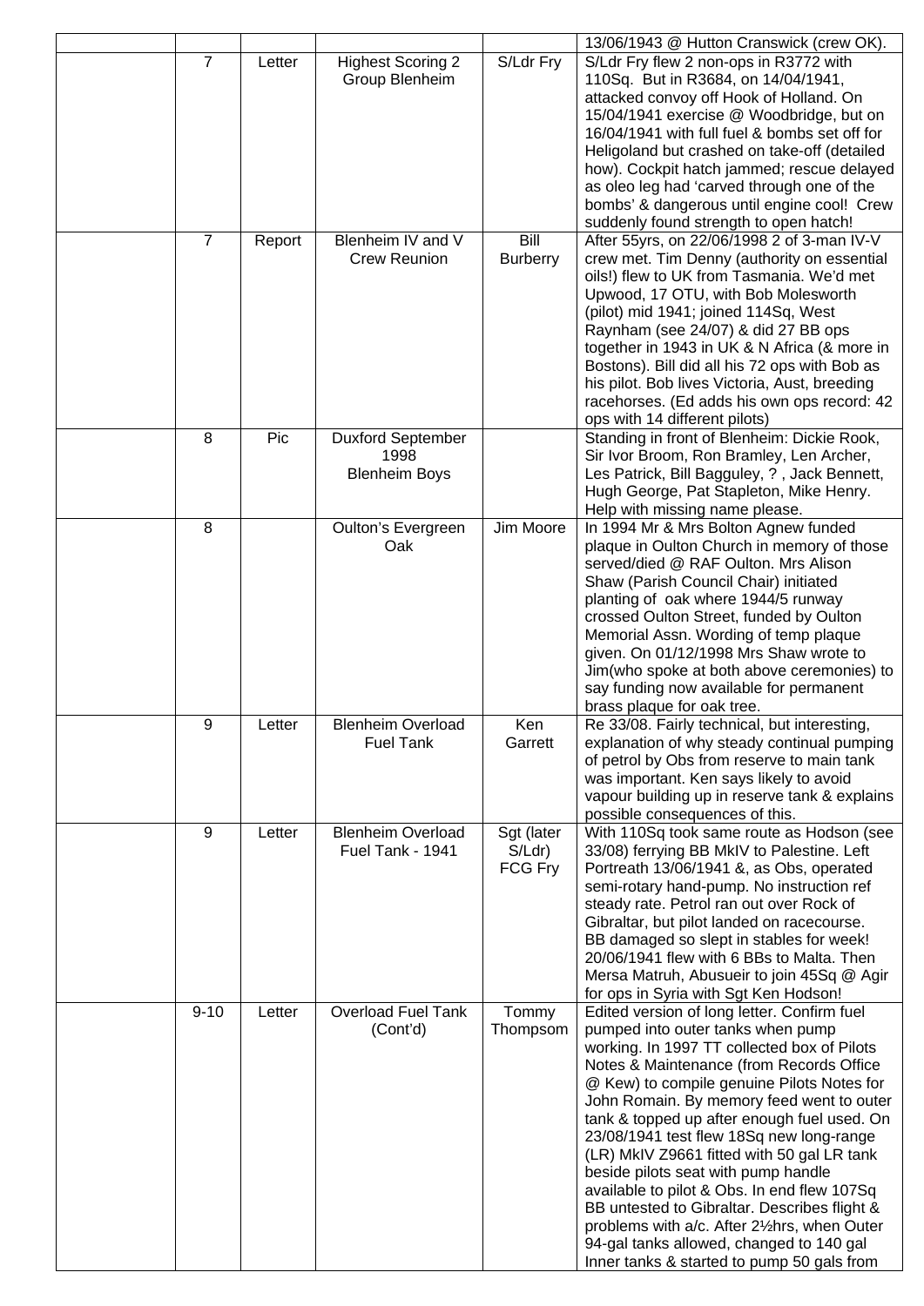|  |  |  |  |  | 13/06/1943 @ Hutton Cranswick (crew OK). |
|---|---|---|---|---|---|
|  | 7 | Letter | Highest Scoring 2 Group Blenheim | S/Ldr Fry | S/Ldr Fry flew 2 non-ops in R3772 with 110Sq. But in R3684, on 14/04/1941, attacked convoy off Hook of Holland. On 15/04/1941 exercise @ Woodbridge, but on 16/04/1941 with full fuel & bombs set off for Heligoland but crashed on take-off (detailed how). Cockpit hatch jammed; rescue delayed as oleo leg had 'carved through one of the bombs' & dangerous until engine cool! Crew suddenly found strength to open hatch! |
|  | 7 | Report | Blenheim IV and V Crew Reunion | Bill Burberry | After 55yrs, on 22/06/1998 2 of 3-man IV-V crew met. Tim Denny (authority on essential oils!) flew to UK from Tasmania. We'd met Upwood, 17 OTU, with Bob Molesworth (pilot) mid 1941; joined 114Sq, West Raynham (see 24/07) & did 27 BB ops together in 1943 in UK & N Africa (& more in Bostons). Bill did all his 72 ops with Bob as his pilot. Bob lives Victoria, Aust, breeding racehorses. (Ed adds his own ops record: 42 ops with 14 different pilots) |
|  | 8 | Pic | Duxford September 1998 Blenheim Boys |  | Standing in front of Blenheim: Dickie Rook, Sir Ivor Broom, Ron Bramley, Len Archer, Les Patrick, Bill Bagguley, ? , Jack Bennett, Hugh George, Pat Stapleton, Mike Henry. Help with missing name please. |
|  | 8 |  | Oulton's Evergreen Oak | Jim Moore | In 1994 Mr & Mrs Bolton Agnew funded plaque in Oulton Church in memory of those served/died @ RAF Oulton. Mrs Alison Shaw (Parish Council Chair) initiated planting of oak where 1944/5 runway crossed Oulton Street, funded by Oulton Memorial Assn. Wording of temp plaque given. On 01/12/1998 Mrs Shaw wrote to Jim(who spoke at both above ceremonies) to say funding now available for permanent brass plaque for oak tree. |
|  | 9 | Letter | Blenheim Overload Fuel Tank | Ken Garrett | Re 33/08. Fairly technical, but interesting, explanation of why steady continual pumping of petrol by Obs from reserve to main tank was important. Ken says likely to avoid vapour building up in reserve tank & explains possible consequences of this. |
|  | 9 | Letter | Blenheim Overload Fuel Tank - 1941 | Sgt (later S/Ldr) FCG Fry | With 110Sq took same route as Hodson (see 33/08) ferrying BB MkIV to Palestine. Left Portreath 13/06/1941 &, as Obs, operated semi-rotary hand-pump. No instruction ref steady rate. Petrol ran out over Rock of Gibraltar, but pilot landed on racecourse. BB damaged so slept in stables for week! 20/06/1941 flew with 6 BBs to Malta. Then Mersa Matruh, Abusueir to join 45Sq @ Agir for ops in Syria with Sgt Ken Hodson! |
|  | 9-10 | Letter | Overload Fuel Tank (Cont'd) | Tommy Thompsom | Edited version of long letter. Confirm fuel pumped into outer tanks when pump working. In 1997 TT collected box of Pilots Notes & Maintenance (from Records Office @ Kew) to compile genuine Pilots Notes for John Romain. By memory feed went to outer tank & topped up after enough fuel used. On 23/08/1941 test flew 18Sq new long-range (LR) MkIV Z9661 fitted with 50 gal LR tank beside pilots seat with pump handle available to pilot & Obs. In end flew 107Sq BB untested to Gibraltar. Describes flight & problems with a/c. After 2½hrs, when Outer 94-gal tanks allowed, changed to 140 gal Inner tanks & started to pump 50 gals from |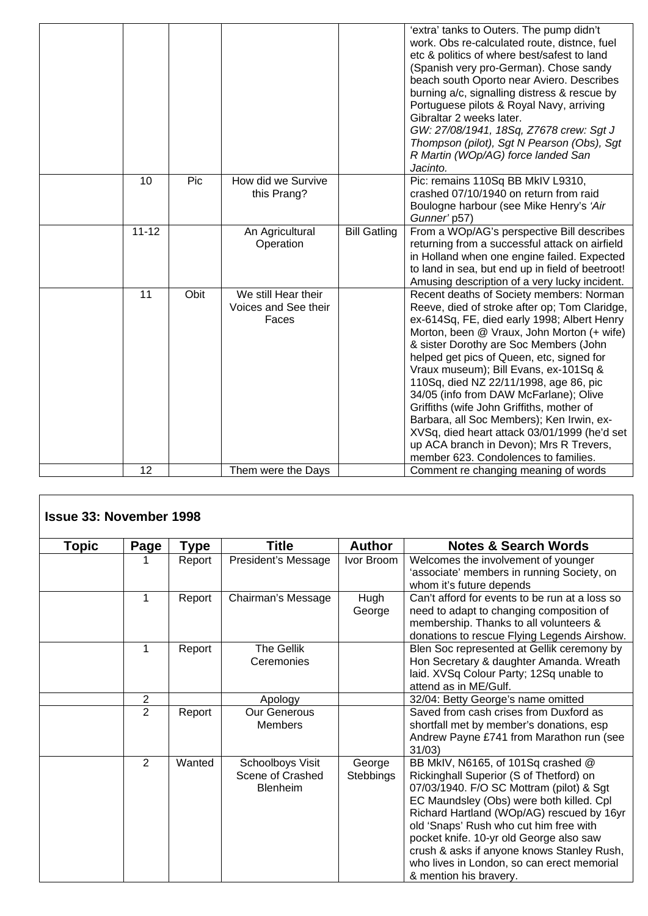| Topic | Page | Type | Title | Author | Notes & Search Words |
|---|---|---|---|---|---|
| | | | | | 'extra' tanks to Outers. The pump didn't work. Obs re-calculated route, distnce, fuel etc & politics of where best/safest to land (Spanish very pro-German). Chose sandy beach south Oporto near Aviero. Describes burning a/c, signalling distress & rescue by Portuguese pilots & Royal Navy, arriving Gibraltar 2 weeks later. *GW: 27/08/1941, 18Sq, Z7678 crew: Sgt J Thompson (pilot), Sgt N Pearson (Obs), Sgt R Martin (WOp/AG) force landed San Jacinto.* |
| | 10 | Pic | How did we Survive this Prang? | | Pic: remains 110Sq BB MkIV L9310, crashed 07/10/1940 on return from raid Boulogne harbour (see Mike Henry's *'Air Gunner'* p57) |
| | 11-12 | | An Agricultural Operation | Bill Gatling | From a WOp/AG's perspective Bill describes returning from a successful attack on airfield in Holland when one engine failed. Expected to land in sea, but end up in field of beetroot! Amusing description of a very lucky incident. |
| | 11 | Obit | We still Hear their Voices and See their Faces | | Recent deaths of Society members: Norman Reeve, died of stroke after op; Tom Claridge, ex-614Sq, FE, died early 1998; Albert Henry Morton, been @ Vraux, John Morton (+ wife) & sister Dorothy are Soc Members (John helped get pics of Queen, etc, signed for Vraux museum); Bill Evans, ex-101Sq & 110Sq, died NZ 22/11/1998, age 86, pic 34/05 (info from DAW McFarlane); Olive Griffiths (wife John Griffiths, mother of Barbara, all Soc Members); Ken Irwin, ex-XVSq, died heart attack 03/01/1999 (he'd set up ACA branch in Devon); Mrs R Trevers, member 623. Condolences to families. |
| | 12 | | Them were the Days | | Comment re changing meaning of words |

**Issue 33: November 1998**

| Topic | Page | Type | Title | Author | Notes & Search Words |
|---|---|---|---|---|---|
| | 1 | Report | President's Message | Ivor Broom | Welcomes the involvement of younger 'associate' members in running Society, on whom it's future depends |
| | 1 | Report | Chairman's Message | Hugh George | Can't afford for events to be run at a loss so need to adapt to changing composition of membership. Thanks to all volunteers & donations to rescue Flying Legends Airshow. |
| | 1 | Report | The Gellik Ceremonies | | Blen Soc represented at Gellik ceremony by Hon Secretary & daughter Amanda. Wreath laid. XVSq Colour Party; 12Sq unable to attend as in ME/Gulf. |
| | 2 | | Apology | | 32/04: Betty George's name omitted |
| | 2 | Report | Our Generous Members | | Saved from cash crises from Duxford as shortfall met by member's donations, esp Andrew Payne £741 from Marathon run (see 31/03) |
| | 2 | Wanted | Schoolboys Visit Scene of Crashed Blenheim | George Stebbings | BB MkIV, N6165, of 101Sq crashed @ Rickinghall Superior (S of Thetford) on 07/03/1940. F/O SC Mottram (pilot) & Sgt EC Maundsley (Obs) were both killed. Cpl Richard Hartland (WOp/AG) rescued by 16yr old 'Snaps' Rush who cut him free with pocket knife. 10-yr old George also saw crush & asks if anyone knows Stanley Rush, who lives in London, so can erect memorial & mention his bravery. |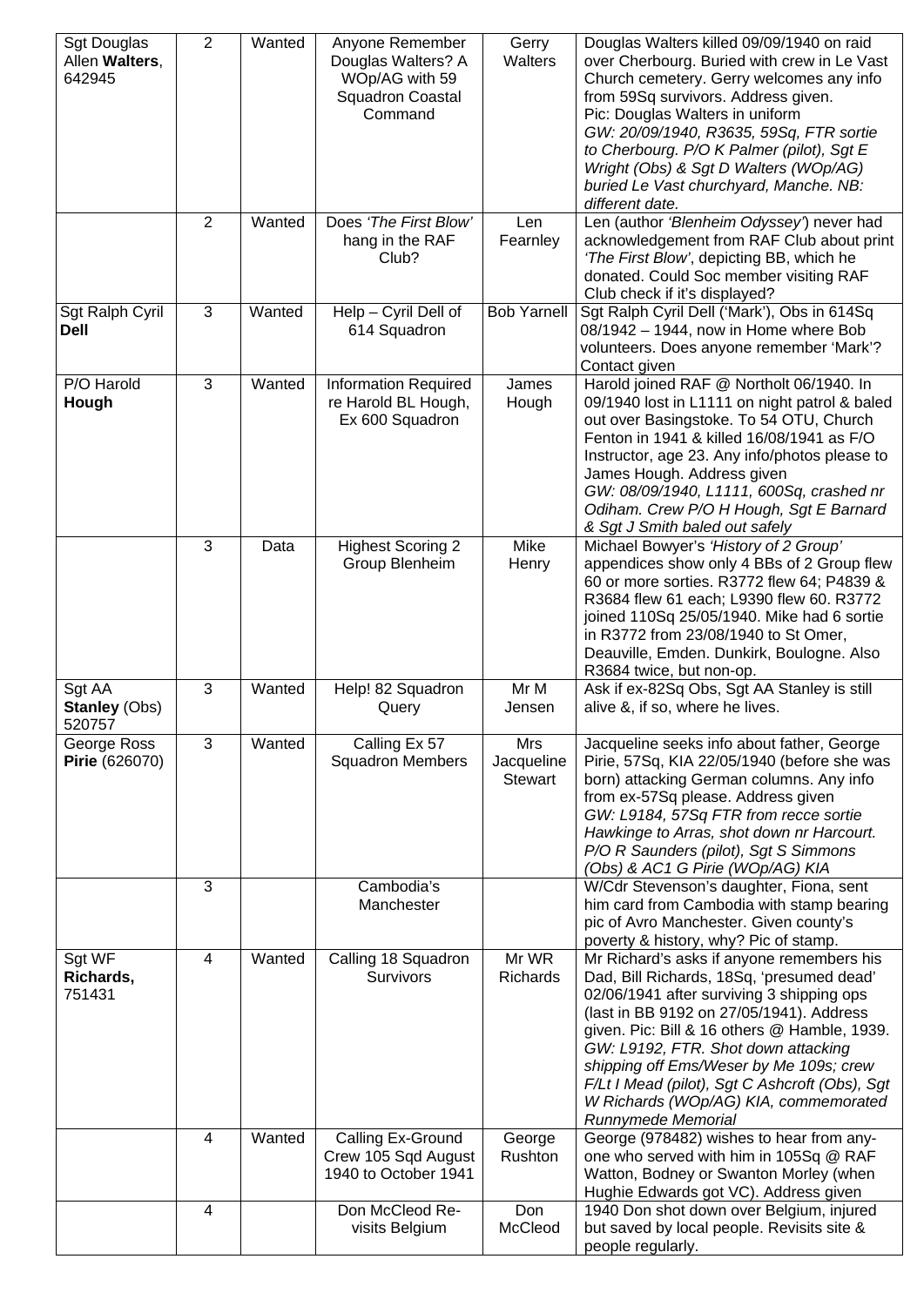| | | | | | |
|---|---|---|---|---|---|
| Sgt Douglas Allen **Walters**, 642945 | 2 | Wanted | Anyone Remember Douglas Walters? A WOp/AG with 59 Squadron Coastal Command | Gerry Walters | Douglas Walters killed 09/09/1940 on raid over Cherbourg. Buried with crew in Le Vast Church cemetery. Gerry welcomes any info from 59Sq survivors. Address given. Pic: Douglas Walters in uniform *GW: 20/09/1940, R3635, 59Sq, FTR sortie to Cherbourg. P/O K Palmer (pilot), Sgt E Wright (Obs) & Sgt D Walters (WOp/AG) buried Le Vast churchyard, Manche. NB: different date.* |
| | 2 | Wanted | Does *'The First Blow'* hang in the RAF Club? | Len Fearnley | Len (author *'Blenheim Odyssey'*) never had acknowledgement from RAF Club about print *'The First Blow'*, depicting BB, which he donated. Could Soc member visiting RAF Club check if it's displayed? |
| Sgt Ralph Cyril **Dell** | 3 | Wanted | Help – Cyril Dell of 614 Squadron | Bob Yarnell | Sgt Ralph Cyril Dell ('Mark'), Obs in 614Sq 08/1942 – 1944, now in Home where Bob volunteers. Does anyone remember 'Mark'? Contact given |
| P/O Harold **Hough** | 3 | Wanted | Information Required re Harold BL Hough, Ex 600 Squadron | James Hough | Harold joined RAF @ Northolt 06/1940. In 09/1940 lost in L1111 on night patrol & baled out over Basingstoke. To 54 OTU, Church Fenton in 1941 & killed 16/08/1941 as F/O Instructor, age 23. Any info/photos please to James Hough. Address given *GW: 08/09/1940, L1111, 600Sq, crashed nr Odiham. Crew P/O H Hough, Sgt E Barnard & Sgt J Smith baled out safely* |
| | 3 | Data | Highest Scoring 2 Group Blenheim | Mike Henry | Michael Bowyer's *'History of 2 Group'* appendices show only 4 BBs of 2 Group flew 60 or more sorties. R3772 flew 64; P4839 & R3684 flew 61 each; L9390 flew 60. R3772 joined 110Sq 25/05/1940. Mike had 6 sortie in R3772 from 23/08/1940 to St Omer, Deauville, Emden. Dunkirk, Boulogne. Also R3684 twice, but non-op. |
| Sgt AA **Stanley** (Obs) 520757 | 3 | Wanted | Help! 82 Squadron Query | Mr M Jensen | Ask if ex-82Sq Obs, Sgt AA Stanley is still alive &, if so, where he lives. |
| George Ross **Pirie** (626070) | 3 | Wanted | Calling Ex 57 Squadron Members | Mrs Jacqueline Stewart | Jacqueline seeks info about father, George Pirie, 57Sq, KIA 22/05/1940 (before she was born) attacking German columns. Any info from ex-57Sq please. Address given *GW: L9184, 57Sq FTR from recce sortie Hawkinge to Arras, shot down nr Harcourt. P/O R Saunders (pilot), Sgt S Simmons (Obs) & AC1 G Pirie (WOp/AG) KIA* |
| | 3 | | Cambodia's Manchester | | W/Cdr Stevenson's daughter, Fiona, sent him card from Cambodia with stamp bearing pic of Avro Manchester. Given county's poverty & history, why? Pic of stamp. |
| Sgt WF **Richards**, 751431 | 4 | Wanted | Calling 18 Squadron Survivors | Mr WR Richards | Mr Richard's asks if anyone remembers his Dad, Bill Richards, 18Sq, 'presumed dead' 02/06/1941 after surviving 3 shipping ops (last in BB 9192 on 27/05/1941). Address given. Pic: Bill & 16 others @ Hamble, 1939. *GW: L9192, FTR. Shot down attacking shipping off Ems/Weser by Me 109s; crew F/Lt I Mead (pilot), Sgt C Ashcroft (Obs), Sgt W Richards (WOp/AG) KIA, commemorated Runnymede Memorial* |
| | 4 | Wanted | Calling Ex-Ground Crew 105 Sqd August 1940 to October 1941 | George Rushton | George (978482) wishes to hear from any-one who served with him in 105Sq @ RAF Watton, Bodney or Swanton Morley (when Hughie Edwards got VC). Address given |
| | 4 | | Don McCleod Re-visits Belgium | Don McCleod | 1940 Don shot down over Belgium, injured but saved by local people. Revisits site & people regularly. |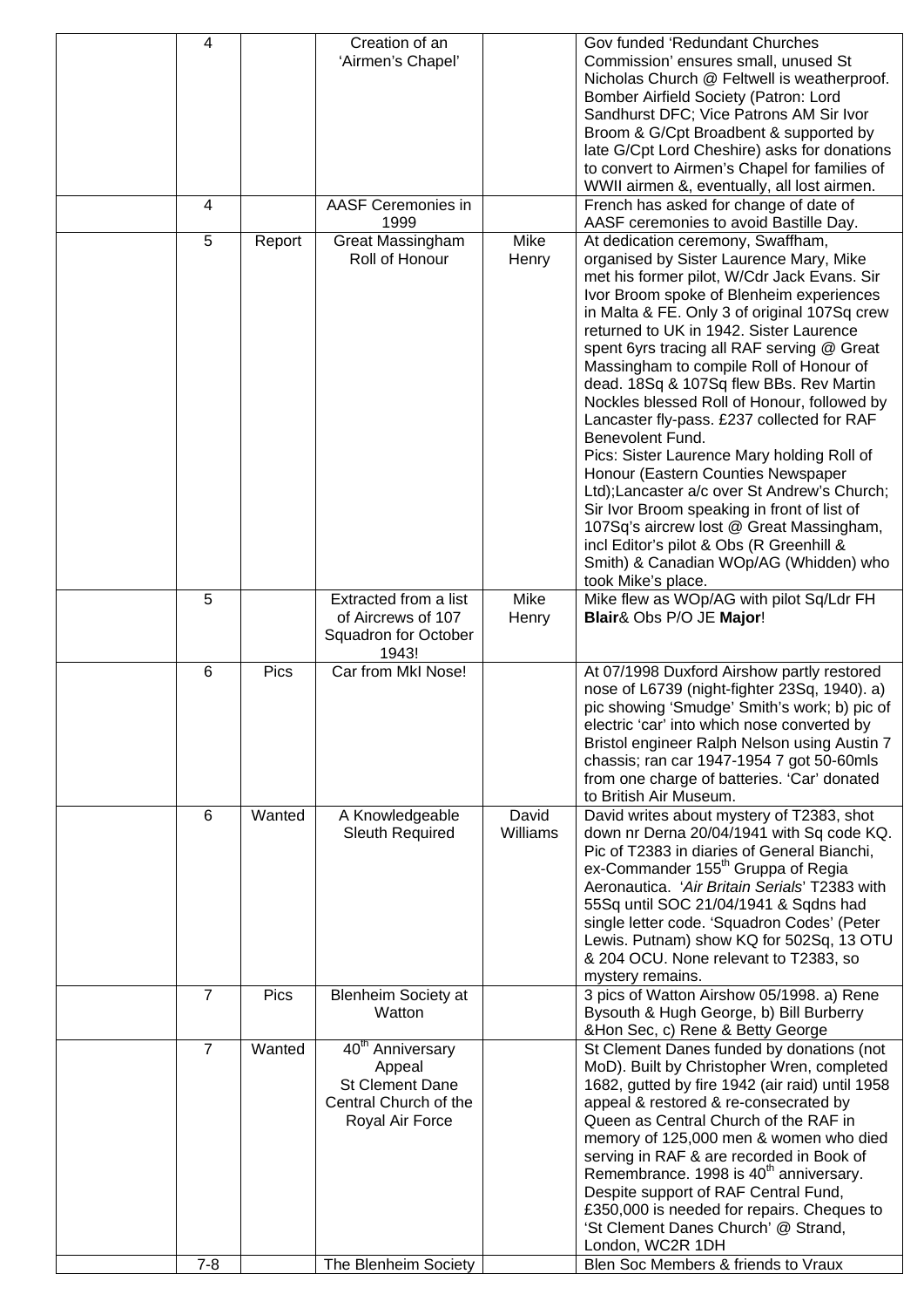|  | 4 |  | Creation of an 'Airmen's Chapel' |  | Gov funded 'Redundant Churches Commission' ensures small, unused St Nicholas Church @ Feltwell is weatherproof. Bomber Airfield Society (Patron: Lord Sandhurst DFC; Vice Patrons AM Sir Ivor Broom & G/Cpt Broadbent & supported by late G/Cpt Lord Cheshire) asks for donations to convert to Airmen's Chapel for families of WWII airmen &, eventually, all lost airmen. |
|---|---|---|---|---|---|
|  | 4 |  | AASF Ceremonies in 1999 |  | French has asked for change of date of AASF ceremonies to avoid Bastille Day. |
|  | 5 | Report | Great Massingham Roll of Honour | Mike Henry | At dedication ceremony, Swaffham, organised by Sister Laurence Mary, Mike met his former pilot, W/Cdr Jack Evans. Sir Ivor Broom spoke of Blenheim experiences in Malta & FE. Only 3 of original 107Sq crew returned to UK in 1942. Sister Laurence spent 6yrs tracing all RAF serving @ Great Massingham to compile Roll of Honour of dead. 18Sq & 107Sq flew BBs. Rev Martin Nockles blessed Roll of Honour, followed by Lancaster fly-pass. £237 collected for RAF Benevolent Fund.<br>Pics: Sister Laurence Mary holding Roll of Honour (Eastern Counties Newspaper Ltd);Lancaster a/c over St Andrew's Church; Sir Ivor Broom speaking in front of list of 107Sq's aircrew lost @ Great Massingham, incl Editor's pilot & Obs (R Greenhill & Smith) & Canadian WOp/AG (Whidden) who took Mike's place. |
|  | 5 |  | Extracted from a list of Aircrews of 107 Squadron for October 1943! | Mike Henry | Mike flew as WOp/AG with pilot Sq/Ldr FH **Blair**& Obs P/O JE **Major**! |
|  | 6 | Pics | Car from MkI Nose! |  | At 07/1998 Duxford Airshow partly restored nose of L6739 (night-fighter 23Sq, 1940). a) pic showing 'Smudge' Smith's work; b) pic of electric 'car' into which nose converted by Bristol engineer Ralph Nelson using Austin 7 chassis; ran car 1947-1954 7 got 50-60mls from one charge of batteries. 'Car' donated to British Air Museum. |
|  | 6 | Wanted | A Knowledgeable Sleuth Required | David Williams | David writes about mystery of T2383, shot down nr Derna 20/04/1941 with Sq code KQ. Pic of T2383 in diaries of General Bianchi, ex-Commander 155th Gruppa of Regia Aeronautica. '*Air Britain Serials*' T2383 with 55Sq until SOC 21/04/1941 & Sqdns had single letter code. 'Squadron Codes' (Peter Lewis. Putnam) show KQ for 502Sq, 13 OTU & 204 OCU. None relevant to T2383, so mystery remains. |
|  | 7 | Pics | Blenheim Society at Watton |  | 3 pics of Watton Airshow 05/1998. a) Rene Bysouth & Hugh George, b) Bill Burberry &Hon Sec, c) Rene & Betty George |
|  | 7 | Wanted | 40th Anniversary Appeal St Clement Dane Central Church of the Royal Air Force |  | St Clement Danes funded by donations (not MoD). Built by Christopher Wren, completed 1682, gutted by fire 1942 (air raid) until 1958 appeal & restored & re-consecrated by Queen as Central Church of the RAF in memory of 125,000 men & women who died serving in RAF & are recorded in Book of Remembrance. 1998 is 40th anniversary. Despite support of RAF Central Fund, £350,000 is needed for repairs. Cheques to 'St Clement Danes Church' @ Strand, London, WC2R 1DH |
|  | 7-8 |  | The Blenheim Society |  | Blen Soc Members & friends to Vraux |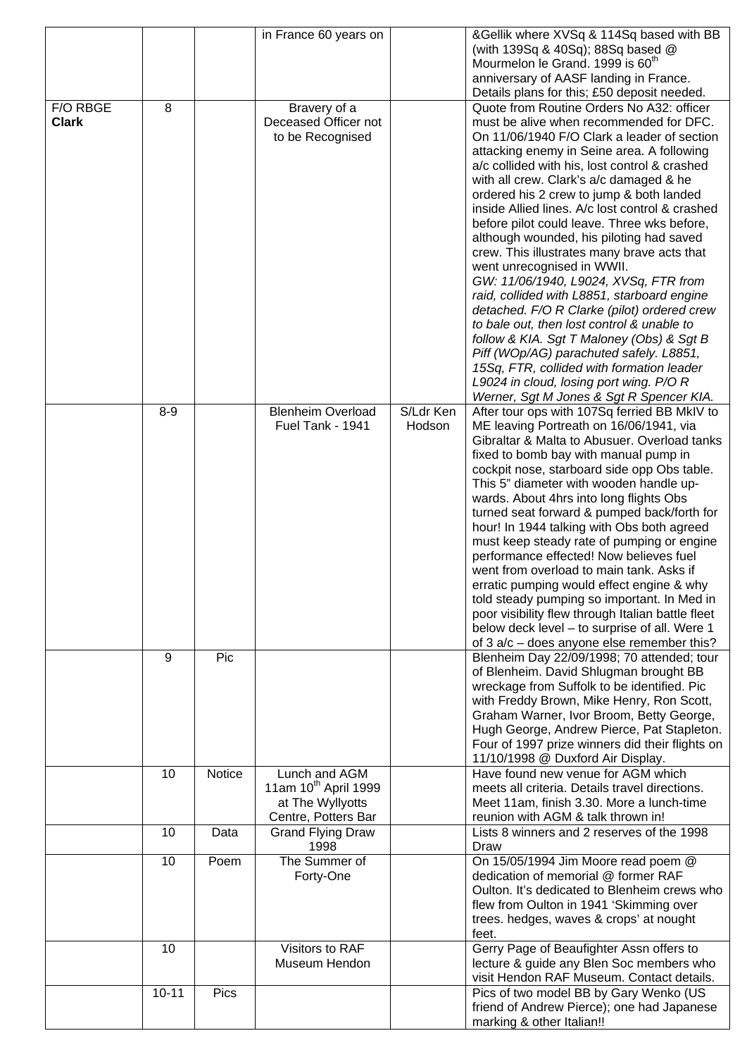|  |  |  | in France 60 years on |  | &Gellik where XVSq & 114Sq based with BB (with 139Sq & 40Sq); 88Sq based @ Mourmelon le Grand. 1999 is 60th anniversary of AASF landing in France. Details plans for this; £50 deposit needed. |
|---|---|---|---|---|---|
| F/O RBGE **Clark** | 8 |  | Bravery of a Deceased Officer not to be Recognised |  | Quote from Routine Orders No A32: officer must be alive when recommended for DFC. On 11/06/1940 F/O Clark a leader of section attacking enemy in Seine area. A following a/c collided with his, lost control & crashed with all crew. Clark's a/c damaged & he ordered his 2 crew to jump & both landed inside Allied lines. A/c lost control & crashed before pilot could leave. Three wks before, although wounded, his piloting had saved crew. This illustrates many brave acts that went unrecognised in WWII. *GW: 11/06/1940, L9024, XVSq, FTR from raid, collided with L8851, starboard engine detached. F/O R Clarke (pilot) ordered crew to bale out, then lost control & unable to follow & KIA. Sgt T Maloney (Obs) & Sgt B Piff (WOp/AG) parachuted safely. L8851, 15Sq, FTR, collided with formation leader L9024 in cloud, losing port wing. P/O R Werner, Sgt M Jones & Sgt R Spencer KIA.* |
|  | 8-9 |  | Blenheim Overload Fuel Tank - 1941 | S/Ldr Ken Hodson | After tour ops with 107Sq ferried BB MkIV to ME leaving Portreath on 16/06/1941, via Gibraltar & Malta to Abusuer. Overload tanks fixed to bomb bay with manual pump in cockpit nose, starboard side opp Obs table. This 5" diameter with wooden handle up-wards. About 4hrs into long flights Obs turned seat forward & pumped back/forth for hour! In 1944 talking with Obs both agreed must keep steady rate of pumping or engine performance effected! Now believes fuel went from overload to main tank. Asks if erratic pumping would effect engine & why told steady pumping so important. In Med in poor visibility flew through Italian battle fleet below deck level – to surprise of all. Were 1 of 3 a/c – does anyone else remember this? |
|  | 9 | Pic |  |  | Blenheim Day 22/09/1998; 70 attended; tour of Blenheim. David Shlugman brought BB wreckage from Suffolk to be identified. Pic with Freddy Brown, Mike Henry, Ron Scott, Graham Warner, Ivor Broom, Betty George, Hugh George, Andrew Pierce, Pat Stapleton. Four of 1997 prize winners did their flights on 11/10/1998 @ Duxford Air Display. |
|  | 10 | Notice | Lunch and AGM 11am 10th April 1999 at The Wyllyotts Centre, Potters Bar |  | Have found new venue for AGM which meets all criteria. Details travel directions. Meet 11am, finish 3.30. More a lunch-time reunion with AGM & talk thrown in! |
|  | 10 | Data | Grand Flying Draw 1998 |  | Lists 8 winners and 2 reserves of the 1998 Draw |
|  | 10 | Poem | The Summer of Forty-One |  | On 15/05/1994 Jim Moore read poem @ dedication of memorial @ former RAF Oulton. It's dedicated to Blenheim crews who flew from Oulton in 1941 'Skimming over trees. hedges, waves & crops' at nought feet. |
|  | 10 |  | Visitors to RAF Museum Hendon |  | Gerry Page of Beaufighter Assn offers to lecture & guide any Blen Soc members who visit Hendon RAF Museum. Contact details. |
|  | 10-11 | Pics |  |  | Pics of two model BB by Gary Wenko (US friend of Andrew Pierce); one had Japanese marking & other Italian!! |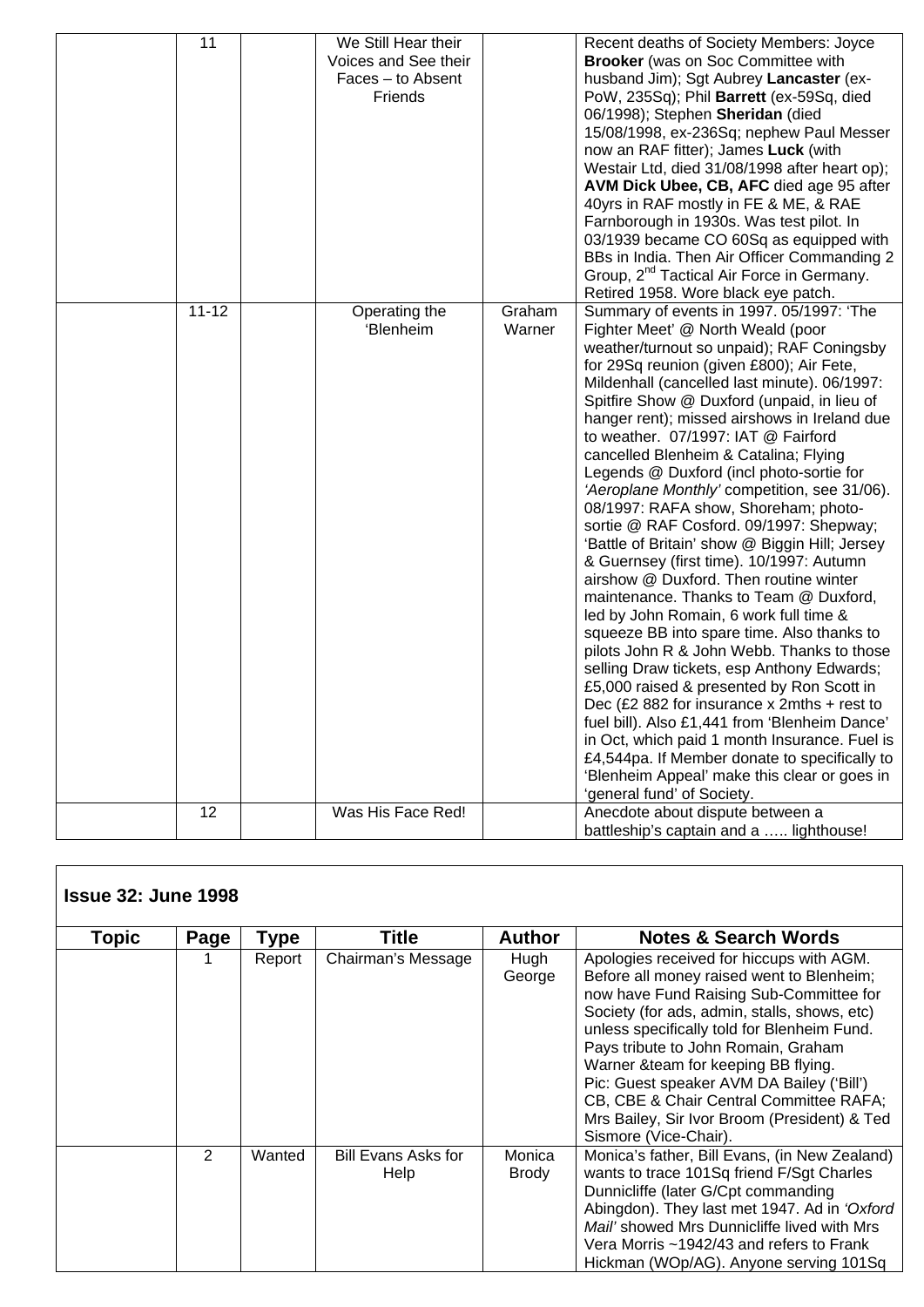| | 11 | | We Still Hear their Voices and See their Faces – to Absent Friends | | Recent deaths of Society Members: Joyce **Brooker** (was on Soc Committee with husband Jim); Sgt Aubrey **Lancaster** (ex-PoW, 235Sq); Phil **Barrett** (ex-59Sq, died 06/1998); Stephen **Sheridan** (died 15/08/1998, ex-236Sq; nephew Paul Messer now an RAF fitter); James **Luck** (with Westair Ltd, died 31/08/1998 after heart op); **AVM Dick Ubee, CB, AFC** died age 95 after 40yrs in RAF mostly in FE & ME, & RAE Farnborough in 1930s. Was test pilot. In 03/1939 became CO 60Sq as equipped with BBs in India. Then Air Officer Commanding 2 Group, 2nd Tactical Air Force in Germany. Retired 1958. Wore black eye patch. |
|---|---|---|---|---|---|
| | 11-12 | | Operating the 'Blenheim | Graham Warner | Summary of events in 1997. 05/1997: 'The Fighter Meet' @ North Weald (poor weather/turnout so unpaid); RAF Coningsby for 29Sq reunion (given £800); Air Fete, Mildenhall (cancelled last minute). 06/1997: Spitfire Show @ Duxford (unpaid, in lieu of hanger rent); missed airshows in Ireland due to weather. 07/1997: IAT @ Fairford cancelled Blenheim & Catalina; Flying Legends @ Duxford (incl photo-sortie for *'Aeroplane Monthly'* competition, see 31/06). 08/1997: RAFA show, Shoreham; photo-sortie @ RAF Cosford. 09/1997: Shepway; 'Battle of Britain' show @ Biggin Hill; Jersey & Guernsey (first time). 10/1997: Autumn airshow @ Duxford. Then routine winter maintenance. Thanks to Team @ Duxford, led by John Romain, 6 work full time & squeeze BB into spare time. Also thanks to pilots John R & John Webb. Thanks to those selling Draw tickets, esp Anthony Edwards; £5,000 raised & presented by Ron Scott in Dec (£2 882 for insurance x 2mths + rest to fuel bill). Also £1,441 from 'Blenheim Dance' in Oct, which paid 1 month Insurance. Fuel is £4,544pa. If Member donate to specifically to 'Blenheim Appeal' make this clear or goes in 'general fund' of Society. |
| | 12 | | Was His Face Red! | | Anecdote about dispute between a battleship's captain and a ….. lighthouse! |

## Issue 32: June 1998

| Topic | Page | Type | Title | Author | Notes & Search Words |
|---|---|---|---|---|---|
| | 1 | Report | Chairman's Message | Hugh George | Apologies received for hiccups with AGM. Before all money raised went to Blenheim; now have Fund Raising Sub-Committee for Society (for ads, admin, stalls, shows, etc) unless specifically told for Blenheim Fund. Pays tribute to John Romain, Graham Warner &team for keeping BB flying. Pic: Guest speaker AVM DA Bailey ('Bill') CB, CBE & Chair Central Committee RAFA; Mrs Bailey, Sir Ivor Broom (President) & Ted Sismore (Vice-Chair). |
| | 2 | Wanted | Bill Evans Asks for Help | Monica Brody | Monica's father, Bill Evans, (in New Zealand) wants to trace 101Sq friend F/Sgt Charles Dunnicliffe (later G/Cpt commanding Abingdon). They last met 1947. Ad in *'Oxford Mail'* showed Mrs Dunnicliffe lived with Mrs Vera Morris ~1942/43 and refers to Frank Hickman (WOp/AG). Anyone serving 101Sq |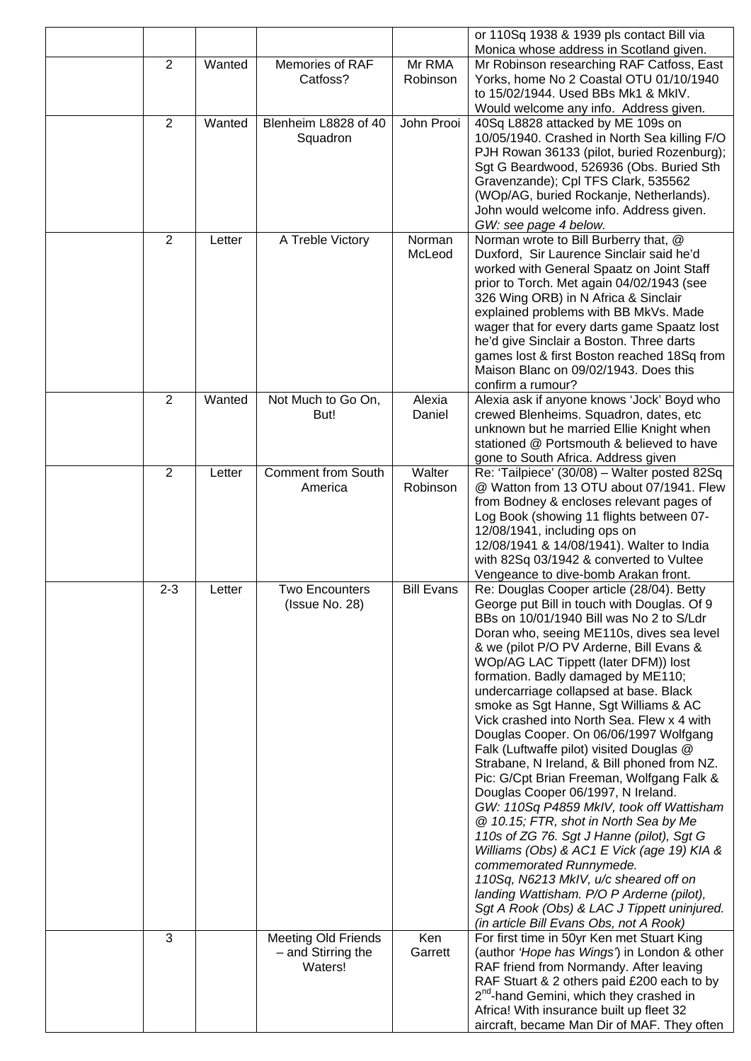| | | | | |
|---|---|---|---|---|
| | | | | or 110Sq 1938 & 1939 pls contact Bill via Monica whose address in Scotland given. |
| | 2 | Wanted | Memories of RAF Catfoss? | Mr RMA Robinson | Mr Robinson researching RAF Catfoss, East Yorks, home No 2 Coastal OTU 01/10/1940 to 15/02/1944. Used BBs Mk1 & MkIV. Would welcome any info. Address given. |
| | 2 | Wanted | Blenheim L8828 of 40 Squadron | John Prooi | 40Sq L8828 attacked by ME 109s on 10/05/1940. Crashed in North Sea killing F/O PJH Rowan 36133 (pilot, buried Rozenburg); Sgt G Beardwood, 526936 (Obs. Buried Sth Gravenzande); Cpl TFS Clark, 535562 (WOp/AG, buried Rockanje, Netherlands). John would welcome info. Address given. *GW: see page 4 below.* |
| | 2 | Letter | A Treble Victory | Norman McLeod | Norman wrote to Bill Burberry that, @ Duxford, Sir Laurence Sinclair said he'd worked with General Spaatz on Joint Staff prior to Torch. Met again 04/02/1943 (see 326 Wing ORB) in N Africa & Sinclair explained problems with BB MkVs. Made wager that for every darts game Spaatz lost he'd give Sinclair a Boston. Three darts games lost & first Boston reached 18Sq from Maison Blanc on 09/02/1943. Does this confirm a rumour? |
| | 2 | Wanted | Not Much to Go On, But! | Alexia Daniel | Alexia ask if anyone knows 'Jock' Boyd who crewed Blenheims. Squadron, dates, etc unknown but he married Ellie Knight when stationed @ Portsmouth & believed to have gone to South Africa. Address given |
| | 2 | Letter | Comment from South America | Walter Robinson | Re: 'Tailpiece' (30/08) – Walter posted 82Sq @ Watton from 13 OTU about 07/1941. Flew from Bodney & encloses relevant pages of Log Book (showing 11 flights between 07-12/08/1941, including ops on 12/08/1941 & 14/08/1941). Walter to India with 82Sq 03/1942 & converted to Vultee Vengeance to dive-bomb Arakan front. |
| | 2-3 | Letter | Two Encounters (Issue No. 28) | Bill Evans | Re: Douglas Cooper article (28/04). Betty George put Bill in touch with Douglas. Of 9 BBs on 10/01/1940 Bill was No 2 to S/Ldr Doran who, seeing ME110s, dives sea level & we (pilot P/O PV Arderne, Bill Evans & WOp/AG LAC Tippett (later DFM)) lost formation. Badly damaged by ME110; undercarriage collapsed at base. Black smoke as Sgt Hanne, Sgt Williams & AC Vick crashed into North Sea. Flew x 4 with Douglas Cooper. On 06/06/1997 Wolfgang Falk (Luftwaffe pilot) visited Douglas @ Strabane, N Ireland, & Bill phoned from NZ. Pic: G/Cpt Brian Freeman, Wolfgang Falk & Douglas Cooper 06/1997, N Ireland. *GW: 110Sq P4859 MkIV, took off Wattisham @ 10.15; FTR, shot in North Sea by Me 110s of ZG 76. Sgt J Hanne (pilot), Sgt G Williams (Obs) & AC1 E Vick (age 19) KIA & commemorated Runnymede. 110Sq, N6213 MkIV, u/c sheared off on landing Wattisham. P/O P Arderne (pilot), Sgt A Rook (Obs) & LAC J Tippett uninjured. (in article Bill Evans Obs, not A Rook)* |
| | 3 | | Meeting Old Friends – and Stirring the Waters! | Ken Garrett | For first time in 50yr Ken met Stuart King (author *'Hope has Wings'*) in London & other RAF friend from Normandy. After leaving RAF Stuart & 2 others paid £200 each to by 2nd-hand Gemini, which they crashed in Africa! With insurance built up fleet 32 aircraft, became Man Dir of MAF. They often |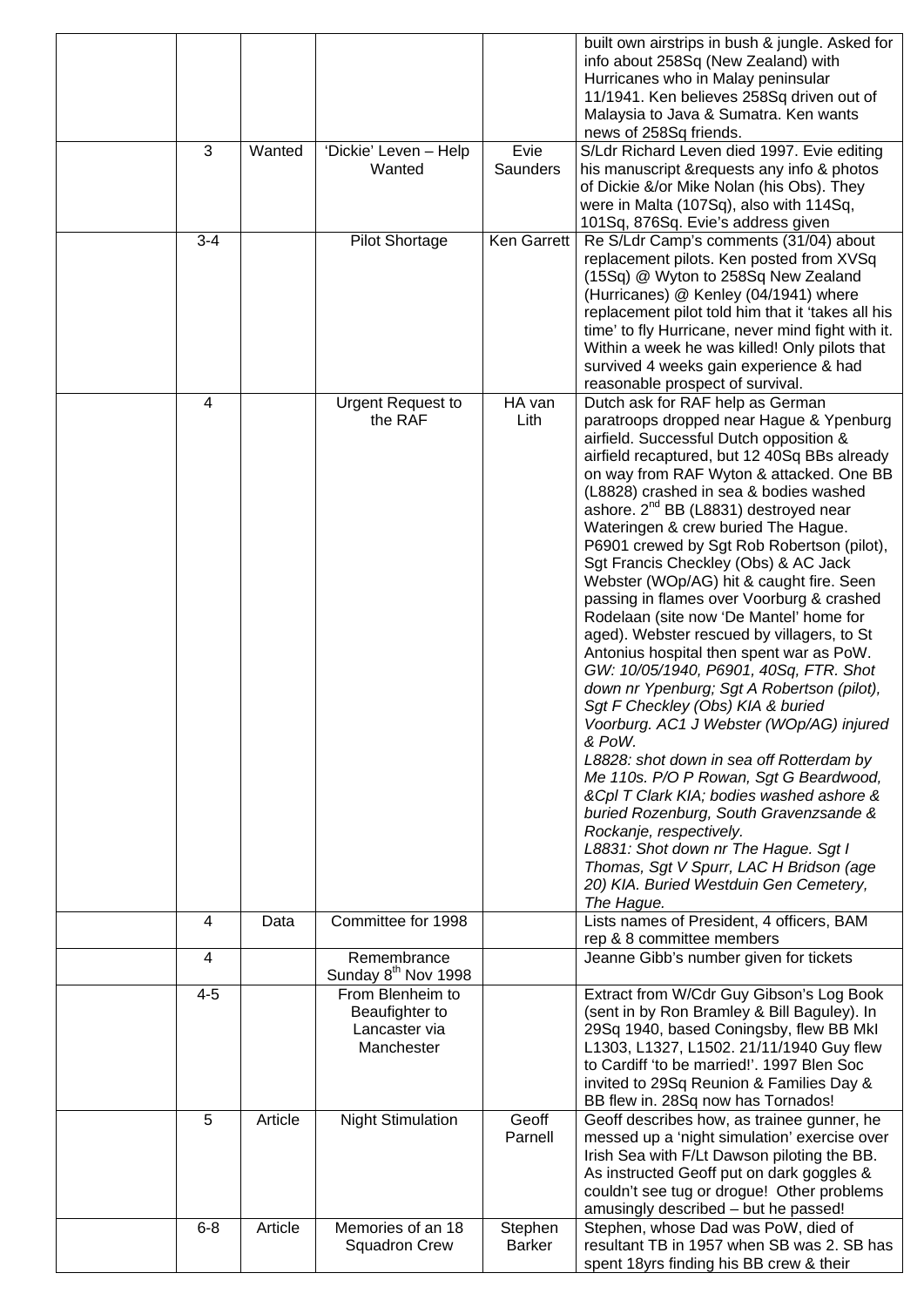| | | | | | |
|---|---|---|---|---|---|
| | | | | | built own airstrips in bush & jungle. Asked for info about 258Sq (New Zealand) with Hurricanes who in Malay peninsular 11/1941. Ken believes 258Sq driven out of Malaysia to Java & Sumatra. Ken wants news of 258Sq friends. |
| | 3 | Wanted | 'Dickie' Leven – Help Wanted | Evie Saunders | S/Ldr Richard Leven died 1997. Evie editing his manuscript &requests any info & photos of Dickie &/or Mike Nolan (his Obs). They were in Malta (107Sq), also with 114Sq, 101Sq, 876Sq. Evie's address given |
| | 3-4 | | Pilot Shortage | Ken Garrett | Re S/Ldr Camp's comments (31/04) about replacement pilots. Ken posted from XVSq (15Sq) @ Wyton to 258Sq New Zealand (Hurricanes) @ Kenley (04/1941) where replacement pilot told him that it 'takes all his time' to fly Hurricane, never mind fight with it. Within a week he was killed! Only pilots that survived 4 weeks gain experience & had reasonable prospect of survival. |
| | 4 | | Urgent Request to the RAF | HA van Lith | Dutch ask for RAF help as German paratroops dropped near Hague & Ypenburg airfield. Successful Dutch opposition & airfield recaptured, but 12 40Sq BBs already on way from RAF Wyton & attacked. One BB (L8828) crashed in sea & bodies washed ashore. 2nd BB (L8831) destroyed near Wateringen & crew buried The Hague. P6901 crewed by Sgt Rob Robertson (pilot), Sgt Francis Checkley (Obs) & AC Jack Webster (WOp/AG) hit & caught fire. Seen passing in flames over Voorburg & crashed Rodelaan (site now 'De Mantel' home for aged). Webster rescued by villagers, to St Antonius hospital then spent war as PoW. *GW: 10/05/1940, P6901, 40Sq, FTR. Shot down nr Ypenburg; Sgt A Robertson (pilot), Sgt F Checkley (Obs) KIA & buried Voorburg. AC1 J Webster (WOp/AG) injured & PoW.* *L8828: shot down in sea off Rotterdam by Me 110s. P/O P Rowan, Sgt G Beardwood, &Cpl T Clark KIA; bodies washed ashore & buried Rozenburg, South Gravenzsande & Rockanje, respectively.* *L8831: Shot down nr The Hague. Sgt I Thomas, Sgt V Spurr, LAC H Bridson (age 20) KIA. Buried Westduin Gen Cemetery, The Hague.* |
| | 4 | Data | Committee for 1998 | | Lists names of President, 4 officers, BAM rep & 8 committee members |
| | 4 | | Remembrance Sunday 8th Nov 1998 | | Jeanne Gibb's number given for tickets |
| | 4-5 | | From Blenheim to Beaufighter to Lancaster via Manchester | | Extract from W/Cdr Guy Gibson's Log Book (sent in by Ron Bramley & Bill Baguley). In 29Sq 1940, based Coningsby, flew BB MkI L1303, L1327, L1502. 21/11/1940 Guy flew to Cardiff 'to be married!'. 1997 Blen Soc invited to 29Sq Reunion & Families Day & BB flew in. 28Sq now has Tornados! |
| | 5 | Article | Night Stimulation | Geoff Parnell | Geoff describes how, as trainee gunner, he messed up a 'night simulation' exercise over Irish Sea with F/Lt Dawson piloting the BB. As instructed Geoff put on dark goggles & couldn't see tug or drogue! Other problems amusingly described – but he passed! |
| | 6-8 | Article | Memories of an 18 Squadron Crew | Stephen Barker | Stephen, whose Dad was PoW, died of resultant TB in 1957 when SB was 2. SB has spent 18yrs finding his BB crew & their |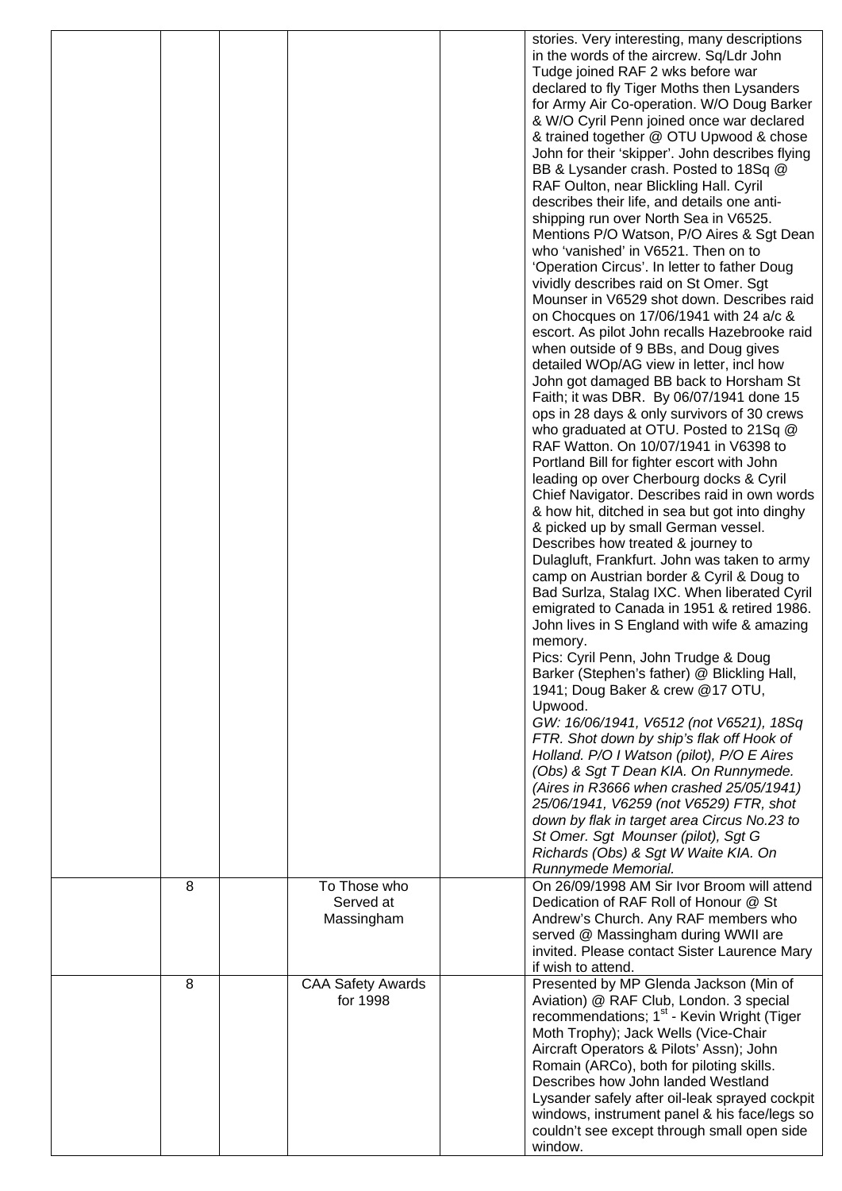| | | | | | |
|---|---|---|---|---|---|
| | | | | | stories. Very interesting, many descriptions in the words of the aircrew. Sq/Ldr John Tudge joined RAF 2 wks before war declared to fly Tiger Moths then Lysanders for Army Air Co-operation. W/O Doug Barker & W/O Cyril Penn joined once war declared & trained together @ OTU Upwood & chose John for their 'skipper'. John describes flying BB & Lysander crash. Posted to 18Sq @ RAF Oulton, near Blickling Hall. Cyril describes their life, and details one anti-shipping run over North Sea in V6525. Mentions P/O Watson, P/O Aires & Sgt Dean who 'vanished' in V6521. Then on to 'Operation Circus'. In letter to father Doug vividly describes raid on St Omer. Sgt Mounser in V6529 shot down. Describes raid on Chocques on 17/06/1941 with 24 a/c & escort. As pilot John recalls Hazebrooke raid when outside of 9 BBs, and Doug gives detailed WOp/AG view in letter, incl how John got damaged BB back to Horsham St Faith; it was DBR. By 06/07/1941 done 15 ops in 28 days & only survivors of 30 crews who graduated at OTU. Posted to 21Sq @ RAF Watton. On 10/07/1941 in V6398 to Portland Bill for fighter escort with John leading op over Cherbourg docks & Cyril Chief Navigator. Describes raid in own words & how hit, ditched in sea but got into dinghy & picked up by small German vessel. Describes how treated & journey to Dulagluft, Frankfurt. John was taken to army camp on Austrian border & Cyril & Doug to Bad Surlza, Stalag IXC. When liberated Cyril emigrated to Canada in 1951 & retired 1986. John lives in S England with wife & amazing memory.<br>Pics: Cyril Penn, John Trudge & Doug Barker (Stephen's father) @ Blickling Hall, 1941; Doug Baker & crew @17 OTU, Upwood.<br>*GW: 16/06/1941, V6512 (not V6521), 18Sq FTR. Shot down by ship's flak off Hook of Holland. P/O I Watson (pilot), P/O E Aires (Obs) & Sgt T Dean KIA. On Runnymede. (Aires in R3666 when crashed 25/05/1941) 25/06/1941, V6259 (not V6529) FTR, shot down by flak in target area Circus No.23 to St Omer. Sgt Mounser (pilot), Sgt G Richards (Obs) & Sgt W Waite KIA. On Runnymede Memorial.* |
| | 8 | | To Those who Served at Massingham | | On 26/09/1998 AM Sir Ivor Broom will attend Dedication of RAF Roll of Honour @ St Andrew's Church. Any RAF members who served @ Massingham during WWII are invited. Please contact Sister Laurence Mary if wish to attend. |
| | 8 | | CAA Safety Awards for 1998 | | Presented by MP Glenda Jackson (Min of Aviation) @ RAF Club, London. 3 special recommendations; 1st - Kevin Wright (Tiger Moth Trophy); Jack Wells (Vice-Chair Aircraft Operators & Pilots' Assn); John Romain (ARCo), both for piloting skills. Describes how John landed Westland Lysander safely after oil-leak sprayed cockpit windows, instrument panel & his face/legs so couldn't see except through small open side window. |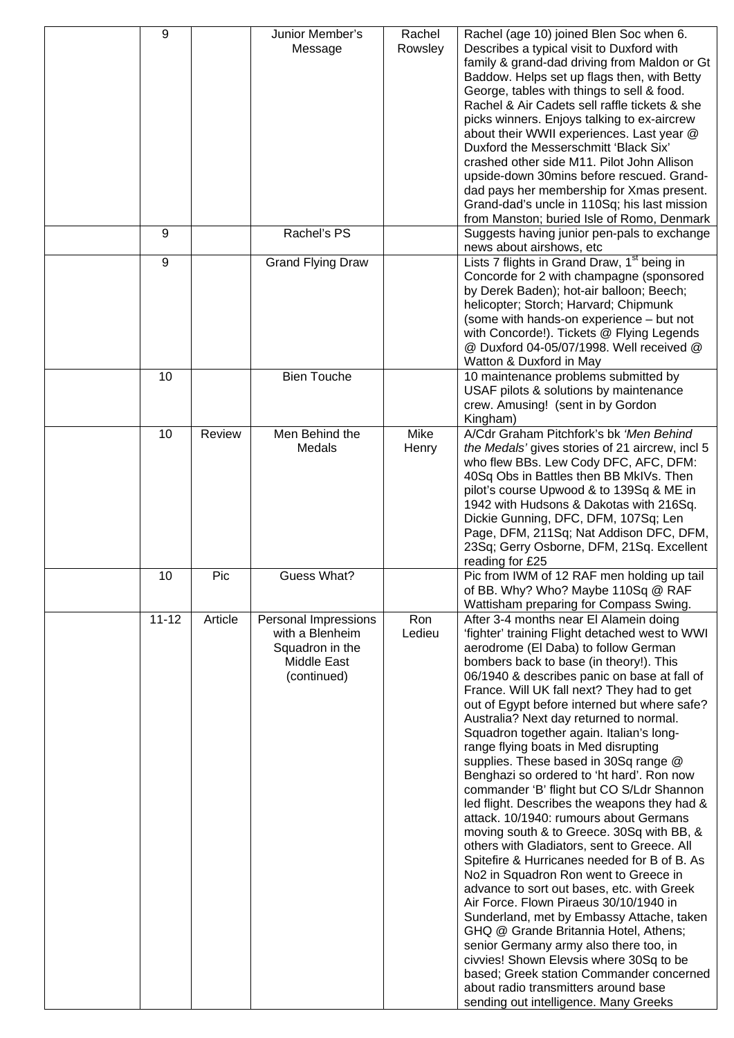|  |  |  |  |  |
|---|---|---|---|---|
| 9 |  | Junior Member's Message | Rachel Rowsley | Rachel (age 10) joined Blen Soc when 6. Describes a typical visit to Duxford with family & grand-dad driving from Maldon or Gt Baddow. Helps set up flags then, with Betty George, tables with things to sell & food. Rachel & Air Cadets sell raffle tickets & she picks winners. Enjoys talking to ex-aircrew about their WWII experiences. Last year @ Duxford the Messerschmitt 'Black Six' crashed other side M11. Pilot John Allison upside-down 30mins before rescued. Grand-dad pays her membership for Xmas present. Grand-dad's uncle in 110Sq; his last mission from Manston; buried Isle of Romo, Denmark |
| 9 |  | Rachel's PS |  | Suggests having junior pen-pals to exchange news about airshows, etc |
| 9 |  | Grand Flying Draw |  | Lists 7 flights in Grand Draw, 1st being in Concorde for 2 with champagne (sponsored by Derek Baden); hot-air balloon; Beech; helicopter; Storch; Harvard; Chipmunk (some with hands-on experience – but not with Concorde!). Tickets @ Flying Legends @ Duxford 04-05/07/1998. Well received @ Watton & Duxford in May |
| 10 |  | Bien Touche |  | 10 maintenance problems submitted by USAF pilots & solutions by maintenance crew. Amusing! (sent in by Gordon Kingham) |
| 10 | Review | Men Behind the Medals | Mike Henry | A/Cdr Graham Pitchfork's bk *'Men Behind the Medals'* gives stories of 21 aircrew, incl 5 who flew BBs. Lew Cody DFC, AFC, DFM: 40Sq Obs in Battles then BB MkIVs. Then pilot's course Upwood & to 139Sq & ME in 1942 with Hudsons & Dakotas with 216Sq. Dickie Gunning, DFC, DFM, 107Sq; Len Page, DFM, 211Sq; Nat Addison DFC, DFM, 23Sq; Gerry Osborne, DFM, 21Sq. Excellent reading for £25 |
| 10 | Pic | Guess What? |  | Pic from IWM of 12 RAF men holding up tail of BB. Why? Who? Maybe 110Sq @ RAF Wattisham preparing for Compass Swing. |
| 11-12 | Article | Personal Impressions with a Blenheim Squadron in the Middle East (continued) | Ron Ledieu | After 3-4 months near El Alamein doing 'fighter' training Flight detached west to WWI aerodrome (El Daba) to follow German bombers back to base (in theory!). This 06/1940 & describes panic on base at fall of France. Will UK fall next? They had to get out of Egypt before interned but where safe? Australia? Next day returned to normal. Squadron together again. Italian's long-range flying boats in Med disrupting supplies. These based in 30Sq range @ Benghazi so ordered to 'ht hard'. Ron now commander 'B' flight but CO S/Ldr Shannon led flight. Describes the weapons they had & attack. 10/1940: rumours about Germans moving south & to Greece. 30Sq with BB, & others with Gladiators, sent to Greece. All Spitefire & Hurricanes needed for B of B. As No2 in Squadron Ron went to Greece in advance to sort out bases, etc. with Greek Air Force. Flown Piraeus 30/10/1940 in Sunderland, met by Embassy Attache, taken GHQ @ Grande Britannia Hotel, Athens; senior Germany army also there too, in civvies! Shown Elevsis where 30Sq to be based; Greek station Commander concerned about radio transmitters around base sending out intelligence. Many Greeks |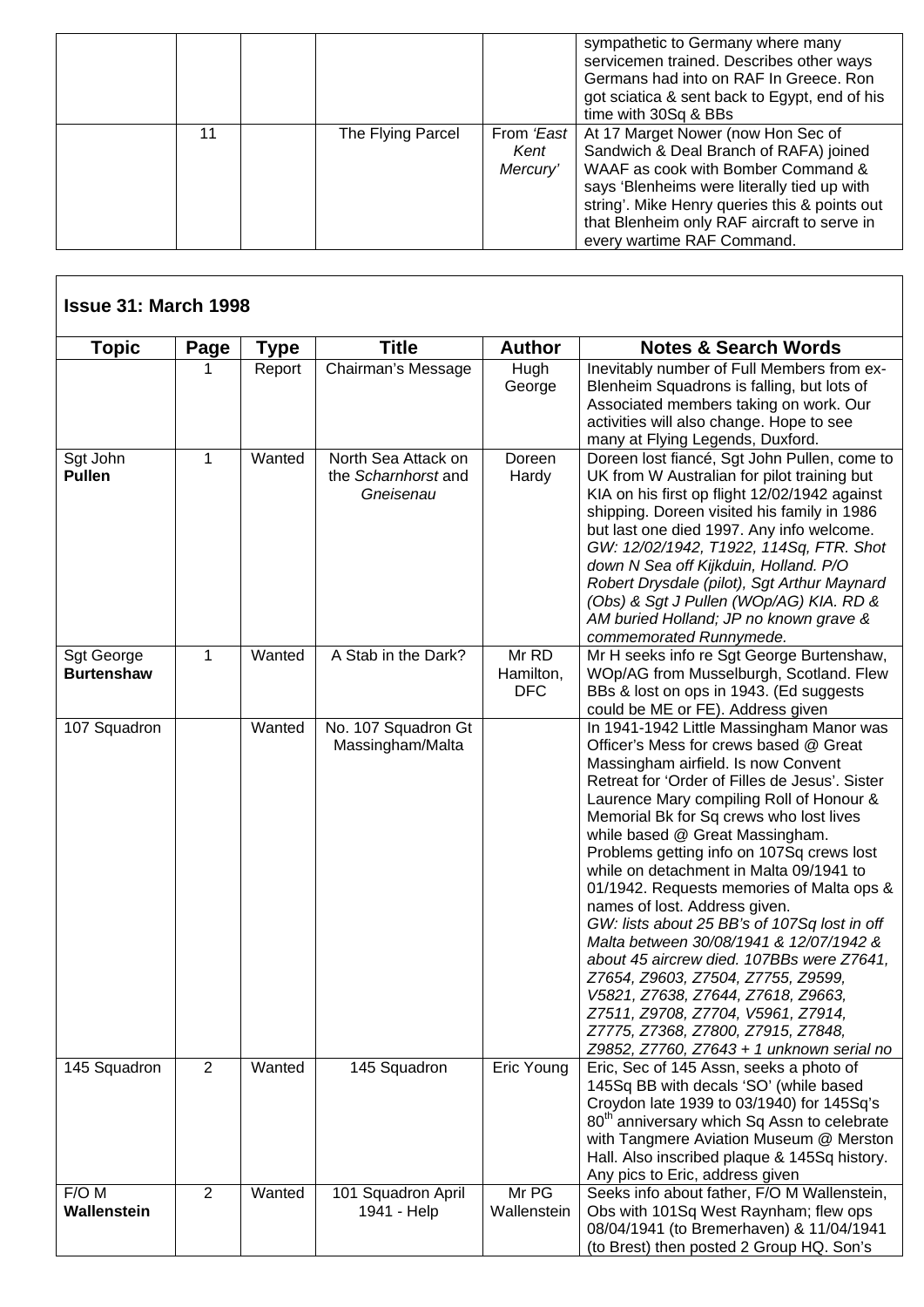| | | | | | sympathetic to Germany where many servicemen trained. Describes other ways Germans had into on RAF In Greece. Ron got sciatica & sent back to Egypt, end of his time with 30Sq & BBs |
|---|---|---|---|---|---|
| | 11 | | The Flying Parcel | From *'East Kent Mercury'* | At 17 Marget Nower (now Hon Sec of Sandwich & Deal Branch of RAFA) joined WAAF as cook with Bomber Command & says 'Blenheims were literally tied up with string'. Mike Henry queries this & points out that Blenheim only RAF aircraft to serve in every wartime RAF Command. |

## Issue 31: March 1998

| Topic | Page | Type | Title | Author | Notes & Search Words |
|---|---|---|---|---|---|
| | 1 | Report | Chairman's Message | Hugh George | Inevitably number of Full Members from ex-Blenheim Squadrons is falling, but lots of Associated members taking on work. Our activities will also change. Hope to see many at Flying Legends, Duxford. |
| Sgt John **Pullen** | 1 | Wanted | North Sea Attack on the *Scharnhorst* and *Gneisenau* | Doreen Hardy | Doreen lost fiancé, Sgt John Pullen, come to UK from W Australian for pilot training but KIA on his first op flight 12/02/1942 against shipping. Doreen visited his family in 1986 but last one died 1997. Any info welcome. *GW: 12/02/1942, T1922, 114Sq, FTR. Shot down N Sea off Kijkduin, Holland. P/O Robert Drysdale (pilot), Sgt Arthur Maynard (Obs) & Sgt J Pullen (WOp/AG) KIA. RD & AM buried Holland; JP no known grave & commemorated Runnymede.* |
| Sgt George **Burtenshaw** | 1 | Wanted | A Stab in the Dark? | Mr RD Hamilton, DFC | Mr H seeks info re Sgt George Burtenshaw, WOp/AG from Musselburgh, Scotland. Flew BBs & lost on ops in 1943. (Ed suggests could be ME or FE). Address given |
| 107 Squadron | | Wanted | No. 107 Squadron Gt Massingham/Malta | | In 1941-1942 Little Massingham Manor was Officer's Mess for crews based @ Great Massingham airfield. Is now Convent Retreat for 'Order of Filles de Jesus'. Sister Laurence Mary compiling Roll of Honour & Memorial Bk for Sq crews who lost lives while based @ Great Massingham. Problems getting info on 107Sq crews lost while on detachment in Malta 09/1941 to 01/1942. Requests memories of Malta ops & names of lost. Address given. *GW: lists about 25 BB's of 107Sq lost in off Malta between 30/08/1941 & 12/07/1942 & about 45 aircrew died. 107BBs were Z7641, Z7654, Z9603, Z7504, Z7755, Z9599, V5821, Z7638, Z7644, Z7618, Z9663, Z7511, Z9708, Z7704, V5961, Z7914, Z7775, Z7368, Z7800, Z7915, Z7848, Z9852, Z7760, Z7643 + 1 unknown serial no* |
| 145 Squadron | 2 | Wanted | 145 Squadron | Eric Young | Eric, Sec of 145 Assn, seeks a photo of 145Sq BB with decals 'SO' (while based Croydon late 1939 to 03/1940) for 145Sq's 80th anniversary which Sq Assn to celebrate with Tangmere Aviation Museum @ Merston Hall. Also inscribed plaque & 145Sq history. Any pics to Eric, address given |
| F/O M **Wallenstein** | 2 | Wanted | 101 Squadron April 1941 - Help | Mr PG Wallenstein | Seeks info about father, F/O M Wallenstein, Obs with 101Sq West Raynham; flew ops 08/04/1941 (to Bremerhaven) & 11/04/1941 (to Brest) then posted 2 Group HQ. Son's |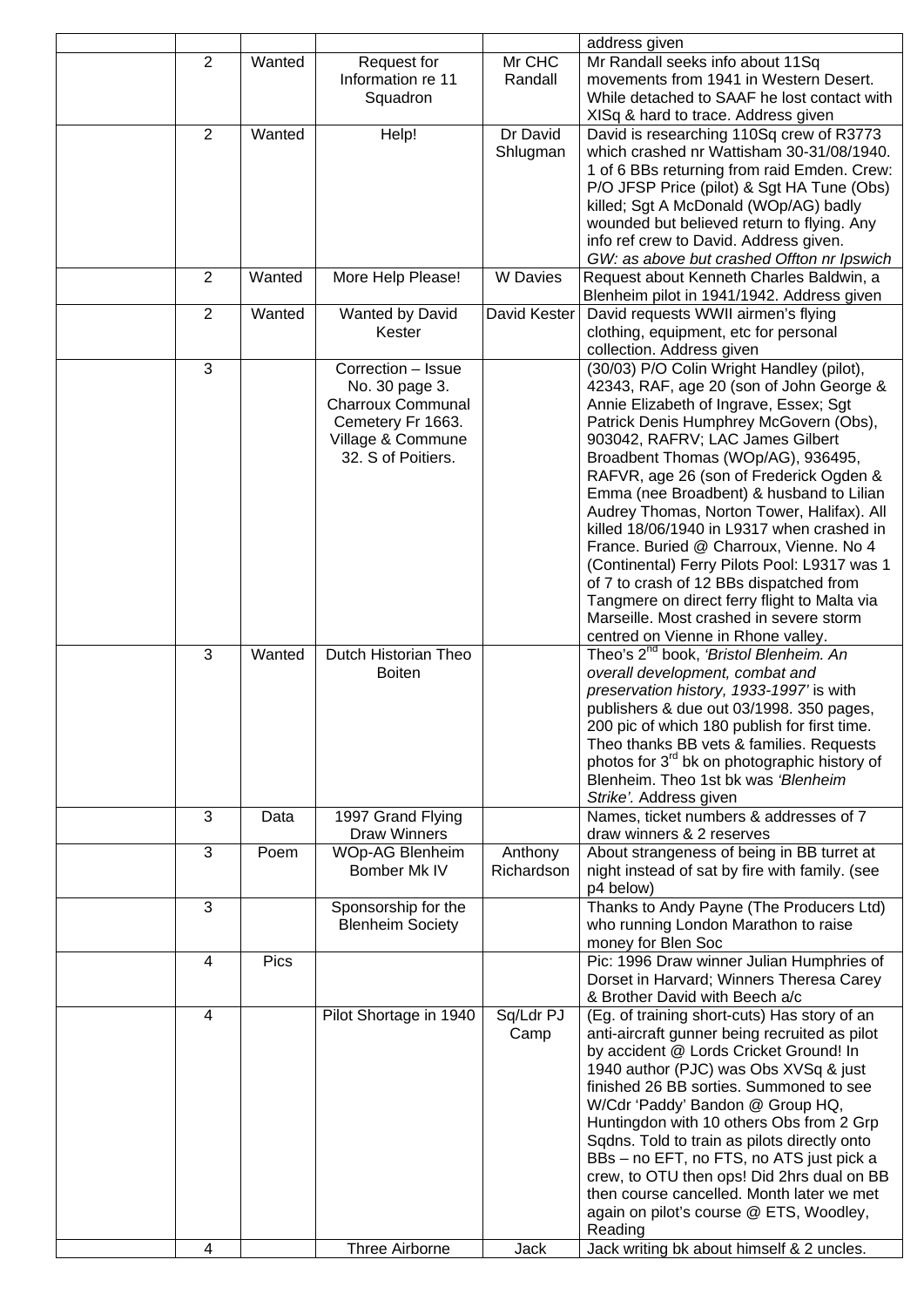| | | | | | |
|---|---|---|---|---|---|
| | | | | | address given |
| | 2 | Wanted | Request for Information re 11 Squadron | Mr CHC Randall | Mr Randall seeks info about 11Sq movements from 1941 in Western Desert. While detached to SAAF he lost contact with XISq & hard to trace. Address given |
| | 2 | Wanted | Help! | Dr David Shlugman | David is researching 110Sq crew of R3773 which crashed nr Wattisham 30-31/08/1940. 1 of 6 BBs returning from raid Emden. Crew: P/O JFSP Price (pilot) & Sgt HA Tune (Obs) killed; Sgt A McDonald (WOp/AG) badly wounded but believed return to flying. Any info ref crew to David. Address given. *GW: as above but crashed Offton nr Ipswich* |
| | 2 | Wanted | More Help Please! | W Davies | Request about Kenneth Charles Baldwin, a Blenheim pilot in 1941/1942. Address given |
| | 2 | Wanted | Wanted by David Kester | David Kester | David requests WWII airmen's flying clothing, equipment, etc for personal collection. Address given |
| | 3 | | Correction – Issue No. 30 page 3. Charroux Communal Cemetery Fr 1663. Village & Commune 32. S of Poitiers. | | (30/03) P/O Colin Wright Handley (pilot), 42343, RAF, age 20 (son of John George & Annie Elizabeth of Ingrave, Essex; Sgt Patrick Denis Humphrey McGovern (Obs), 903042, RAFRV; LAC James Gilbert Broadbent Thomas (WOp/AG), 936495, RAFVR, age 26 (son of Frederick Ogden & Emma (nee Broadbent) & husband to Lilian Audrey Thomas, Norton Tower, Halifax). All killed 18/06/1940 in L9317 when crashed in France. Buried @ Charroux, Vienne. No 4 (Continental) Ferry Pilots Pool: L9317 was 1 of 7 to crash of 12 BBs dispatched from Tangmere on direct ferry flight to Malta via Marseille. Most crashed in severe storm centred on Vienne in Rhone valley. |
| | 3 | Wanted | Dutch Historian Theo Boiten | | Theo's 2nd book, *'Bristol Blenheim. An overall development, combat and preservation history, 1933-1997'* is with publishers & due out 03/1998. 350 pages, 200 pic of which 180 publish for first time. Theo thanks BB vets & families. Requests photos for 3rd bk on photographic history of Blenheim. Theo 1st bk was *'Blenheim Strike'.* Address given |
| | 3 | Data | 1997 Grand Flying Draw Winners | | Names, ticket numbers & addresses of 7 draw winners & 2 reserves |
| | 3 | Poem | WOp-AG Blenheim Bomber Mk IV | Anthony Richardson | About strangeness of being in BB turret at night instead of sat by fire with family. (see p4 below) |
| | 3 | | Sponsorship for the Blenheim Society | | Thanks to Andy Payne (The Producers Ltd) who running London Marathon to raise money for Blen Soc |
| | 4 | Pics | | | Pic: 1996 Draw winner Julian Humphries of Dorset in Harvard; Winners Theresa Carey & Brother David with Beech a/c |
| | 4 | | Pilot Shortage in 1940 | Sq/Ldr PJ Camp | (Eg. of training short-cuts) Has story of an anti-aircraft gunner being recruited as pilot by accident @ Lords Cricket Ground! In 1940 author (PJC) was Obs XVSq & just finished 26 BB sorties. Summoned to see W/Cdr 'Paddy' Bandon @ Group HQ, Huntingdon with 10 others Obs from 2 Grp Sqdns. Told to train as pilots directly onto BBs – no EFT, no FTS, no ATS just pick a crew, to OTU then ops! Did 2hrs dual on BB then course cancelled. Month later we met again on pilot's course @ ETS, Woodley, Reading |
| | 4 | | Three Airborne | Jack | Jack writing bk about himself & 2 uncles. |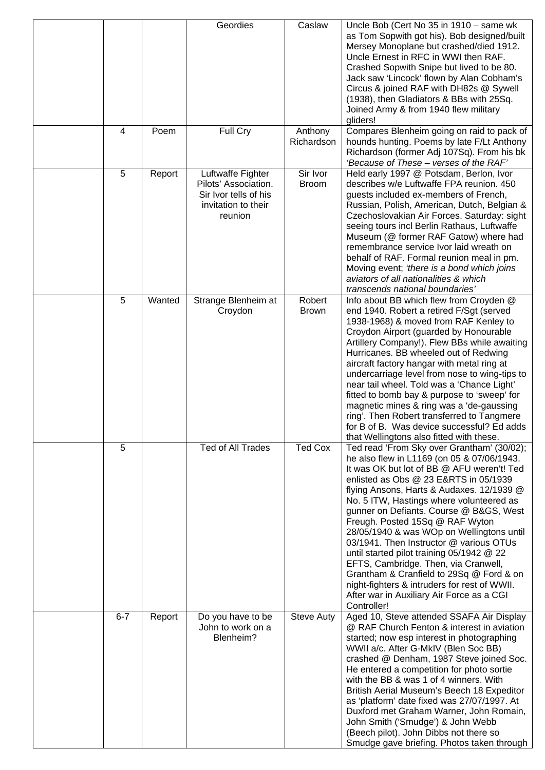|  |  |  | Geordies | Caslaw | Uncle Bob (Cert No 35 in 1910 – same wk as Tom Sopwith got his). Bob designed/built Mersey Monoplane but crashed/died 1912. Uncle Ernest in RFC in WWI then RAF. Crashed Sopwith Snipe but lived to be 80. Jack saw 'Lincock' flown by Alan Cobham's Circus & joined RAF with DH82s @ Sywell (1938), then Gladiators & BBs with 25Sq. Joined Army & from 1940 flew military gliders! |
|---|---|---|---|---|---|
|  | 4 | Poem | Full Cry | Anthony Richardson | Compares Blenheim going on raid to pack of hounds hunting. Poems by late F/Lt Anthony Richardson (former Adj 107Sq). From his bk *'Because of These – verses of the RAF'* |
|  | 5 | Report | Luftwaffe Fighter Pilots' Association. Sir Ivor tells of his invitation to their reunion | Sir Ivor Broom | Held early 1997 @ Potsdam, Berlon, Ivor describes w/e Luftwaffe FPA reunion. 450 guests included ex-members of French, Russian, Polish, American, Dutch, Belgian & Czechoslovakian Air Forces. Saturday: sight seeing tours incl Berlin Rathaus, Luftwaffe Museum (@ former RAF Gatow) where had remembrance service Ivor laid wreath on behalf of RAF. Formal reunion meal in pm. Moving event; *'there is a bond which joins aviators of all nationalities & which transcends national boundaries'* |
|  | 5 | Wanted | Strange Blenheim at Croydon | Robert Brown | Info about BB which flew from Croyden @ end 1940. Robert a retired F/Sgt (served 1938-1968) & moved from RAF Kenley to Croydon Airport (guarded by Honourable Artillery Company!). Flew BBs while awaiting Hurricanes. BB wheeled out of Redwing aircraft factory hangar with metal ring at undercarriage level from nose to wing-tips to near tail wheel. Told was a 'Chance Light' fitted to bomb bay & purpose to 'sweep' for magnetic mines & ring was a 'de-gaussing ring'. Then Robert transferred to Tangmere for B of B. Was device successful? Ed adds that Wellingtons also fitted with these. |
|  | 5 |  | Ted of All Trades | Ted Cox | Ted read 'From Sky over Grantham' (30/02); he also flew in L1169 (on 05 & 07/06/1943. It was OK but lot of BB @ AFU weren't! Ted enlisted as Obs @ 23 E&RTS in 05/1939 flying Ansons, Harts & Audaxes. 12/1939 @ No. 5 ITW, Hastings where volunteered as gunner on Defiants. Course @ B&GS, West Freugh. Posted 15Sq @ RAF Wyton 28/05/1940 & was WOp on Wellingtons until 03/1941. Then Instructor @ various OTUs until started pilot training 05/1942 @ 22 EFTS, Cambridge. Then, via Cranwell, Grantham & Cranfield to 29Sq @ Ford & on night-fighters & intruders for rest of WWII. After war in Auxiliary Air Force as a CGI Controller! |
|  | 6-7 | Report | Do you have to be John to work on a Blenheim? | Steve Auty | Aged 10, Steve attended SSAFA Air Display @ RAF Church Fenton & interest in aviation started; now esp interest in photographing WWII a/c. After G-MkIV (Blen Soc BB) crashed @ Denham, 1987 Steve joined Soc. He entered a competition for photo sortie with the BB & was 1 of 4 winners. With British Aerial Museum's Beech 18 Expeditor as 'platform' date fixed was 27/07/1997. At Duxford met Graham Warner, John Romain, John Smith ('Smudge') & John Webb (Beech pilot). John Dibbs not there so Smudge gave briefing. Photos taken through |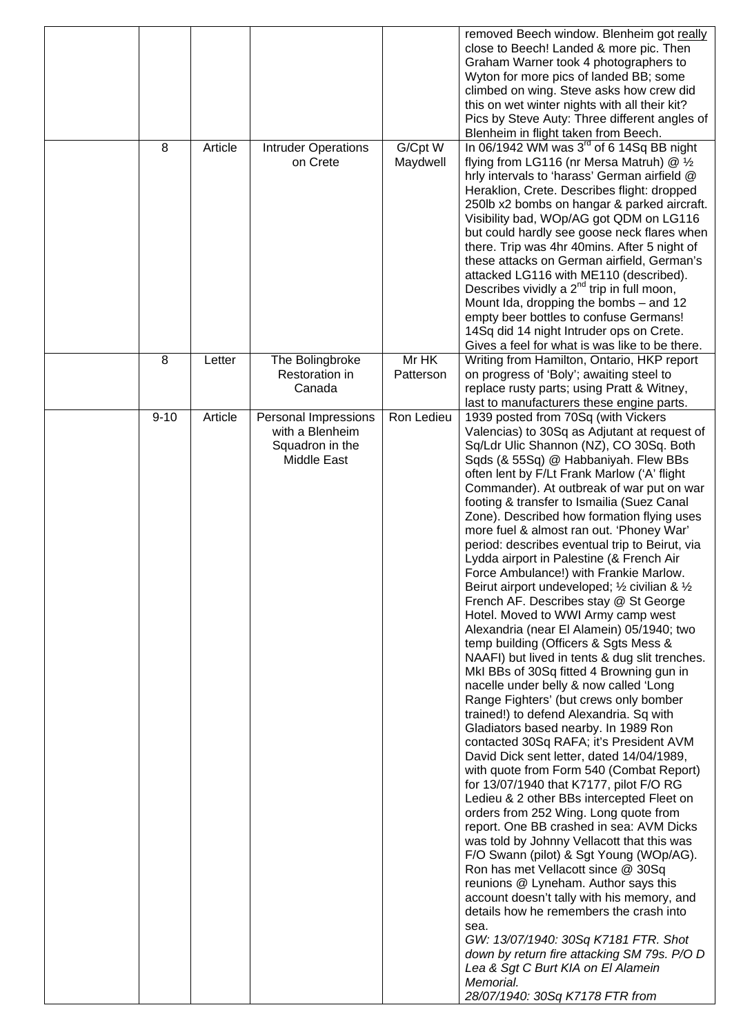| | | | | | |
|---|---|---|---|---|---|
| | | | | | removed Beech window. Blenheim got really close to Beech! Landed & more pic. Then Graham Warner took 4 photographers to Wyton for more pics of landed BB; some climbed on wing. Steve asks how crew did this on wet winter nights with all their kit? Pics by Steve Auty: Three different angles of Blenheim in flight taken from Beech. |
| | 8 | Article | Intruder Operations on Crete | G/Cpt W Maydwell | In 06/1942 WM was 3rd of 6 14Sq BB night flying from LG116 (nr Mersa Matruh) @ ½ hrly intervals to 'harass' German airfield @ Heraklion, Crete. Describes flight: dropped 250lb x2 bombs on hangar & parked aircraft. Visibility bad, WOp/AG got QDM on LG116 but could hardly see goose neck flares when there. Trip was 4hr 40mins. After 5 night of these attacks on German airfield, German's attacked LG116 with ME110 (described). Describes vividly a 2nd trip in full moon, Mount Ida, dropping the bombs – and 12 empty beer bottles to confuse Germans! 14Sq did 14 night Intruder ops on Crete. Gives a feel for what is was like to be there. |
| | 8 | Letter | The Bolingbroke Restoration in Canada | Mr HK Patterson | Writing from Hamilton, Ontario, HKP report on progress of 'Boly'; awaiting steel to replace rusty parts; using Pratt & Witney, last to manufacturers these engine parts. |
| | 9-10 | Article | Personal Impressions with a Blenheim Squadron in the Middle East | Ron Ledieu | 1939 posted from 70Sq (with Vickers Valencias) to 30Sq as Adjutant at request of Sq/Ldr Ulic Shannon (NZ), CO 30Sq. Both Sqds (& 55Sq) @ Habbaniyah. Flew BBs often lent by F/Lt Frank Marlow ('A' flight Commander). At outbreak of war put on war footing & transfer to Ismailia (Suez Canal Zone). Described how formation flying uses more fuel & almost ran out. 'Phoney War' period: describes eventual trip to Beirut, via Lydda airport in Palestine (& French Air Force Ambulance!) with Frankie Marlow. Beirut airport undeveloped; ½ civilian & ½ French AF. Describes stay @ St George Hotel. Moved to WWI Army camp west Alexandria (near El Alamein) 05/1940; two temp building (Officers & Sgts Mess & NAAFI) but lived in tents & dug slit trenches. MkI BBs of 30Sq fitted 4 Browning gun in nacelle under belly & now called 'Long Range Fighters' (but crews only bomber trained!) to defend Alexandria. Sq with Gladiators based nearby. In 1989 Ron contacted 30Sq RAFA; it's President AVM David Dick sent letter, dated 14/04/1989, with quote from Form 540 (Combat Report) for 13/07/1940 that K7177, pilot F/O RG Ledieu & 2 other BBs intercepted Fleet on orders from 252 Wing. Long quote from report. One BB crashed in sea: AVM Dicks was told by Johnny Vellacott that this was F/O Swann (pilot) & Sgt Young (WOp/AG). Ron has met Vellacott since @ 30Sq reunions @ Lyneham. Author says this account doesn't tally with his memory, and details how he remembers the crash into sea.<br>*GW: 13/07/1940: 30Sq K7181 FTR. Shot down by return fire attacking SM 79s. P/O D Lea & Sgt C Burt KIA on El Alamein Memorial.*<br>*28/07/1940: 30Sq K7178 FTR from* |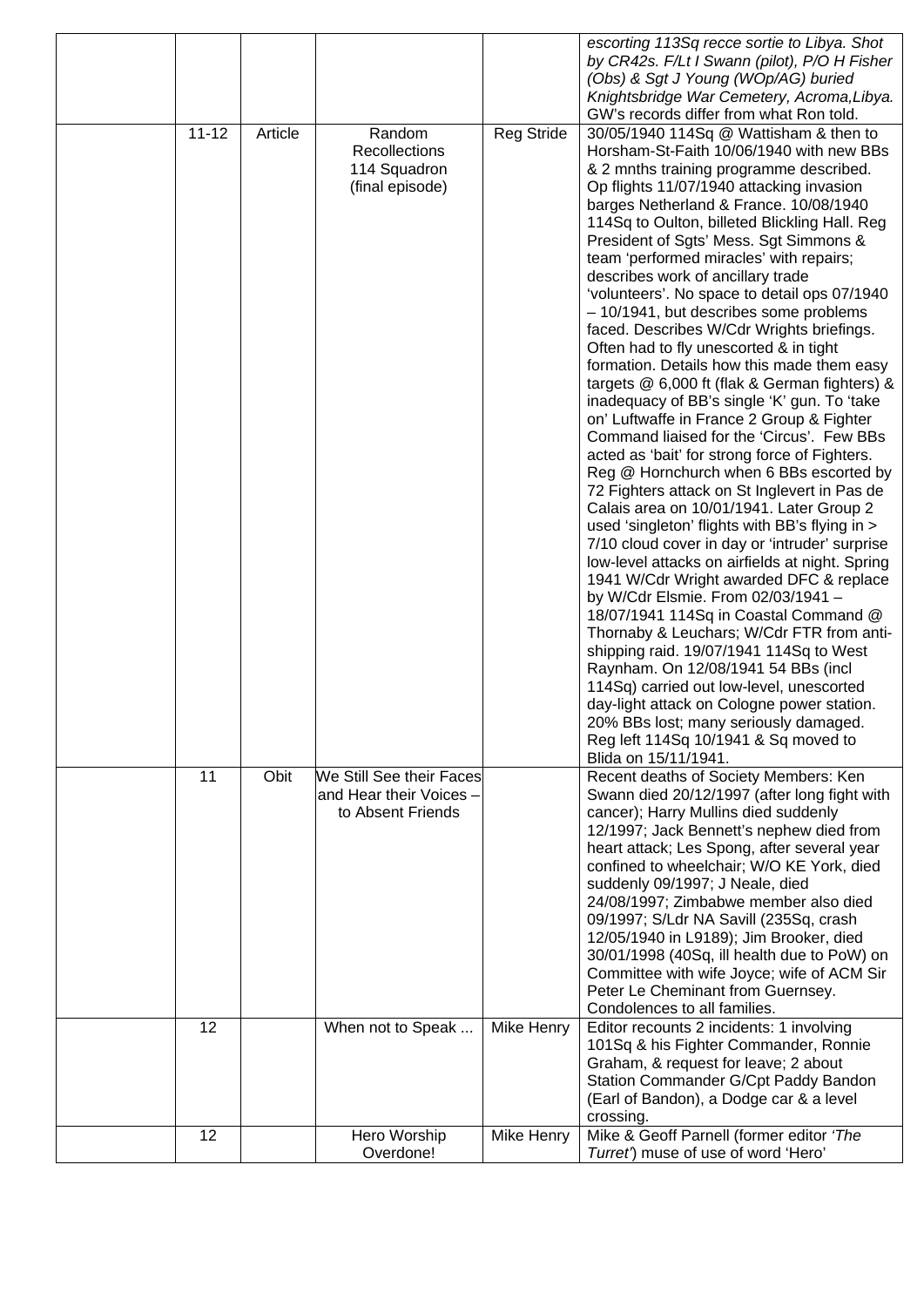| | | | | | |
|---|---|---|---|---|---|
| | | | | | *escorting 113Sq recce sortie to Libya. Shot by CR42s. F/Lt I Swann (pilot), P/O H Fisher (Obs) & Sgt J Young (WOp/AG) buried Knightsbridge War Cemetery, Acroma,Libya. GW's records differ from what Ron told.* |
| | 11-12 | Article | Random Recollections 114 Squadron (final episode) | Reg Stride | 30/05/1940 114Sq @ Wattisham & then to Horsham-St-Faith 10/06/1940 with new BBs & 2 mnths training programme described. Op flights 11/07/1940 attacking invasion barges Netherland & France. 10/08/1940 114Sq to Oulton, billeted Blickling Hall. Reg President of Sgts' Mess. Sgt Simmons & team 'performed miracles' with repairs; describes work of ancillary trade 'volunteers'. No space to detail ops 07/1940 – 10/1941, but describes some problems faced. Describes W/Cdr Wrights briefings. Often had to fly unescorted & in tight formation. Details how this made them easy targets @ 6,000 ft (flak & German fighters) & inadequacy of BB's single 'K' gun. To 'take on' Luftwaffe in France 2 Group & Fighter Command liaised for the 'Circus'. Few BBs acted as 'bait' for strong force of Fighters. Reg @ Hornchurch when 6 BBs escorted by 72 Fighters attack on St Inglevert in Pas de Calais area on 10/01/1941. Later Group 2 used 'singleton' flights with BB's flying in > 7/10 cloud cover in day or 'intruder' surprise low-level attacks on airfields at night. Spring 1941 W/Cdr Wright awarded DFC & replace by W/Cdr Elsmie. From 02/03/1941 – 18/07/1941 114Sq in Coastal Command @ Thornaby & Leuchars; W/Cdr FTR from anti-shipping raid. 19/07/1941 114Sq to West Raynham. On 12/08/1941 54 BBs (incl 114Sq) carried out low-level, unescorted day-light attack on Cologne power station. 20% BBs lost; many seriously damaged. Reg left 114Sq 10/1941 & Sq moved to Blida on 15/11/1941. |
| | 11 | Obit | We Still See their Faces and Hear their Voices – to Absent Friends | | Recent deaths of Society Members: Ken Swann died 20/12/1997 (after long fight with cancer); Harry Mullins died suddenly 12/1997; Jack Bennett's nephew died from heart attack; Les Spong, after several year confined to wheelchair; W/O KE York, died suddenly 09/1997; J Neale, died 24/08/1997; Zimbabwe member also died 09/1997; S/Ldr NA Savill (235Sq, crash 12/05/1940 in L9189); Jim Brooker, died 30/01/1998 (40Sq, ill health due to PoW) on Committee with wife Joyce; wife of ACM Sir Peter Le Cheminant from Guernsey. Condolences to all families. |
| | 12 | | When not to Speak ... | Mike Henry | Editor recounts 2 incidents: 1 involving 101Sq & his Fighter Commander, Ronnie Graham, & request for leave; 2 about Station Commander G/Cpt Paddy Bandon (Earl of Bandon), a Dodge car & a level crossing. |
| | 12 | | Hero Worship Overdone! | Mike Henry | Mike & Geoff Parnell (former editor *'The Turret'*) muse of use of word 'Hero' |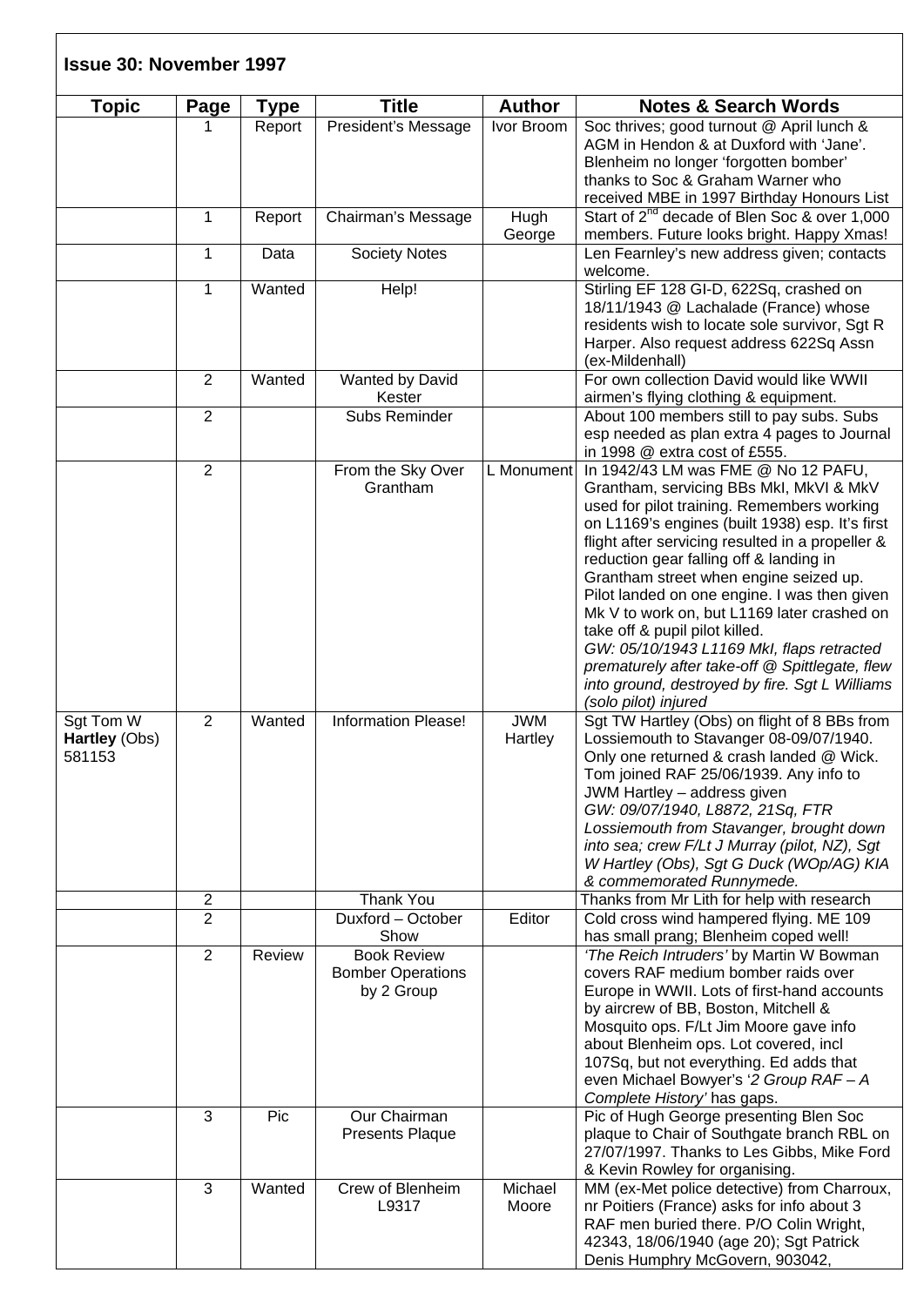## Issue 30: November 1997

| Topic | Page | Type | Title | Author | Notes & Search Words |
|---|---|---|---|---|---|
| | 1 | Report | President's Message | Ivor Broom | Soc thrives; good turnout @ April lunch & AGM in Hendon & at Duxford with 'Jane'. Blenheim no longer 'forgotten bomber' thanks to Soc & Graham Warner who received MBE in 1997 Birthday Honours List |
| | 1 | Report | Chairman's Message | Hugh George | Start of 2nd decade of Blen Soc & over 1,000 members. Future looks bright. Happy Xmas! |
| | 1 | Data | Society Notes | | Len Fearnley's new address given; contacts welcome. |
| | 1 | Wanted | Help! | | Stirling EF 128 GI-D, 622Sq, crashed on 18/11/1943 @ Lachalade (France) whose residents wish to locate sole survivor, Sgt R Harper. Also request address 622Sq Assn (ex-Mildenhall) |
| | 2 | Wanted | Wanted by David Kester | | For own collection David would like WWII airmen's flying clothing & equipment. |
| | 2 | | Subs Reminder | | About 100 members still to pay subs. Subs esp needed as plan extra 4 pages to Journal in 1998 @ extra cost of £555. |
| | 2 | | From the Sky Over Grantham | L Monument | In 1942/43 LM was FME @ No 12 PAFU, Grantham, servicing BBs MkI, MkVI & MkV used for pilot training. Remembers working on L1169's engines (built 1938) esp. It's first flight after servicing resulted in a propeller & reduction gear falling off & landing in Grantham street when engine seized up. Pilot landed on one engine. I was then given Mk V to work on, but L1169 later crashed on take off & pupil pilot killed. *GW: 05/10/1943 L1169 MkI, flaps retracted prematurely after take-off @ Spittlegate, flew into ground, destroyed by fire. Sgt L Williams (solo pilot) injured* |
| Sgt Tom W **Hartley** (Obs) 581153 | 2 | Wanted | Information Please! | JWM Hartley | Sgt TW Hartley (Obs) on flight of 8 BBs from Lossiemouth to Stavanger 08-09/07/1940. Only one returned & crash landed @ Wick. Tom joined RAF 25/06/1939. Any info to JWM Hartley – address given *GW: 09/07/1940, L8872, 21Sq, FTR Lossiemouth from Stavanger, brought down into sea; crew F/Lt J Murray (pilot, NZ), Sgt W Hartley (Obs), Sgt G Duck (WOp/AG) KIA & commemorated Runnymede.* |
| | 2 | | Thank You | | Thanks from Mr Lith for help with research |
| | 2 | | Duxford – October Show | Editor | Cold cross wind hampered flying. ME 109 has small prang; Blenheim coped well! |
| | 2 | Review | Book Review Bomber Operations by 2 Group | | *'The Reich Intruders'* by Martin W Bowman covers RAF medium bomber raids over Europe in WWII. Lots of first-hand accounts by aircrew of BB, Boston, Mitchell & Mosquito ops. F/Lt Jim Moore gave info about Blenheim ops. Lot covered, incl 107Sq, but not everything. Ed adds that even Michael Bowyer's '*2 Group RAF – A Complete History*' has gaps. |
| | 3 | Pic | Our Chairman Presents Plaque | | Pic of Hugh George presenting Blen Soc plaque to Chair of Southgate branch RBL on 27/07/1997. Thanks to Les Gibbs, Mike Ford & Kevin Rowley for organising. |
| | 3 | Wanted | Crew of Blenheim L9317 | Michael Moore | MM (ex-Met police detective) from Charroux, nr Poitiers (France) asks for info about 3 RAF men buried there. P/O Colin Wright, 42343, 18/06/1940 (age 20); Sgt Patrick Denis Humphry McGovern, 903042, |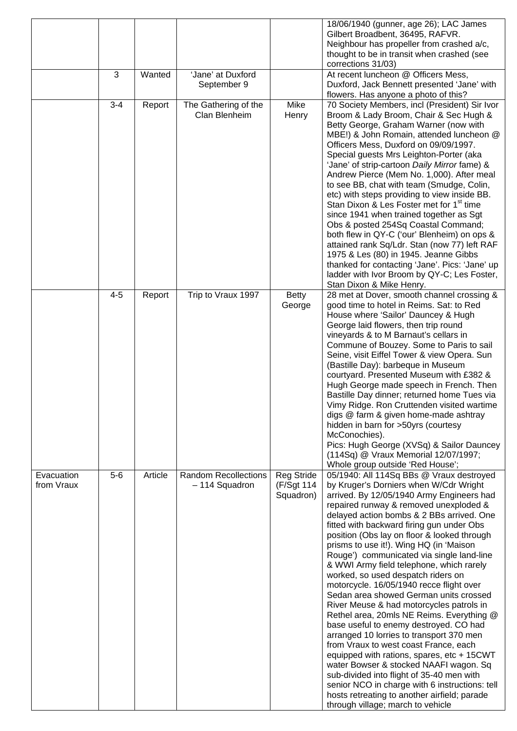| | | | | | |
|---|---|---|---|---|---|
| | | | | | 18/06/1940 (gunner, age 26); LAC James Gilbert Broadbent, 36495, RAFVR. Neighbour has propeller from crashed a/c, thought to be in transit when crashed (see corrections 31/03) |
| | 3 | Wanted | 'Jane' at Duxford September 9 | | At recent luncheon @ Officers Mess, Duxford, Jack Bennett presented 'Jane' with flowers. Has anyone a photo of this? |
| | 3-4 | Report | The Gathering of the Clan Blenheim | Mike Henry | 70 Society Members, incl (President) Sir Ivor Broom & Lady Broom, Chair & Sec Hugh & Betty George, Graham Warner (now with MBE!) & John Romain, attended luncheon @ Officers Mess, Duxford on 09/09/1997. Special guests Mrs Leighton-Porter (aka 'Jane' of strip-cartoon *Daily Mirror* fame) & Andrew Pierce (Mem No. 1,000). After meal to see BB, chat with team (Smudge, Colin, etc) with steps providing to view inside BB. Stan Dixon & Les Foster met for 1st time since 1941 when trained together as Sgt Obs & posted 254Sq Coastal Command; both flew in QY-C ('our' Blenheim) on ops & attained rank Sq/Ldr. Stan (now 77) left RAF 1975 & Les (80) in 1945. Jeanne Gibbs thanked for contacting 'Jane'. Pics: 'Jane' up ladder with Ivor Broom by QY-C; Les Foster, Stan Dixon & Mike Henry. |
| | 4-5 | Report | Trip to Vraux 1997 | Betty George | 28 met at Dover, smooth channel crossing & good time to hotel in Reims. Sat: to Red House where 'Sailor' Dauncey & Hugh George laid flowers, then trip round vineyards & to M Barnaut's cellars in Commune of Bouzey. Some to Paris to sail Seine, visit Eiffel Tower & view Opera. Sun (Bastille Day): barbeque in Museum courtyard. Presented Museum with £382 & Hugh George made speech in French. Then Bastille Day dinner; returned home Tues via Vimy Ridge. Ron Cruttenden visited wartime digs @ farm & given home-made ashtray hidden in barn for >50yrs (courtesy McConochies). Pics: Hugh George (XVSq) & Sailor Dauncey (114Sq) @ Vraux Memorial 12/07/1997; Whole group outside 'Red House'; |
| Evacuation from Vraux | 5-6 | Article | Random Recollections – 114 Squadron | Reg Stride (F/Sgt 114 Squadron) | 05/1940: All 114Sq BBs @ Vraux destroyed by Kruger's Dorniers when W/Cdr Wright arrived. By 12/05/1940 Army Engineers had repaired runway & removed unexploded & delayed action bombs & 2 BBs arrived. One fitted with backward firing gun under Obs position (Obs lay on floor & looked through prisms to use it!). Wing HQ (in 'Maison Rouge') communicated via single land-line & WWI Army field telephone, which rarely worked, so used despatch riders on motorcycle. 16/05/1940 recce flight over Sedan area showed German units crossed River Meuse & had motorcycles patrols in Rethel area, 20mls NE Reims. Everything @ base useful to enemy destroyed. CO had arranged 10 lorries to transport 370 men from Vraux to west coast France, each equipped with rations, spares, etc + 15CWT water Bowser & stocked NAAFI wagon. Sq sub-divided into flight of 35-40 men with senior NCO in charge with 6 instructions: tell hosts retreating to another airfield; parade through village; march to vehicle |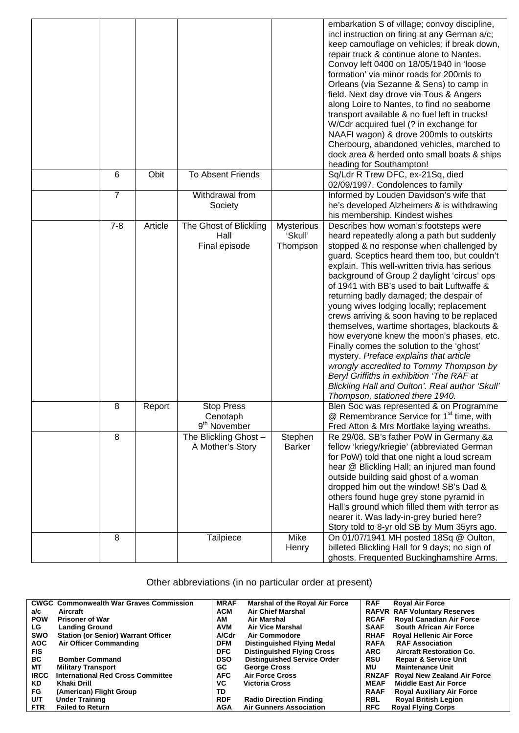| | | | | | |
|---|---|---|---|---|---|
| | | | | | embarkation S of village; convoy discipline, incl instruction on firing at any German a/c; keep camouflage on vehicles; if break down, repair truck & continue alone to Nantes. Convoy left 0400 on 18/05/1940 in 'loose formation' via minor roads for 200mls to Orleans (via Sezanne & Sens) to camp in field. Next day drove via Tous & Angers along Loire to Nantes, to find no seaborne transport available & no fuel left in trucks! W/Cdr acquired fuel (? in exchange for NAAFI wagon) & drove 200mls to outskirts Cherbourg, abandoned vehicles, marched to dock area & herded onto small boats & ships heading for Southampton! |
| | 6 | Obit | To Absent Friends | | Sq/Ldr R Trew DFC, ex-21Sq, died 02/09/1997. Condolences to family |
| | 7 | | Withdrawal from Society | | Informed by Louden Davidson's wife that he's developed Alzheimers & is withdrawing his membership. Kindest wishes |
| | 7-8 | Article | The Ghost of Blickling Hall Final episode | Mysterious 'Skull' Thompson | Describes how woman's footsteps were heard repeatedly along a path but suddenly stopped & no response when challenged by guard. Sceptics heard them too, but couldn't explain. This well-written trivia has serious background of Group 2 daylight 'circus' ops of 1941 with BB's used to bait Luftwaffe & returning badly damaged; the despair of young wives lodging locally; replacement crews arriving & soon having to be replaced themselves, wartime shortages, blackouts & how everyone knew the moon's phases, etc. Finally comes the solution to the 'ghost' mystery. *Preface explains that article wrongly accredited to Tommy Thompson by Beryl Griffiths in exhibition 'The RAF at Blickling Hall and Oulton'. Real author 'Skull' Thompson, stationed there 1940.* |
| | 8 | Report | Stop Press Cenotaph 9th November | | Blen Soc was represented & on Programme @ Remembrance Service for 1st time, with Fred Atton & Mrs Mortlake laying wreaths. |
| | 8 | | The Blickling Ghost – A Mother's Story | Stephen Barker | Re 29/08. SB's father PoW in Germany &a fellow 'kriegy/kriegie' (abbreviated German for PoW) told that one night a loud scream hear @ Blickling Hall; an injured man found outside building said ghost of a woman dropped him out the window! SB's Dad & others found huge grey stone pyramid in Hall's ground which filled them with terror as nearer it. Was lady-in-grey buried here? Story told to 8-yr old SB by Mum 35yrs ago. |
| | 8 | | Tailpiece | Mike Henry | On 01/07/1941 MH posted 18Sq @ Oulton, billeted Blickling Hall for 9 days; no sign of ghosts. Frequented Buckinghamshire Arms. |

Other abbreviations (in no particular order at present)

| | | | | | |
|---|---|---|---|---|---|
| **CWGC** | **Commonwealth War Graves Commission** | **MRAF** | **Marshal of the Royal Air Force** | **RAF** | **Royal Air Force** |
| **a/c** | **Aircraft** | **ACM** | **Air Chief Marshal** | **RAFVR** | **RAF Voluntary Reserves** |
| **POW** | **Prisoner of War** | **AM** | **Air Marshal** | **RCAF** | **Royal Canadian Air Force** |
| **LG** | **Landing Ground** | **AVM** | **Air Vice Marshal** | **SAAF** | **South African Air Force** |
| **SWO** | **Station (or Senior) Warrant Officer** | **A/Cdr** | **Air Commodore** | **RHAF** | **Royal Hellenic Air Force** |
| **AOC** | **Air Officer Commanding** | **DFM** | **Distinguished Flying Medal** | **RAFA** | **RAF Association** |
| **FIS** | | **DFC** | **Distinguished Flying Cross** | **ARC** | **Aircraft Restoration Co.** |
| **BC** | **Bomber Command** | **DSO** | **Distinguished Service Order** | **RSU** | **Repair & Service Unit** |
| **MT** | **Military Transport** | **GC** | **George Cross** | **MU** | **Maintenance Unit** |
| **IRCC** | **International Red Cross Committee** | **AFC** | **Air Force Cross** | **RNZAF** | **Royal New Zealand Air Force** |
| **KD** | **Khaki Drill** | **VC** | **Victoria Cross** | **MEAF** | **Middle East Air Force** |
| **FG** | **(American) Flight Group** | **TD** | | **RAAF** | **Royal Auxiliary Air Force** |
| **U/T** | **Under Training** | **RDF** | **Radio Direction Finding** | **RBL** | **Royal British Legion** |
| **FTR** | **Failed to Return** | **AGA** | **Air Gunners Association** | **RFC** | **Royal Flying Corps** |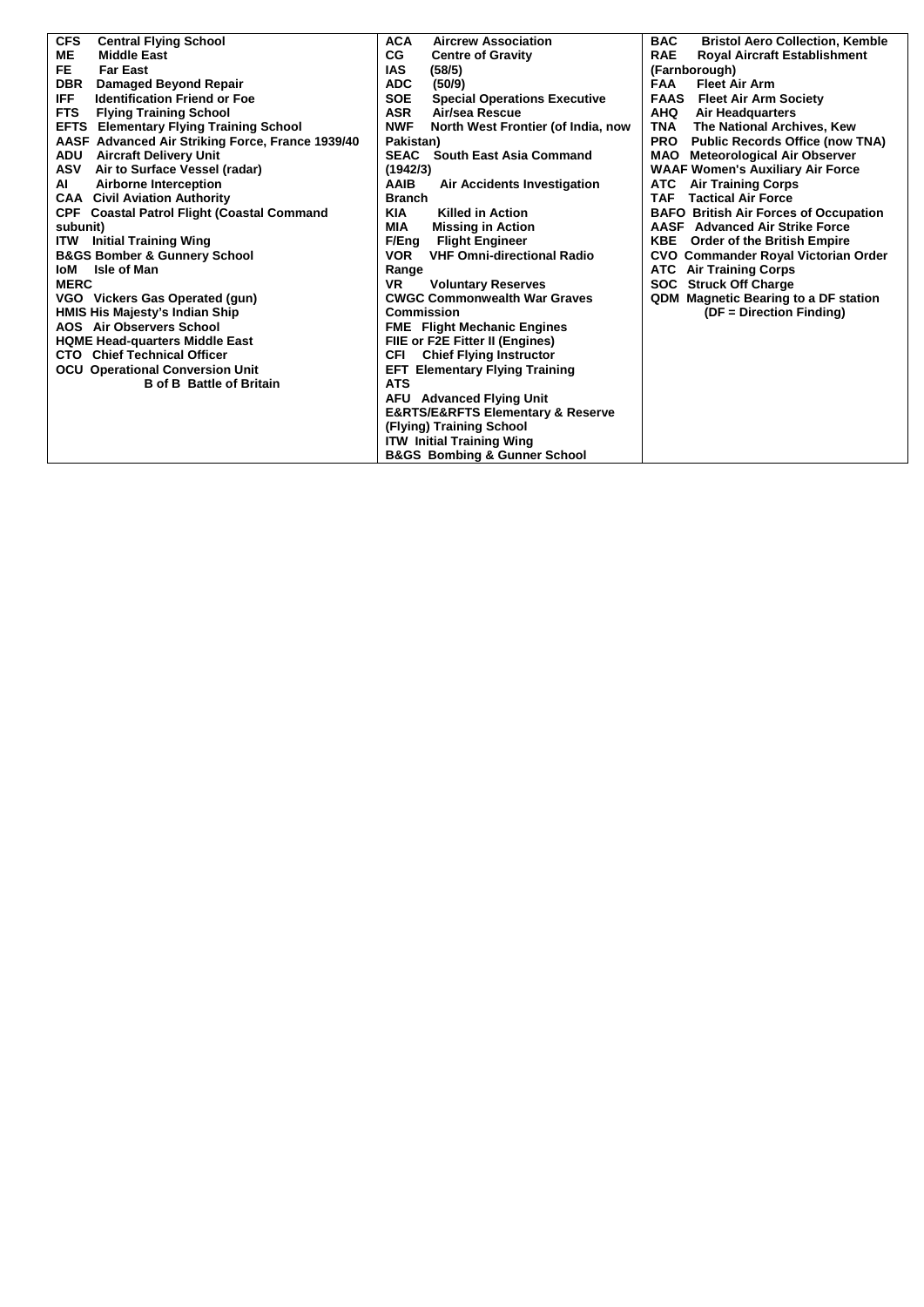| | | |
|---|---|---|
| **CFS Central Flying School**<br>**ME Middle East**<br>**FE Far East**<br>**DBR Damaged Beyond Repair**<br>**IFF Identification Friend or Foe**<br>**FTS Flying Training School**<br>**EFTS Elementary Flying Training School**<br>**AASF Advanced Air Striking Force, France 1939/40**<br>**ADU Aircraft Delivery Unit**<br>**ASV Air to Surface Vessel (radar)**<br>**AI Airborne Interception**<br>**CAA Civil Aviation Authority**<br>**CPF Coastal Patrol Flight (Coastal Command subunit)**<br>**ITW Initial Training Wing**<br>**B&GS Bomber & Gunnery School**<br>**IoM Isle of Man**<br>**MERC**<br>**VGO Vickers Gas Operated (gun)**<br>**HMIS His Majesty's Indian Ship**<br>**AOS Air Observers School**<br>**HQME Head-quarters Middle East**<br>**CTO Chief Technical Officer**<br>**OCU Operational Conversion Unit**<br>**B of B Battle of Britain** | **ACA Aircrew Association**<br>**CG Centre of Gravity**<br>**IAS (58/5)**<br>**ADC (50/9)**<br>**SOE Special Operations Executive**<br>**ASR Air/sea Rescue**<br>**NWF North West Frontier (of India, now Pakistan)**<br>**SEAC South East Asia Command (1942/3)**<br>**AAIB Air Accidents Investigation Branch**<br>**KIA Killed in Action**<br>**MIA Missing in Action**<br>**F/Eng Flight Engineer**<br>**VOR VHF Omni-directional Radio Range**<br>**VR Voluntary Reserves**<br>**CWGC Commonwealth War Graves Commission**<br>**FME Flight Mechanic Engines**<br>**FIIE or F2E Fitter II (Engines)**<br>**CFI Chief Flying Instructor**<br>**EFT Elementary Flying Training**<br>**ATS**<br>**AFU Advanced Flying Unit**<br>**E&RTS/E&RFTS Elementary & Reserve (Flying) Training School**<br>**ITW Initial Training Wing**<br>**B&GS Bombing & Gunner School** | **BAC Bristol Aero Collection, Kemble**<br>**RAE Royal Aircraft Establishment (Farnborough)**<br>**FAA Fleet Air Arm**<br>**FAAS Fleet Air Arm Society**<br>**AHQ Air Headquarters**<br>**TNA The National Archives, Kew**<br>**PRO Public Records Office (now TNA)**<br>**MAO Meteorological Air Observer**<br>**WAAF Women's Auxiliary Air Force**<br>**ATC Air Training Corps**<br>**TAF Tactical Air Force**<br>**BAFO British Air Forces of Occupation**<br>**AASF Advanced Air Strike Force**<br>**KBE Order of the British Empire**<br>**CVO Commander Royal Victorian Order**<br>**ATC Air Training Corps**<br>**SOC Struck Off Charge**<br>**QDM Magnetic Bearing to a DF station (DF = Direction Finding)** |